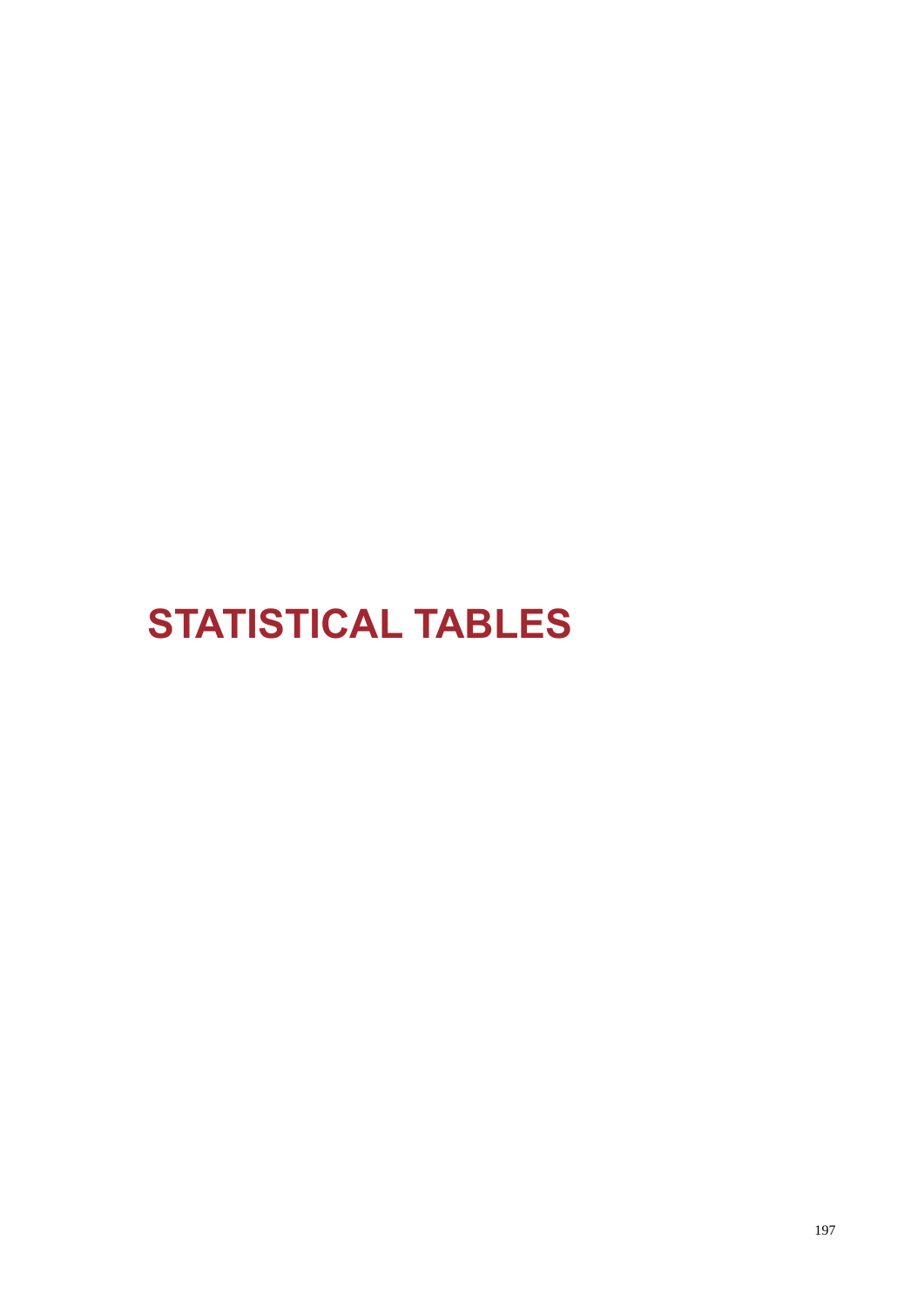# STATISTICAL TABLES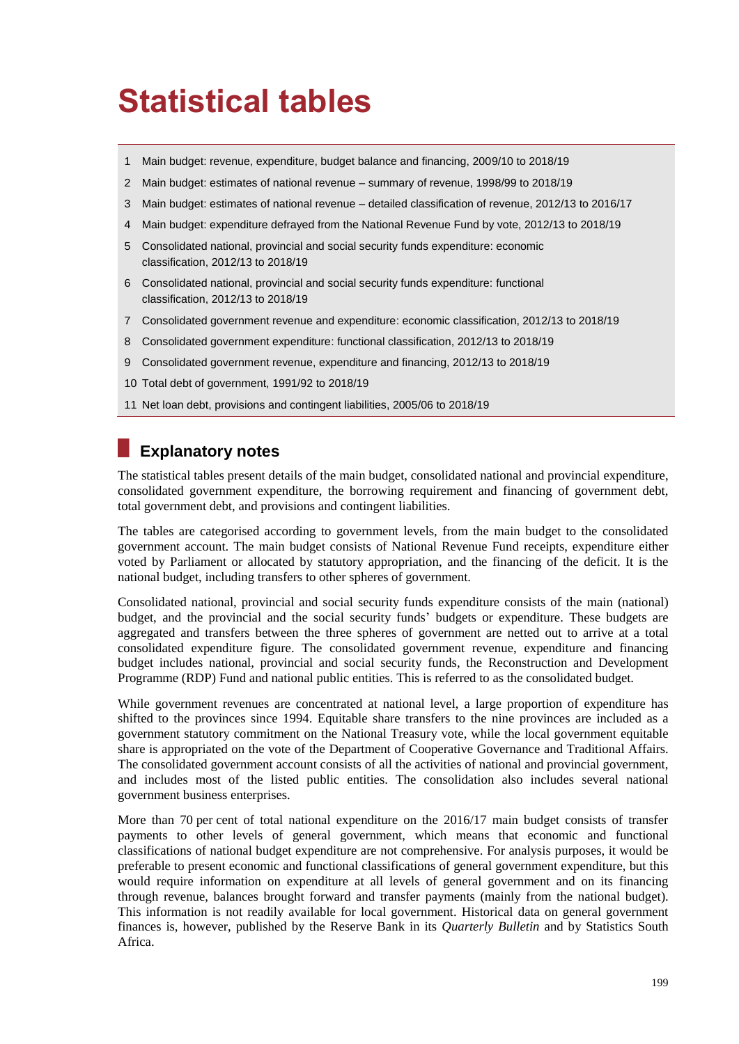# Statistical tables

1. Main budget: revenue, expenditure, budget balance and financing, 2009/10 to 2018/19
2. Main budget: estimates of national revenue – summary of revenue, 1998/99 to 2018/19
3. Main budget: estimates of national revenue – detailed classification of revenue, 2012/13 to 2016/17
4. Main budget: expenditure defrayed from the National Revenue Fund by vote, 2012/13 to 2018/19
5. Consolidated national, provincial and social security funds expenditure: economic classification, 2012/13 to 2018/19
6. Consolidated national, provincial and social security funds expenditure: functional classification, 2012/13 to 2018/19
7. Consolidated government revenue and expenditure: economic classification, 2012/13 to 2018/19
8. Consolidated government expenditure: functional classification, 2012/13 to 2018/19
9. Consolidated government revenue, expenditure and financing, 2012/13 to 2018/19
10. Total debt of government, 1991/92 to 2018/19
11. Net loan debt, provisions and contingent liabilities, 2005/06 to 2018/19

## Explanatory notes

The statistical tables present details of the main budget, consolidated national and provincial expenditure, consolidated government expenditure, the borrowing requirement and financing of government debt, total government debt, and provisions and contingent liabilities.

The tables are categorised according to government levels, from the main budget to the consolidated government account. The main budget consists of National Revenue Fund receipts, expenditure either voted by Parliament or allocated by statutory appropriation, and the financing of the deficit. It is the national budget, including transfers to other spheres of government.

Consolidated national, provincial and social security funds expenditure consists of the main (national) budget, and the provincial and the social security funds' budgets or expenditure. These budgets are aggregated and transfers between the three spheres of government are netted out to arrive at a total consolidated expenditure figure. The consolidated government revenue, expenditure and financing budget includes national, provincial and social security funds, the Reconstruction and Development Programme (RDP) Fund and national public entities. This is referred to as the consolidated budget.

While government revenues are concentrated at national level, a large proportion of expenditure has shifted to the provinces since 1994. Equitable share transfers to the nine provinces are included as a government statutory commitment on the National Treasury vote, while the local government equitable share is appropriated on the vote of the Department of Cooperative Governance and Traditional Affairs. The consolidated government account consists of all the activities of national and provincial government, and includes most of the listed public entities. The consolidation also includes several national government business enterprises.

More than 70 per cent of total national expenditure on the 2016/17 main budget consists of transfer payments to other levels of general government, which means that economic and functional classifications of national budget expenditure are not comprehensive. For analysis purposes, it would be preferable to present economic and functional classifications of general government expenditure, but this would require information on expenditure at all levels of general government and on its financing through revenue, balances brought forward and transfer payments (mainly from the national budget). This information is not readily available for local government. Historical data on general government finances is, however, published by the Reserve Bank in its *Quarterly Bulletin* and by Statistics South Africa.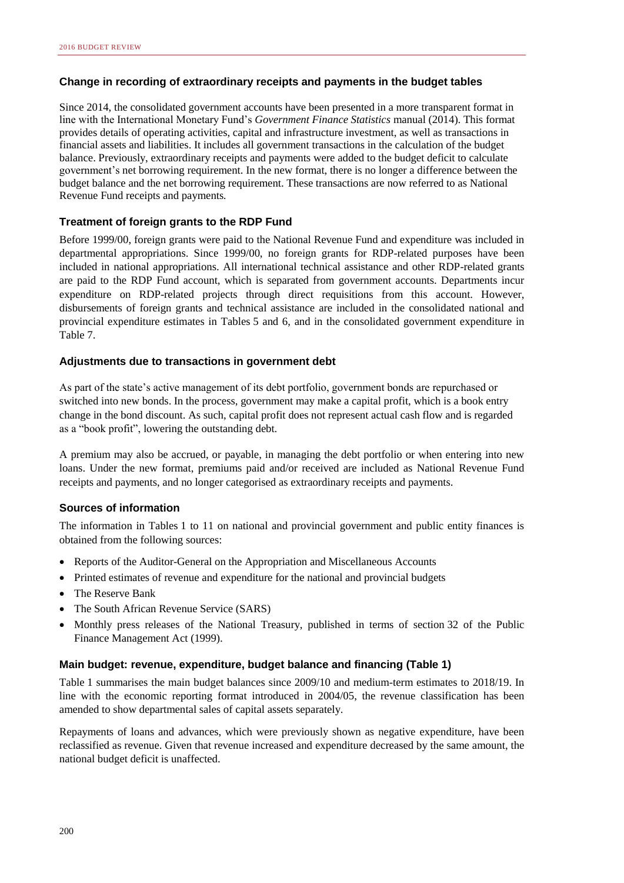### Change in recording of extraordinary receipts and payments in the budget tables

Since 2014, the consolidated government accounts have been presented in a more transparent format in line with the International Monetary Fund's *Government Finance Statistics* manual (2014). This format provides details of operating activities, capital and infrastructure investment, as well as transactions in financial assets and liabilities. It includes all government transactions in the calculation of the budget balance. Previously, extraordinary receipts and payments were added to the budget deficit to calculate government's net borrowing requirement. In the new format, there is no longer a difference between the budget balance and the net borrowing requirement. These transactions are now referred to as National Revenue Fund receipts and payments.

### Treatment of foreign grants to the RDP Fund

Before 1999/00, foreign grants were paid to the National Revenue Fund and expenditure was included in departmental appropriations. Since 1999/00, no foreign grants for RDP-related purposes have been included in national appropriations. All international technical assistance and other RDP-related grants are paid to the RDP Fund account, which is separated from government accounts. Departments incur expenditure on RDP-related projects through direct requisitions from this account. However, disbursements of foreign grants and technical assistance are included in the consolidated national and provincial expenditure estimates in Tables 5 and 6, and in the consolidated government expenditure in Table 7.

### Adjustments due to transactions in government debt

As part of the state's active management of its debt portfolio, government bonds are repurchased or switched into new bonds. In the process, government may make a capital profit, which is a book entry change in the bond discount. As such, capital profit does not represent actual cash flow and is regarded as a "book profit", lowering the outstanding debt.

A premium may also be accrued, or payable, in managing the debt portfolio or when entering into new loans. Under the new format, premiums paid and/or received are included as National Revenue Fund receipts and payments, and no longer categorised as extraordinary receipts and payments.

### Sources of information

The information in Tables 1 to 11 on national and provincial government and public entity finances is obtained from the following sources:

- Reports of the Auditor-General on the Appropriation and Miscellaneous Accounts
- Printed estimates of revenue and expenditure for the national and provincial budgets
- The Reserve Bank
- The South African Revenue Service (SARS)
- Monthly press releases of the National Treasury, published in terms of section 32 of the Public Finance Management Act (1999).

### Main budget: revenue, expenditure, budget balance and financing (Table 1)

Table 1 summarises the main budget balances since 2009/10 and medium-term estimates to 2018/19. In line with the economic reporting format introduced in 2004/05, the revenue classification has been amended to show departmental sales of capital assets separately.

Repayments of loans and advances, which were previously shown as negative expenditure, have been reclassified as revenue. Given that revenue increased and expenditure decreased by the same amount, the national budget deficit is unaffected.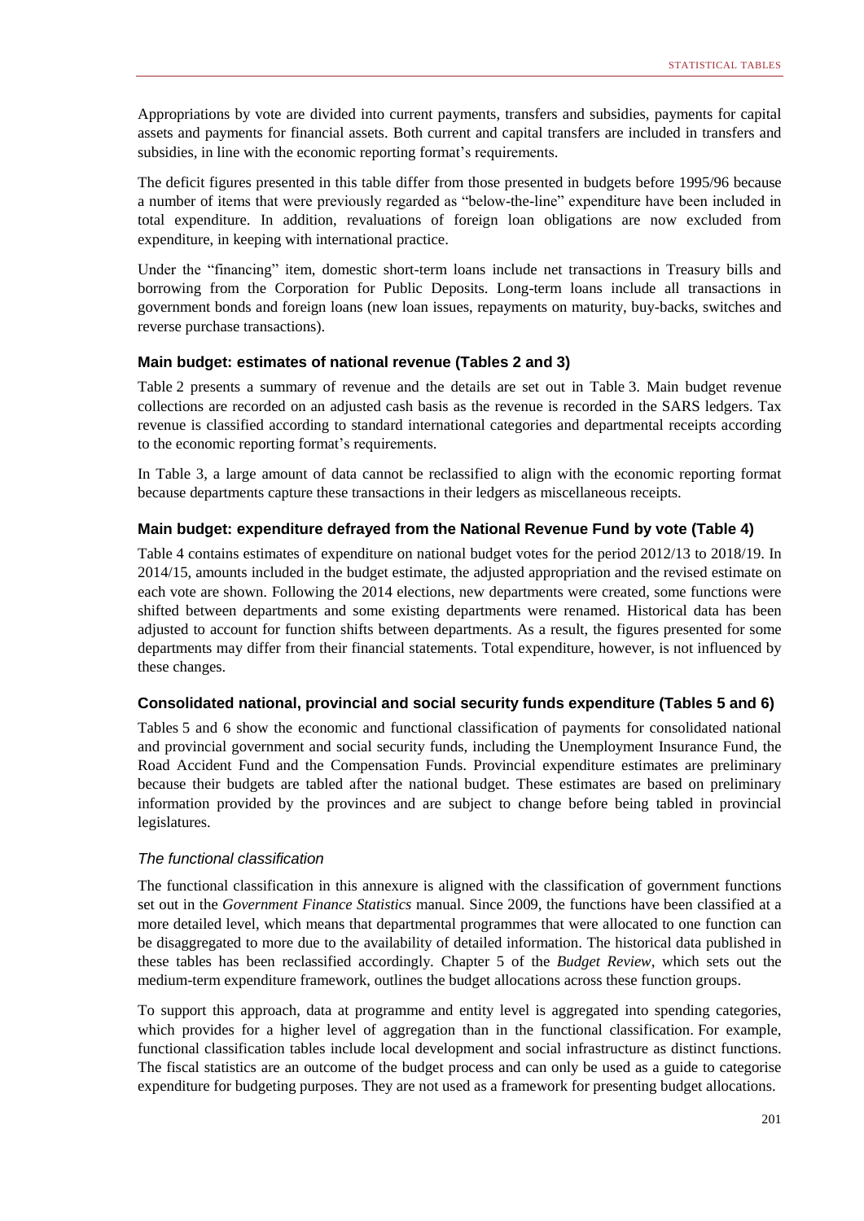Appropriations by vote are divided into current payments, transfers and subsidies, payments for capital assets and payments for financial assets. Both current and capital transfers are included in transfers and subsidies, in line with the economic reporting format's requirements.

The deficit figures presented in this table differ from those presented in budgets before 1995/96 because a number of items that were previously regarded as "below-the-line" expenditure have been included in total expenditure. In addition, revaluations of foreign loan obligations are now excluded from expenditure, in keeping with international practice.

Under the "financing" item, domestic short-term loans include net transactions in Treasury bills and borrowing from the Corporation for Public Deposits. Long-term loans include all transactions in government bonds and foreign loans (new loan issues, repayments on maturity, buy-backs, switches and reverse purchase transactions).

### Main budget: estimates of national revenue (Tables 2 and 3)

Table 2 presents a summary of revenue and the details are set out in Table 3. Main budget revenue collections are recorded on an adjusted cash basis as the revenue is recorded in the SARS ledgers. Tax revenue is classified according to standard international categories and departmental receipts according to the economic reporting format's requirements.

In Table 3, a large amount of data cannot be reclassified to align with the economic reporting format because departments capture these transactions in their ledgers as miscellaneous receipts.

### Main budget: expenditure defrayed from the National Revenue Fund by vote (Table 4)

Table 4 contains estimates of expenditure on national budget votes for the period 2012/13 to 2018/19. In 2014/15, amounts included in the budget estimate, the adjusted appropriation and the revised estimate on each vote are shown. Following the 2014 elections, new departments were created, some functions were shifted between departments and some existing departments were renamed. Historical data has been adjusted to account for function shifts between departments. As a result, the figures presented for some departments may differ from their financial statements. Total expenditure, however, is not influenced by these changes.

### Consolidated national, provincial and social security funds expenditure (Tables 5 and 6)

Tables 5 and 6 show the economic and functional classification of payments for consolidated national and provincial government and social security funds, including the Unemployment Insurance Fund, the Road Accident Fund and the Compensation Funds. Provincial expenditure estimates are preliminary because their budgets are tabled after the national budget. These estimates are based on preliminary information provided by the provinces and are subject to change before being tabled in provincial legislatures.

#### *The functional classification*

The functional classification in this annexure is aligned with the classification of government functions set out in the *Government Finance Statistics* manual. Since 2009, the functions have been classified at a more detailed level, which means that departmental programmes that were allocated to one function can be disaggregated to more due to the availability of detailed information. The historical data published in these tables has been reclassified accordingly. Chapter 5 of the *Budget Review*, which sets out the medium-term expenditure framework, outlines the budget allocations across these function groups.

To support this approach, data at programme and entity level is aggregated into spending categories, which provides for a higher level of aggregation than in the functional classification. For example, functional classification tables include local development and social infrastructure as distinct functions. The fiscal statistics are an outcome of the budget process and can only be used as a guide to categorise expenditure for budgeting purposes. They are not used as a framework for presenting budget allocations.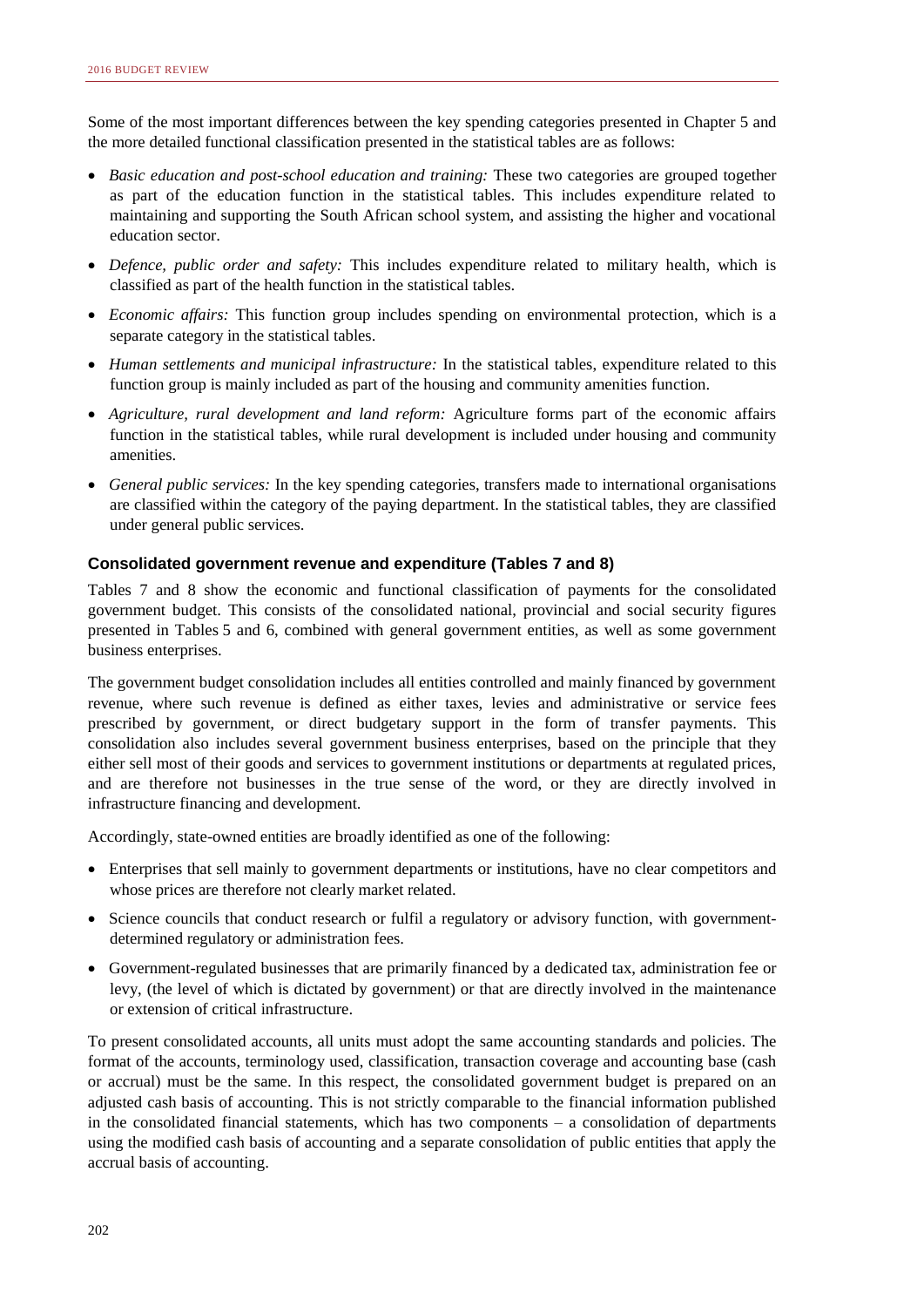Some of the most important differences between the key spending categories presented in Chapter 5 and the more detailed functional classification presented in the statistical tables are as follows:

- *Basic education and post-school education and training:* These two categories are grouped together as part of the education function in the statistical tables. This includes expenditure related to maintaining and supporting the South African school system, and assisting the higher and vocational education sector.
- *Defence, public order and safety:* This includes expenditure related to military health, which is classified as part of the health function in the statistical tables.
- *Economic affairs:* This function group includes spending on environmental protection, which is a separate category in the statistical tables.
- *Human settlements and municipal infrastructure:* In the statistical tables, expenditure related to this function group is mainly included as part of the housing and community amenities function.
- *Agriculture, rural development and land reform:* Agriculture forms part of the economic affairs function in the statistical tables, while rural development is included under housing and community amenities.
- *General public services:* In the key spending categories, transfers made to international organisations are classified within the category of the paying department. In the statistical tables, they are classified under general public services.

### Consolidated government revenue and expenditure (Tables 7 and 8)

Tables 7 and 8 show the economic and functional classification of payments for the consolidated government budget. This consists of the consolidated national, provincial and social security figures presented in Tables 5 and 6, combined with general government entities, as well as some government business enterprises.

The government budget consolidation includes all entities controlled and mainly financed by government revenue, where such revenue is defined as either taxes, levies and administrative or service fees prescribed by government, or direct budgetary support in the form of transfer payments. This consolidation also includes several government business enterprises, based on the principle that they either sell most of their goods and services to government institutions or departments at regulated prices, and are therefore not businesses in the true sense of the word, or they are directly involved in infrastructure financing and development.

Accordingly, state-owned entities are broadly identified as one of the following:

- Enterprises that sell mainly to government departments or institutions, have no clear competitors and whose prices are therefore not clearly market related.
- Science councils that conduct research or fulfil a regulatory or advisory function, with government-determined regulatory or administration fees.
- Government-regulated businesses that are primarily financed by a dedicated tax, administration fee or levy, (the level of which is dictated by government) or that are directly involved in the maintenance or extension of critical infrastructure.

To present consolidated accounts, all units must adopt the same accounting standards and policies. The format of the accounts, terminology used, classification, transaction coverage and accounting base (cash or accrual) must be the same. In this respect, the consolidated government budget is prepared on an adjusted cash basis of accounting. This is not strictly comparable to the financial information published in the consolidated financial statements, which has two components – a consolidation of departments using the modified cash basis of accounting and a separate consolidation of public entities that apply the accrual basis of accounting.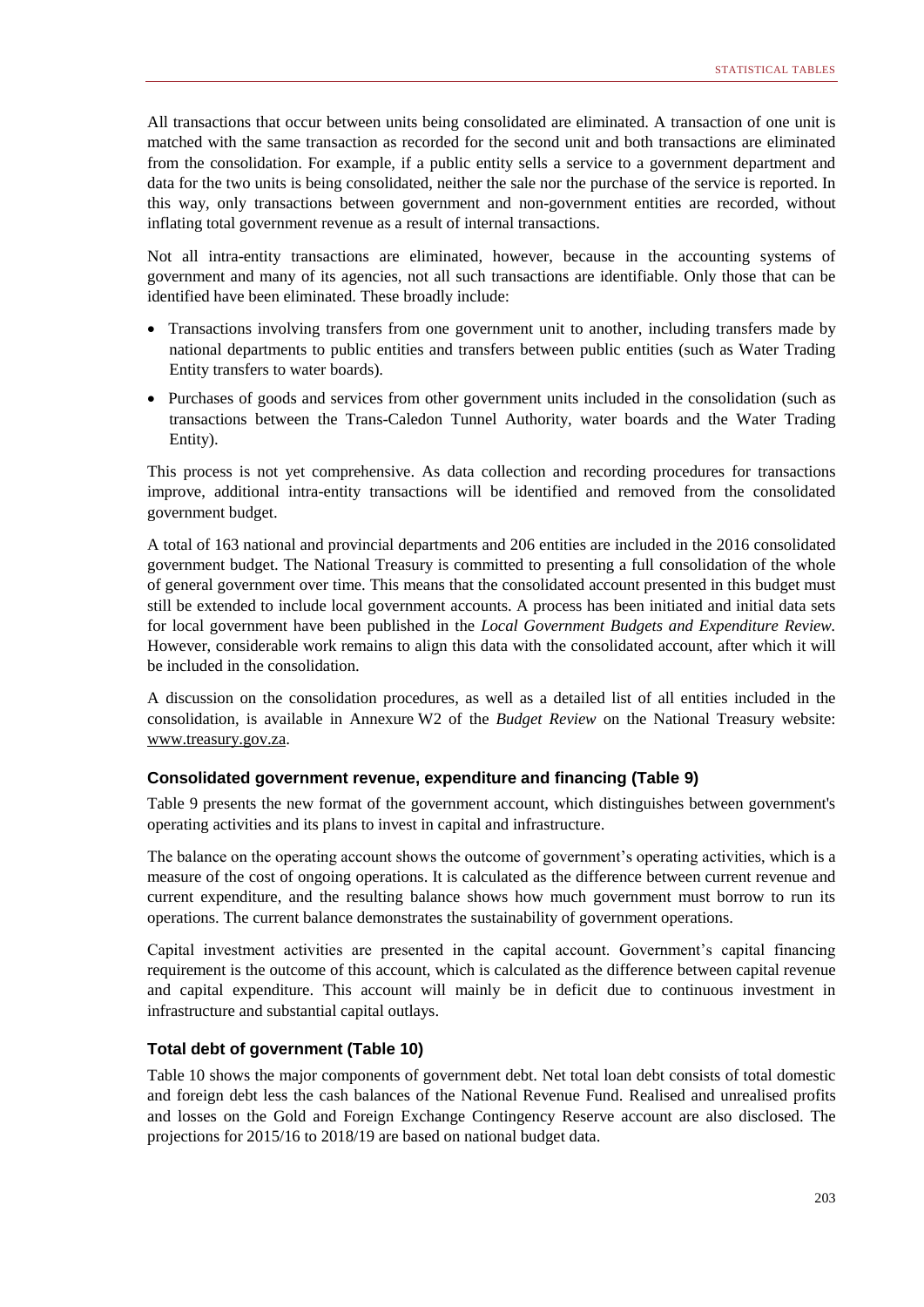All transactions that occur between units being consolidated are eliminated. A transaction of one unit is matched with the same transaction as recorded for the second unit and both transactions are eliminated from the consolidation. For example, if a public entity sells a service to a government department and data for the two units is being consolidated, neither the sale nor the purchase of the service is reported. In this way, only transactions between government and non-government entities are recorded, without inflating total government revenue as a result of internal transactions.

Not all intra-entity transactions are eliminated, however, because in the accounting systems of government and many of its agencies, not all such transactions are identifiable. Only those that can be identified have been eliminated. These broadly include:

- Transactions involving transfers from one government unit to another, including transfers made by national departments to public entities and transfers between public entities (such as Water Trading Entity transfers to water boards).
- Purchases of goods and services from other government units included in the consolidation (such as transactions between the Trans-Caledon Tunnel Authority, water boards and the Water Trading Entity).

This process is not yet comprehensive. As data collection and recording procedures for transactions improve, additional intra-entity transactions will be identified and removed from the consolidated government budget.

A total of 163 national and provincial departments and 206 entities are included in the 2016 consolidated government budget. The National Treasury is committed to presenting a full consolidation of the whole of general government over time. This means that the consolidated account presented in this budget must still be extended to include local government accounts. A process has been initiated and initial data sets for local government have been published in the *Local Government Budgets and Expenditure Review.* However, considerable work remains to align this data with the consolidated account, after which it will be included in the consolidation.

A discussion on the consolidation procedures, as well as a detailed list of all entities included in the consolidation, is available in Annexure W2 of the *Budget Review* on the National Treasury website: www.treasury.gov.za.

### Consolidated government revenue, expenditure and financing (Table 9)

Table 9 presents the new format of the government account, which distinguishes between government's operating activities and its plans to invest in capital and infrastructure.

The balance on the operating account shows the outcome of government's operating activities, which is a measure of the cost of ongoing operations. It is calculated as the difference between current revenue and current expenditure, and the resulting balance shows how much government must borrow to run its operations. The current balance demonstrates the sustainability of government operations.

Capital investment activities are presented in the capital account. Government's capital financing requirement is the outcome of this account, which is calculated as the difference between capital revenue and capital expenditure. This account will mainly be in deficit due to continuous investment in infrastructure and substantial capital outlays.

### Total debt of government (Table 10)

Table 10 shows the major components of government debt. Net total loan debt consists of total domestic and foreign debt less the cash balances of the National Revenue Fund. Realised and unrealised profits and losses on the Gold and Foreign Exchange Contingency Reserve account are also disclosed. The projections for 2015/16 to 2018/19 are based on national budget data.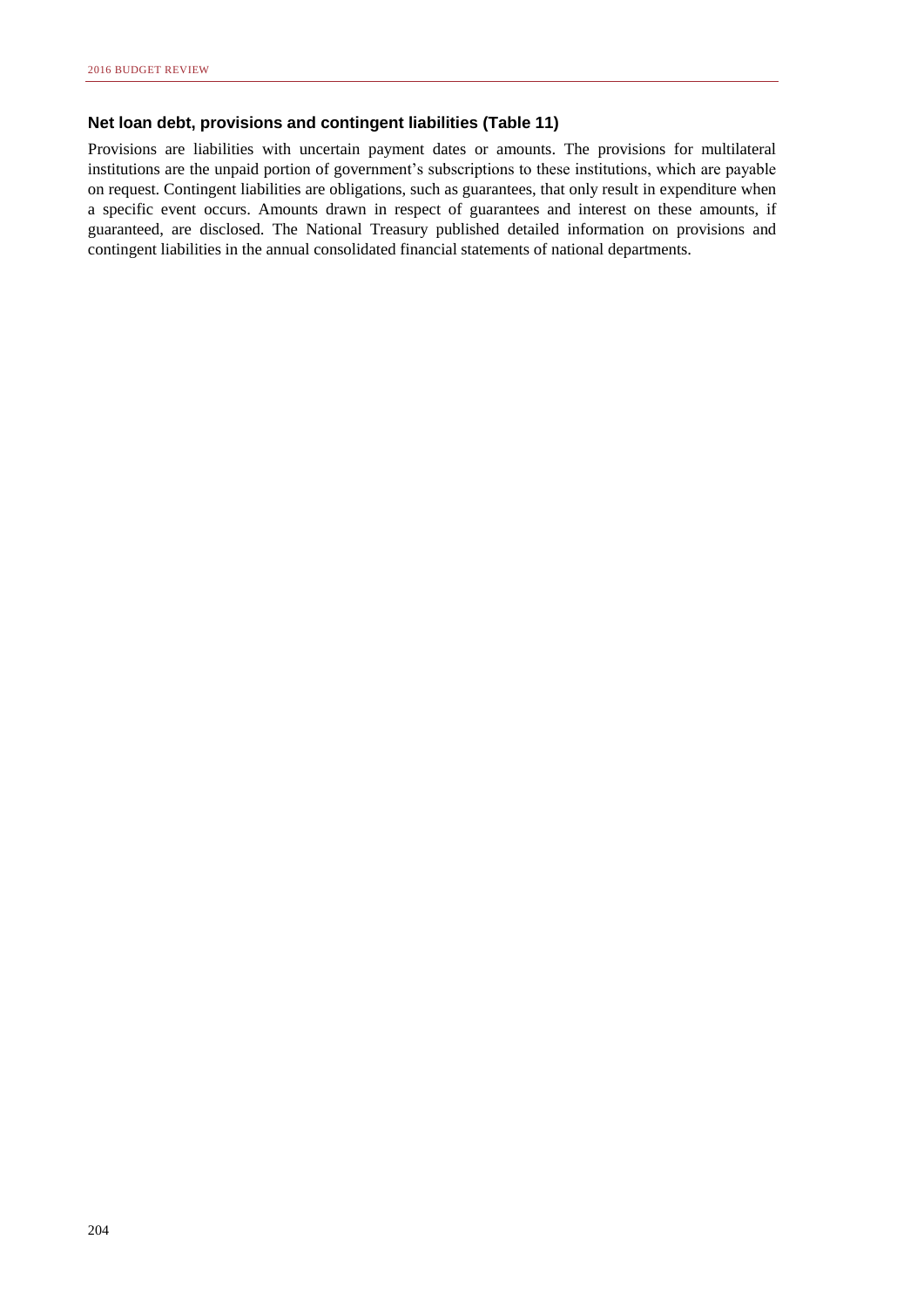### Net loan debt, provisions and contingent liabilities (Table 11)

Provisions are liabilities with uncertain payment dates or amounts. The provisions for multilateral institutions are the unpaid portion of government's subscriptions to these institutions, which are payable on request. Contingent liabilities are obligations, such as guarantees, that only result in expenditure when a specific event occurs. Amounts drawn in respect of guarantees and interest on these amounts, if guaranteed, are disclosed. The National Treasury published detailed information on provisions and contingent liabilities in the annual consolidated financial statements of national departments.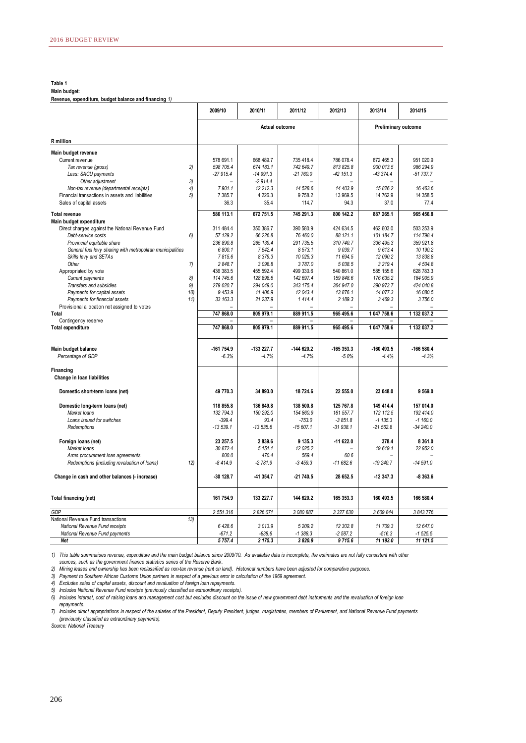**Table 1**

**Main budget:**

**Revenue, expenditure, budget balance and financing** *1)*

| R million | | 2009/10 | 2010/11 | 2011/12 | 2012/13 | 2013/14 | 2014/15 |
|---|---|---|---|---|---|---|---|
| | | Actual outcome | | | | Preliminary outcome | |
| **Main budget revenue** | | | | | | | |
| Current revenue | | 578 691.1 | 668 489.7 | 735 418.4 | 786 078.4 | 872 465.3 | 951 020.9 |
| *Tax revenue (gross)* | *2)* | *598 705.4* | *674 183.1* | *742 649.7* | *813 825.8* | *900 013.5* | *986 294.9* |
| *Less: SACU payments* | | *-27 915.4* | *-14 991.3* | *-21 760.0* | *-42 151.3* | *-43 374.4* | *-51 737.7* |
| *Other adjustment* | *3)* | – | *-2 914.4* | – | – | – | – |
| *Non-tax revenue (departmental receipts)* | *4)* | *7 901.1* | *12 212.3* | *14 528.6* | *14 403.9* | *15 826.2* | *16 463.6* |
| Financial transactions in assets and liabilities | *5)* | 7 385.7 | 4 226.3 | 9 758.2 | 13 969.5 | 14 762.9 | 14 358.5 |
| Sales of capital assets | | 36.3 | 35.4 | 114.7 | 94.3 | 37.0 | 77.4 |
| **Total revenue** | | **586 113.1** | **672 751.5** | **745 291.3** | **800 142.2** | **887 265.1** | **965 456.8** |
| **Main budget expenditure** | | | | | | | |
| Direct charges against the National Revenue Fund | | 311 484.4 | 350 386.7 | 390 580.9 | 424 634.5 | 462 603.0 | 503 253.9 |
| *Debt-service costs* | *6)* | *57 129.2* | *66 226.8* | *76 460.0* | *88 121.1* | *101 184.7* | *114 798.4* |
| *Provincial equitable share* | | *236 890.8* | *265 139.4* | *291 735.5* | *310 740.7* | *336 495.3* | *359 921.8* |
| *General fuel levy sharing with metropolitan municipalities* | | *6 800.1* | *7 542.4* | *8 573.1* | *9 039.7* | *9 613.4* | *10 190.2* |
| *Skills levy and SETAs* | | *7 815.6* | *8 379.3* | *10 025.3* | *11 694.5* | *12 090.2* | *13 838.8* |
| *Other* | *7)* | *2 848.7* | *3 098.8* | *3 787.0* | *5 038.5* | *3 219.4* | *4 504.8* |
| Appropriated by vote | | 436 383.5 | 455 592.4 | 499 330.6 | 540 861.0 | 585 155.6 | 628 783.3 |
| *Current payments* | *8)* | *114 745.6* | *128 898.6* | *142 697.4* | *159 848.6* | *176 635.2* | *184 905.9* |
| *Transfers and subsidies* | *9)* | *279 020.7* | *294 049.0* | *343 175.4* | *364 947.0* | *390 973.7* | *424 040.8* |
| *Payments for capital assets* | *10)* | *9 453.9* | *11 406.9* | *12 043.4* | *13 876.1* | *14 077.3* | *16 080.5* |
| *Payments for financial assets* | *11)* | *33 163.3* | *21 237.9* | *1 414.4* | *2 189.3* | *3 469.3* | *3 756.0* |
| Provisional allocation not assigned to votes | | – | – | – | – | – | – |
| **Total** | | **747 868.0** | **805 979.1** | **889 911.5** | **965 495.6** | **1 047 758.6** | **1 132 037.2** |
| Contingency reserve | | – | – | – | – | – | – |
| **Total expenditure** | | **747 868.0** | **805 979.1** | **889 911.5** | **965 495.6** | **1 047 758.6** | **1 132 037.2** |
| **Main budget balance** | | **-161 754.9** | **-133 227.7** | **-144 620.2** | **-165 353.3** | **-160 493.5** | **-166 580.4** |
| *Percentage of GDP* | | *-6.3%* | *-4.7%* | *-4.7%* | *-5.0%* | *-4.4%* | *-4.3%* |
| **Financing** | | | | | | | |
| **Change in loan liabilities** | | | | | | | |
| **Domestic short-term loans (net)** | | **49 770.3** | **34 893.0** | **18 724.6** | **22 555.0** | **23 048.0** | **9 569.0** |
| **Domestic long-term loans (net)** | | **118 855.8** | **136 849.8** | **138 500.8** | **125 767.8** | **149 414.4** | **157 014.0** |
| *Market loans* | | *132 794.3* | *150 292.0* | *154 860.9* | *161 557.7* | *172 112.5* | *192 414.0* |
| *Loans issued for switches* | | *-399.4* | *93.4* | *-753.0* | *-3 851.8* | *-1 135.3* | *-1 160.0* |
| *Redemptions* | | *-13 539.1* | *-13 535.6* | *-15 607.1* | *-31 938.1* | *-21 562.8* | *-34 240.0* |
| **Foreign loans (net)** | | **23 257.5** | **2 839.6** | **9 135.3** | **-11 622.0** | **378.4** | **8 361.0** |
| *Market loans* | | *30 872.4* | *5 151.1* | *12 025.2* | – | *19 619.1* | *22 952.0* |
| *Arms procurement loan agreements* | | *800.0* | *470.4* | *569.4* | *60.6* | – | – |
| *Redemptions (including revaluation of loans)* | *12)* | *-8 414.9* | *-2 781.9* | *-3 459.3* | *-11 682.6* | *-19 240.7* | *-14 591.0* |
| **Change in cash and other balances (- increase)** | | **-30 128.7** | **-41 354.7** | **-21 740.5** | **28 652.5** | **-12 347.3** | **-8 363.6** |
| **Total financing (net)** | | **161 754.9** | **133 227.7** | **144 620.2** | **165 353.3** | **160 493.5** | **166 580.4** |
| *GDP* | | *2 551 316* | *2 826 071* | *3 080 887* | *3 327 630* | *3 609 844* | *3 843 776* |
| National Revenue Fund transactions | *13)* | | | | | | |
| *National Revenue Fund receipts* | | *6 428.6* | *3 013.9* | *5 209.2* | *12 302.8* | *11 709.3* | *12 647.0* |
| *National Revenue Fund payments* | | *-671.2* | *-838.6* | *-1 388.3* | *-2 587.2* | *-516.3* | *-1 525.5* |
| ***Net*** | | ***5 757.4*** | ***2 175.3*** | ***3 820.9*** | ***9 715.6*** | ***11 193.0*** | ***11 121.5*** |

*1) This table summarises revenue, expenditure and the main budget balance since 2009/10. As available data is incomplete, the estimates are not fully consistent with other sources, such as the government finance statistics series of the Reserve Bank.*

*2) Mining leases and ownership has been reclassified as non-tax revenue (rent on land). Historical numbers have been adjusted for comparative purposes.*

*3) Payment to Southern African Customs Union partners in respect of a previous error in calculation of the 1969 agreement.*

*4) Excludes sales of capital assets, discount and revaluation of foreign loan repayments.*

*5) Includes National Revenue Fund receipts (previously classified as extraordinary receipts).*

*6) Includes interest, cost of raising loans and management cost but excludes discount on the issue of new government debt instruments and the revaluation of foreign loan repayments.*

*7) Includes direct appropriations in respect of the salaries of the President, Deputy President, judges, magistrates, members of Parliament, and National Revenue Fund payments (previously classified as extraordinary payments).*

*Source: National Treasury*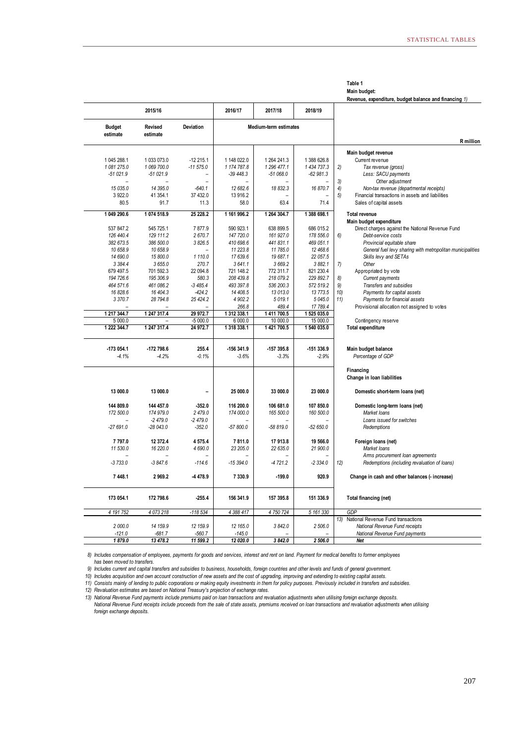**Table 1**
**Main budget:**
**Revenue, expenditure, budget balance and financing** *1)*

| 2015/16 Budget estimate | 2015/16 Revised estimate | 2015/16 Deviation | 2016/17 | 2017/18 | 2018/19 | | R million |
|---|---|---|---|---|---|---|---|
| | | | Medium-term estimates | | | | |
| | | | | | | | **Main budget revenue** |
| 1 045 288.1 | 1 033 073.0 | -12 215.1 | 1 148 022.0 | 1 264 241.3 | 1 388 626.8 | | Current revenue |
| *1 081 275.0* | *1 069 700.0* | *-11 575.0* | *1 174 787.8* | *1 296 477.1* | *1 434 737.3* | 2) | *Tax revenue (gross)* |
| *-51 021.9* | *-51 021.9* | – | *-39 448.3* | *-51 068.0* | *-62 981.3* | | *Less: SACU payments* |
| – | – | – | – | – | – | 3) | *Other adjustment* |
| *15 035.0* | *14 395.0* | *-640.1* | *12 682.6* | *18 832.3* | *16 870.7* | 4) | *Non-tax revenue (departmental receipts)* |
| 3 922.0 | 41 354.1 | 37 432.0 | 13 916.2 | – | – | 5) | Financial transactions in assets and liabilities |
| 80.5 | 91.7 | 11.3 | 58.0 | 63.4 | 71.4 | | Sales of capital assets |
| **1 049 290.6** | **1 074 518.9** | **25 228.2** | **1 161 996.2** | **1 264 304.7** | **1 388 698.1** | | **Total revenue** |
| | | | | | | | **Main budget expenditure** |
| 537 847.2 | 545 725.1 | 7 877.9 | 590 923.1 | 638 899.5 | 686 015.2 | | Direct charges against the National Revenue Fund |
| *126 440.4* | *129 111.2* | *2 670.7* | *147 720.0* | *161 927.0* | *178 556.0* | 6) | *Debt-service costs* |
| *382 673.5* | *386 500.0* | *3 826.5* | *410 698.6* | *441 831.1* | *469 051.1* | | *Provincial equitable share* |
| *10 658.9* | *10 658.9* | – | *11 223.8* | *11 785.0* | *12 468.6* | | *General fuel levy sharing with metropolitan municipalities* |
| *14 690.0* | *15 800.0* | *1 110.0* | *17 639.6* | *19 687.1* | *22 057.5* | | *Skills levy and SETAs* |
| *3 384.4* | *3 655.0* | *270.7* | *3 641.1* | *3 669.2* | *3 882.1* | 7) | *Other* |
| 679 497.5 | 701 592.3 | 22 094.8 | 721 148.2 | 772 311.7 | 821 230.4 | | Appropriated by vote |
| *194 726.6* | *195 306.9* | *580.3* | *208 439.8* | *218 079.2* | *229 892.7* | 8) | *Current payments* |
| *464 571.6* | *461 086.2* | *-3 485.4* | *493 397.8* | *536 200.3* | *572 519.2* | 9) | *Transfers and subsidies* |
| *16 828.6* | *16 404.3* | *-424.2* | *14 408.5* | *13 013.0* | *13 773.5* | 10) | *Payments for capital assets* |
| *3 370.7* | *28 794.8* | *25 424.2* | *4 902.2* | *5 019.1* | *5 045.0* | 11) | *Payments for financial assets* |
| – | – | – | 266.8 | 489.4 | 17 789.4 | | Provisional allocation not assigned to votes |
| **1 217 344.7** | **1 247 317.4** | **29 972.7** | **1 312 338.1** | **1 411 700.5** | **1 525 035.0** | | |
| 5 000.0 | – | -5 000.0 | 6 000.0 | 10 000.0 | 15 000.0 | | Contingency reserve |
| **1 222 344.7** | **1 247 317.4** | **24 972.7** | **1 318 338.1** | **1 421 700.5** | **1 540 035.0** | | **Total expenditure** |
| **-173 054.1** | **-172 798.6** | **255.4** | **-156 341.9** | **-157 395.8** | **-151 336.9** | | **Main budget balance** |
| *-4.1%* | *-4.2%* | *-0.1%* | *-3.6%* | *-3.3%* | *-2.9%* | | *Percentage of GDP* |
| | | | | | | | **Financing** |
| | | | | | | | **Change in loan liabilities** |
| **13 000.0** | **13 000.0** | **–** | **25 000.0** | **33 000.0** | **23 000.0** | | **Domestic short-term loans (net)** |
| **144 809.0** | **144 457.0** | **-352.0** | **116 200.0** | **106 681.0** | **107 850.0** | | **Domestic long-term loans (net)** |
| *172 500.0* | *174 979.0* | *2 479.0* | *174 000.0* | *165 500.0* | *160 500.0* | | *Market loans* |
| – | *-2 479.0* | *-2 479.0* | – | – | – | | *Loans issued for switches* |
| *-27 691.0* | *-28 043.0* | *-352.0* | *-57 800.0* | *-58 819.0* | *-52 650.0* | | *Redemptions* |
| **7 797.0** | **12 372.4** | **4 575.4** | **7 811.0** | **17 913.8** | **19 566.0** | | **Foreign loans (net)** |
| *11 530.0* | *16 220.0* | *4 690.0* | *23 205.0* | *22 635.0* | *21 900.0* | | *Market loans* |
| – | – | – | – | – | – | | *Arms procurement loan agreements* |
| *-3 733.0* | *-3 847.6* | *-114.6* | *-15 394.0* | *-4 721.2* | *-2 334.0* | 12) | *Redemptions (including revaluation of loans)* |
| **7 448.1** | **2 969.2** | **-4 478.9** | **7 330.9** | **-199.0** | **920.9** | | **Change in cash and other balances (- increase)** |
| **173 054.1** | **172 798.6** | **-255.4** | **156 341.9** | **157 395.8** | **151 336.9** | | **Total financing (net)** |
| *4 191 752* | *4 073 218* | *-118 534* | *4 388 417* | *4 750 724* | *5 161 330* | | *GDP* |
| | | | | | | 13) | National Revenue Fund transactions |
| *2 000.0* | *14 159.9* | *12 159.9* | *12 165.0* | *3 842.0* | *2 506.0* | | *National Revenue Fund receipts* |
| *-121.0* | *-681.7* | *-560.7* | *-145.0* | – | – | | *National Revenue Fund payments* |
| ***1 879.0*** | ***13 478.2*** | ***11 599.2*** | ***12 020.0*** | ***3 842.0*** | ***2 506.0*** | | ***Net*** |

*8) Includes compensation of employees, payments for goods and services, interest and rent on land. Payment for medical benefits to former employees has been moved to transfers.*

*9) Includes current and capital transfers and subsidies to business, households, foreign countries and other levels and funds of general government.*

*10) Includes acquisition and own account construction of new assets and the cost of upgrading, improving and extending to existing capital assets.*

*11) Consists mainly of lending to public corporations or making equity investments in them for policy purposes. Previously included in transfers and subsidies.*

*12) Revaluation estimates are based on National Treasury's projection of exchange rates.*

*13) National Revenue Fund payments include premiums paid on loan transactions and revaluation adjustments when utilising foreign exchange deposits. National Revenue Fund receipts include proceeds from the sale of state assets, premiums received on loan transactions and revaluation adjustments when utilising foreign exchange deposits.*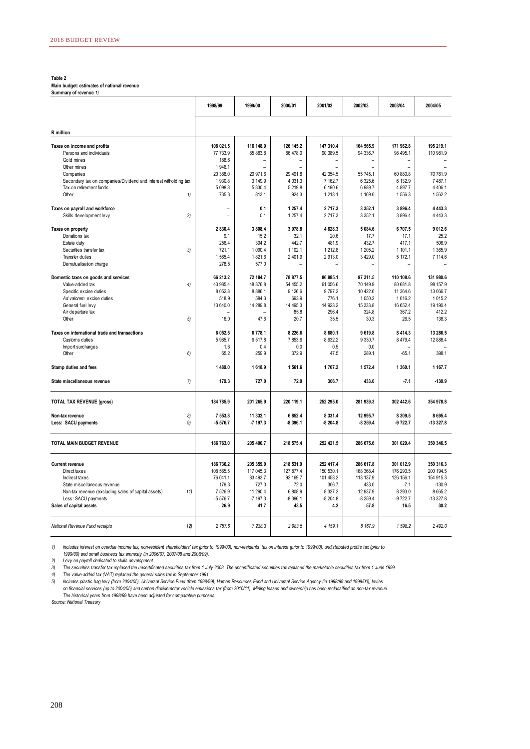**Table 2**
**Main budget: estimates of national revenue**
**Summary of revenue** *1)*

| R million | | 1998/99 | 1999/00 | 2000/01 | 2001/02 | 2002/03 | 2003/04 | 2004/05 |
|---|---|---|---|---|---|---|---|---|
| **Taxes on income and profits** | | **108 021.5** | **116 148.9** | **126 145.2** | **147 310.4** | **164 565.9** | **171 962.8** | **195 219.1** |
| Persons and individuals | | 77 733.9 | 85 883.8 | 86 478.0 | 90 389.5 | 94 336.7 | 98 495.1 | 110 981.9 |
| Gold mines | | 188.6 | – | – | – | – | – | – |
| Other mines | | 1 946.1 | – | – | – | – | – | – |
| Companies | | 20 388.0 | 20 971.6 | 29 491.8 | 42 354.5 | 55 745.1 | 60 880.8 | 70 781.9 |
| Secondary tax on companies/Dividend and interest witholding tax | | 1 930.8 | 3 149.9 | 4 031.3 | 7 162.7 | 6 325.6 | 6 132.9 | 7 487.1 |
| Tax on retirement funds | | 5 098.8 | 5 330.4 | 5 219.8 | 6 190.6 | 6 989.7 | 4 897.7 | 4 406.1 |
| Other | 1) | 735.3 | 813.1 | 924.3 | 1 213.1 | 1 169.0 | 1 556.3 | 1 562.2 |
| **Taxes on payroll and workforce** | | **–** | **0.1** | **1 257.4** | **2 717.3** | **3 352.1** | **3 896.4** | **4 443.3** |
| Skills development levy | 2) | – | 0.1 | 1 257.4 | 2 717.3 | 3 352.1 | 3 896.4 | 4 443.3 |
| **Taxes on property** | | **2 830.4** | **3 808.4** | **3 978.8** | **4 628.3** | **5 084.6** | **6 707.5** | **9 012.6** |
| Donations tax | | 9.1 | 15.2 | 32.1 | 20.6 | 17.7 | 17.1 | 25.2 |
| Estate duty | | 256.4 | 304.2 | 442.7 | 481.9 | 432.7 | 417.1 | 506.9 |
| Securities transfer tax | 3) | 721.1 | 1 090.4 | 1 102.1 | 1 212.8 | 1 205.2 | 1 101.1 | 1 365.9 |
| Transfer duties | | 1 565.4 | 1 821.6 | 2 401.9 | 2 913.0 | 3 429.0 | 5 172.1 | 7 114.6 |
| Demutualisation charge | | 278.5 | 577.0 | – | – | – | – | – |
| **Domestic taxes on goods and services** | | **66 213.2** | **72 184.7** | **78 877.5** | **86 885.1** | **97 311.5** | **110 108.6** | **131 980.6** |
| Value-added tax | 4) | 43 985.4 | 48 376.8 | 54 455.2 | 61 056.6 | 70 149.9 | 80 681.8 | 98 157.9 |
| Specific excise duties | | 8 052.8 | 8 886.1 | 9 126.6 | 9 797.2 | 10 422.6 | 11 364.6 | 13 066.7 |
| *Ad valorem* excise duties | | 518.9 | 584.3 | 693.9 | 776.1 | 1 050.2 | 1 016.2 | 1 015.2 |
| General fuel levy | | 13 640.0 | 14 289.8 | 14 495.3 | 14 923.2 | 15 333.8 | 16 652.4 | 19 190.4 |
| Air departure tax | | – | – | 85.8 | 296.4 | 324.8 | 367.2 | 412.2 |
| Other | 5) | 16.0 | 47.6 | 20.7 | 35.5 | 30.3 | 26.5 | 138.3 |
| **Taxes on international trade and transactions** | | **6 052.5** | **6 778.1** | **8 226.6** | **8 680.1** | **9 619.8** | **8 414.3** | **13 286.5** |
| Customs duties | | 5 985.7 | 6 517.8 | 7 853.6 | 8 632.2 | 9 330.7 | 8 479.4 | 12 888.4 |
| Import surcharges | | 1.6 | 0.4 | 0.0 | 0.5 | 0.0 | – | – |
| Other | 6) | 65.2 | 259.9 | 372.9 | 47.5 | 289.1 | -65.1 | 398.1 |
| **Stamp duties and fees** | | **1 489.0** | **1 618.9** | **1 561.6** | **1 767.2** | **1 572.4** | **1 360.1** | **1 167.7** |
| **State miscellaneous revenue** | 7) | **179.3** | **727.0** | **72.0** | **306.7** | **433.0** | **-7.1** | **-130.9** |
| **TOTAL TAX REVENUE (gross)** | | **184 785.9** | **201 265.9** | **220 119.1** | **252 295.0** | **281 939.3** | **302 442.6** | **354 978.8** |
| **Non-tax revenue** | 8) | **7 553.8** | **11 332.1** | **6 852.4** | **8 331.4** | **12 995.7** | **8 309.5** | **8 695.4** |
| **Less: SACU payments** | 9) | **-5 576.7** | **-7 197.3** | **-8 396.1** | **-8 204.8** | **-8 259.4** | **-9 722.7** | **-13 327.8** |
| **TOTAL MAIN BUDGET REVENUE** | | **186 763.0** | **205 400.7** | **218 575.4** | **252 421.5** | **286 675.6** | **301 029.4** | **350 346.5** |
| **Current revenue** | | **186 736.2** | **205 359.0** | **218 531.9** | **252 417.4** | **286 617.8** | **301 012.9** | **350 316.3** |
| Direct taxes | | 108 565.5 | 117 045.3 | 127 877.4 | 150 530.1 | 168 368.4 | 176 293.5 | 200 194.5 |
| Indirect taxes | | 76 041.1 | 83 493.7 | 92 169.7 | 101 458.2 | 113 137.9 | 126 156.1 | 154 915.3 |
| State miscellaneous revenue | | 179.3 | 727.0 | 72.0 | 306.7 | 433.0 | -7.1 | -130.9 |
| Non-tax revenue (excluding sales of capital assets) | 11) | 7 526.9 | 11 290.4 | 6 808.9 | 8 327.2 | 12 937.9 | 8 293.0 | 8 665.2 |
| Less: SACU payments | | -5 576.7 | -7 197.3 | -8 396.1 | -8 204.8 | -8 259.4 | -9 722.7 | -13 327.8 |
| **Sales of capital assets** | | **26.9** | **41.7** | **43.5** | **4.2** | **57.8** | **16.5** | **30.2** |
| *National Revenue Fund receipts* | 12) | *2 757.6* | *7 238.3* | *2 983.5* | *4 159.1* | *8 167.9* | *1 598.2* | *2 492.0* |

*1) Includes interest on overdue income tax, non-resident shareholders' tax (prior to 1999/00), non-residents' tax on interest (prior to 1999/00), undistributed profits tax (prior to 1999/00) and small business tax amnesty (in 2006/07, 2007/08 and 2008/09).*
*2) Levy on payroll dedicated to skills development.*
*3) The securities transfer tax replaced the uncertificated securities tax from 1 July 2008. The uncertificated securities tax replaced the marketable securities tax from 1 June 1999.*
*4) The value-added tax (VAT) replaced the general sales tax in September 1991.*
*5) Includes plastic bag levy (from 2004/05), Universal Service Fund (from 1998/99), Human Resources Fund and Universal Service Agency (in 1998/99 and 1999/00), levies on financial services (up to 2004/05) and carbon dioxidemotor vehicle emissions tax (from 2010/11). Mining leases and ownership has been reclassified as non-tax revenue. The historical years from 1998/99 have been adjusted for comparative purposes.*
*Source: National Treasury*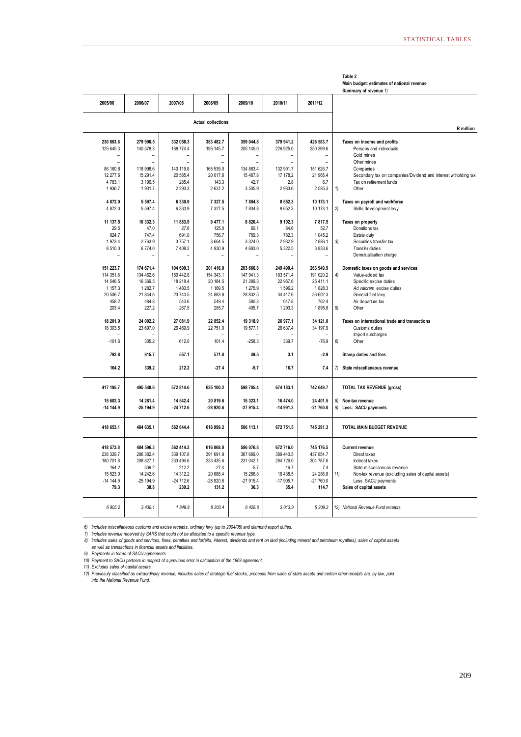**Table 2**
**Main budget: estimates of national revenue**
**Summary of revenue** *1)*

| 2005/06 | 2006/07 | 2007/08 | 2008/09 | 2009/10 | 2010/11 | 2011/12 | | |
|---|---|---|---|---|---|---|---|---|
| | | | Actual collections | | | | | R million |
| **230 803.6** | **279 990.5** | **332 058.3** | **383 482.7** | **359 044.8** | **379 941.2** | **426 583.7** | | **Taxes on income and profits** |
| 125 645.3 | 140 578.3 | 168 774.4 | 195 145.7 | 205 145.0 | 226 925.0 | 250 399.6 | | Persons and individuals |
| – | – | – | – | – | – | – | | Gold mines |
| – | – | – | – | – | – | – | | Other mines |
| 86 160.8 | 118 998.6 | 140 119.8 | 165 539.0 | 134 883.4 | 132 901.7 | 151 626.7 | | Companies |
| 12 277.6 | 15 291.4 | 20 585.4 | 20 017.6 | 15 467.8 | 17 178.2 | 21 965.4 | | Secondary tax on companies/Dividend and interest witholding tax |
| 4 783.1 | 3 190.5 | 285.4 | 143.3 | 42.7 | 2.8 | 6.7 | | Tax on retirement funds |
| 1 936.7 | 1 931.7 | 2 293.3 | 2 637.2 | 3 505.9 | 2 933.6 | 2 585.3 | *1)* | Other |
| **4 872.0** | **5 597.4** | **6 330.9** | **7 327.5** | **7 804.8** | **8 652.3** | **10 173.1** | | **Taxes on payroll and workforce** |
| 4 872.0 | 5 597.4 | 6 330.9 | 7 327.5 | 7 804.8 | 8 652.3 | 10 173.1 | *2)* | Skills development levy |
| **11 137.5** | **10 332.3** | **11 883.9** | **9 477.1** | **8 826.4** | **9 102.3** | **7 817.5** | | **Taxes on property** |
| 29.5 | 47.0 | 27.6 | 125.0 | 60.1 | 64.6 | 52.7 | | Donations tax |
| 624.7 | 747.4 | 691.0 | 756.7 | 759.3 | 782.3 | 1 045.2 | | Estate duty |
| 1 973.4 | 2 763.9 | 3 757.1 | 3 664.5 | 3 324.0 | 2 932.9 | 2 886.1 | *3)* | Securities transfer tax |
| 8 510.0 | 6 774.0 | 7 408.2 | 4 930.9 | 4 683.0 | 5 322.5 | 3 833.6 | | Transfer duties |
| – | – | – | – | – | – | – | | Demutualisation charge |
| **151 223.7** | **174 671.4** | **194 690.3** | **201 416.0** | **203 666.8** | **249 490.4** | **263 949.9** | | **Domestic taxes on goods and services** |
| 114 351.6 | 134 462.6 | 150 442.8 | 154 343.1 | 147 941.3 | 183 571.4 | 191 020.2 | *4)* | Value-added tax |
| 14 546.5 | 16 369.5 | 18 218.4 | 20 184.5 | 21 289.3 | 22 967.6 | 25 411.1 | | Specific excise duties |
| 1 157.3 | 1 282.7 | 1 480.5 | 1 169.5 | 1 275.9 | 1 596.2 | 1 828.3 | | *Ad valorem* excise duties |
| 20 506.7 | 21 844.6 | 23 740.5 | 24 883.8 | 28 832.5 | 34 417.6 | 36 602.3 | | General fuel levy |
| 458.2 | 484.8 | 540.6 | 549.4 | 580.3 | 647.8 | 762.4 | | Air departure tax |
| 203.4 | 227.2 | 267.5 | 285.7 | 405.7 | 1 293.3 | 1 895.8 | *5)* | Other |
| **18 201.9** | **24 002.2** | **27 081.9** | **22 852.4** | **19 318.9** | **26 977.1** | **34 121.0** | | **Taxes on international trade and transactions** |
| 18 303.5 | 23 697.0 | 26 469.9 | 22 751.0 | 19 577.1 | 26 637.4 | 34 197.9 | | Customs duties |
| – | – | – | – | – | – | – | | Import surcharges |
| -101.6 | 305.2 | 612.0 | 101.4 | -258.3 | 339.7 | -76.9 | *6)* | Other |
| **792.8** | **615.7** | **557.1** | **571.8** | **49.5** | **3.1** | **-2.9** | | **Stamp duties and fees** |
| **164.2** | **339.2** | **212.2** | **-27.4** | **-5.7** | **16.7** | **7.4** | *7)* | **State miscellaneous revenue** |
| **417 195.7** | **495 548.6** | **572 814.6** | **625 100.2** | **598 705.4** | **674 183.1** | **742 649.7** | | **TOTAL TAX REVENUE (gross)** |
| **15 602.3** | **14 281.4** | **14 542.4** | **20 819.6** | **15 323.1** | **16 474.0** | **24 401.5** | *8)* | **Non-tax revenue** |
| **-14 144.9** | **-25 194.9** | **-24 712.6** | **-28 920.6** | **-27 915.4** | **-14 991.3** | **-21 760.0** | *9)* | **Less: SACU payments** |
| **418 653.1** | **484 635.1** | **562 644.4** | **616 999.2** | **586 113.1** | **672 751.5** | **745 291.3** | | **TOTAL MAIN BUDGET REVENUE** |
| **418 573.8** | **484 596.3** | **562 414.2** | **616 868.0** | **586 076.8** | **672 716.0** | **745 176.5** | | **Current revenue** |
| 236 329.7 | 286 382.4 | 339 107.8 | 391 691.9 | 367 669.0 | 389 440.5 | 437 854.7 | | Direct taxes |
| 180 701.8 | 208 827.1 | 233 494.6 | 233 435.6 | 231 042.1 | 284 726.0 | 304 787.6 | | Indirect taxes |
| 164.2 | 339.2 | 212.2 | -27.4 | -5.7 | 16.7 | 7.4 | | State miscellaneous revenue |
| 15 523.0 | 14 242.6 | 14 312.2 | 20 688.4 | 15 286.8 | 16 438.5 | 24 286.8 | *11)* | Non-tax revenue (excluding sales of capital assets) |
| -14 144.9 | -25 194.9 | -24 712.6 | -28 920.6 | -27 915.4 | -17 905.7 | -21 760.0 | | Less: SACU payments |
| **79.3** | **38.8** | **230.2** | **131.2** | **36.3** | **35.4** | **114.7** | | **Sales of capital assets** |
| *6 905.2* | *3 438.1* | *1 849.8* | *8 203.4* | *6 428.6* | *3 013.9* | *5 209.2* | *12)* | *National Revenue Fund receipts* |

*6) Includes miscellaneous customs and excise receipts, ordinary levy (up to 2004/05) and diamond export duties.*
*7) Includes revenue received by SARS that could not be allocated to a specific revenue type.*
*8) Includes sales of goods and services, fines, penalties and forfeits, interest, dividends and rent on land (including mineral and petroleum royalties), sales of capital assets as well as transactions in financial assets and liabilities.*
*9) Payments in terms of SACU agreements.*
*10) Payment to SACU partners in respect of a previous error in calculation of the 1969 agreement.*
*11) Excludes sales of capital assets.*
*12) Previosuly classified as extraordinary revenue, includes sales of strategic fuel stocks, proceeds from sales of state assets and certain other receipts are, by law, paid into the National Revenue Fund.*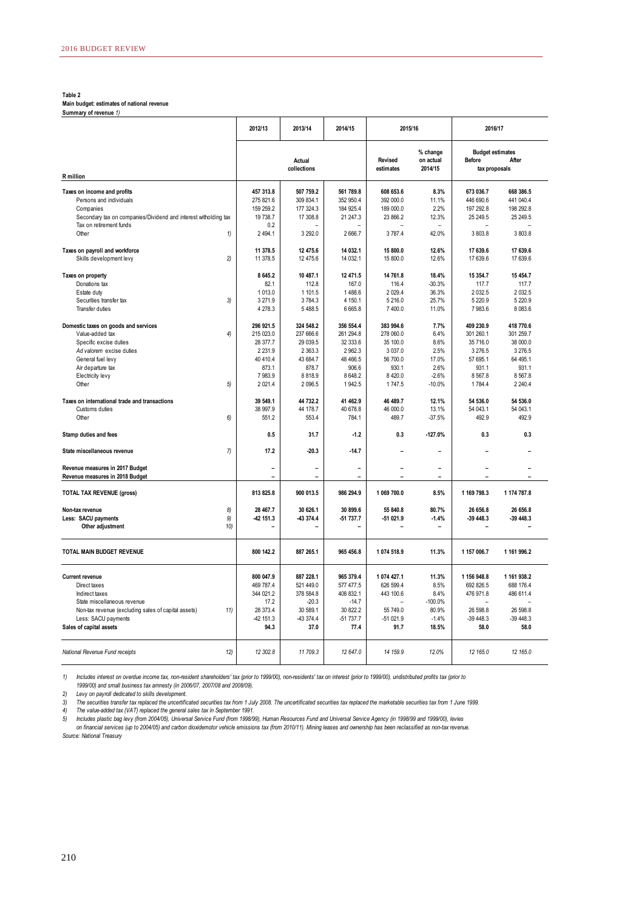**Table 2**
**Main budget: estimates of national revenue**
**Summary of revenue** *1)*

| R million | | 2012/13 | 2013/14 | 2014/15 | 2015/16 | | 2016/17 | |
|---|---|---|---|---|---|---|---|---|
| | | Actual collections | | | Revised estimates | % change on actual 2014/15 | Budget estimates Before tax proposals | After tax proposals |
| **Taxes on income and profits** | | **457 313.8** | **507 759.2** | **561 789.8** | **608 653.6** | **8.3%** | **673 036.7** | **668 386.5** |
| Persons and individuals | | 275 821.6 | 309 834.1 | 352 950.4 | 392 000.0 | 11.1% | 446 690.6 | 441 040.4 |
| Companies | | 159 259.2 | 177 324.3 | 184 925.4 | 189 000.0 | 2.2% | 197 292.8 | 198 292.8 |
| Secondary tax on companies/Dividend and interest witholding tax | | 19 738.7 | 17 308.8 | 21 247.3 | 23 866.2 | 12.3% | 25 249.5 | 25 249.5 |
| Tax on retirement funds | | 0.2 | – | – | – | – | – | – |
| Other | *1)* | 2 494.1 | 3 292.0 | 2 666.7 | 3 787.4 | 42.0% | 3 803.8 | 3 803.8 |
| **Taxes on payroll and workforce** | | **11 378.5** | **12 475.6** | **14 032.1** | **15 800.0** | **12.6%** | **17 639.6** | **17 639.6** |
| Skills development levy | *2)* | 11 378.5 | 12 475.6 | 14 032.1 | 15 800.0 | 12.6% | 17 639.6 | 17 639.6 |
| **Taxes on property** | | **8 645.2** | **10 487.1** | **12 471.5** | **14 761.8** | **18.4%** | **15 354.7** | **15 454.7** |
| Donations tax | | 82.1 | 112.8 | 167.0 | 116.4 | -30.3% | 117.7 | 117.7 |
| Estate duty | | 1 013.0 | 1 101.5 | 1 488.6 | 2 029.4 | 36.3% | 2 032.5 | 2 032.5 |
| Securities transfer tax | *3)* | 3 271.9 | 3 784.3 | 4 150.1 | 5 216.0 | 25.7% | 5 220.9 | 5 220.9 |
| Transfer duties | | 4 278.3 | 5 488.5 | 6 665.8 | 7 400.0 | 11.0% | 7 983.6 | 8 083.6 |
| **Domestic taxes on goods and services** | | **296 921.5** | **324 548.2** | **356 554.4** | **383 994.6** | **7.7%** | **409 230.9** | **418 770.6** |
| Value-added tax | *4)* | 215 023.0 | 237 666.6 | 261 294.8 | 278 060.0 | 6.4% | 301 260.1 | 301 259.7 |
| Specific excise duties | | 28 377.7 | 29 039.5 | 32 333.6 | 35 100.0 | 8.6% | 35 716.0 | 38 000.0 |
| *Ad valorem* excise duties | | 2 231.9 | 2 363.3 | 2 962.3 | 3 037.0 | 2.5% | 3 276.5 | 3 276.5 |
| General fuel levy | | 40 410.4 | 43 684.7 | 48 466.5 | 56 700.0 | 17.0% | 57 695.1 | 64 495.1 |
| Air departure tax | | 873.1 | 878.7 | 906.6 | 930.1 | 2.6% | 931.1 | 931.1 |
| Electricity levy | | 7 983.9 | 8 818.9 | 8 648.2 | 8 420.0 | -2.6% | 8 567.8 | 8 567.8 |
| Other | *5)* | 2 021.4 | 2 096.5 | 1 942.5 | 1 747.5 | -10.0% | 1 784.4 | 2 240.4 |
| **Taxes on international trade and transactions** | | **39 549.1** | **44 732.2** | **41 462.9** | **46 489.7** | **12.1%** | **54 536.0** | **54 536.0** |
| Customs duties | | 38 997.9 | 44 178.7 | 40 678.8 | 46 000.0 | 13.1% | 54 043.1 | 54 043.1 |
| Other | *6)* | 551.2 | 553.4 | 784.1 | 489.7 | -37.5% | 492.9 | 492.9 |
| **Stamp duties and fees** | | **0.5** | **31.7** | **-1.2** | **0.3** | **-127.0%** | **0.3** | **0.3** |
| **State miscellaneous revenue** | *7)* | **17.2** | **-20.3** | **-14.7** | **–** | **–** | **–** | **–** |
| **Revenue measures in 2017 Budget** | | – | – | – | – | – | – | – |
| **Revenue measures in 2018 Budget** | | – | – | – | – | – | – | – |
| **TOTAL TAX REVENUE (gross)** | | **813 825.8** | **900 013.5** | **986 294.9** | **1 069 700.0** | **8.5%** | **1 169 798.3** | **1 174 787.8** |
| **Non-tax revenue** | *8)* | **28 467.7** | **30 626.1** | **30 899.6** | **55 840.8** | **80.7%** | **26 656.8** | **26 656.8** |
| **Less: SACU payments** | *9)* | **-42 151.3** | **-43 374.4** | **-51 737.7** | **-51 021.9** | **-1.4%** | **-39 448.3** | **-39 448.3** |
| **Other adjustment** | *10)* | – | – | – | – | – | – | – |
| **TOTAL MAIN BUDGET REVENUE** | | **800 142.2** | **887 265.1** | **965 456.8** | **1 074 518.9** | **11.3%** | **1 157 006.7** | **1 161 996.2** |
| **Current revenue** | | **800 047.9** | **887 228.1** | **965 379.4** | **1 074 427.1** | **11.3%** | **1 156 948.8** | **1 161 938.2** |
| Direct taxes | | 469 787.4 | 521 449.0 | 577 477.5 | 626 599.4 | 8.5% | 692 826.5 | 688 176.4 |
| Indirect taxes | | 344 021.2 | 378 584.8 | 408 832.1 | 443 100.6 | 8.4% | 476 971.8 | 486 611.4 |
| State miscellaneous revenue | | 17.2 | -20.3 | -14.7 | – | -100.0% | – | – |
| Non-tax revenue (excluding sales of capital assets) | *11)* | 28 373.4 | 30 589.1 | 30 822.2 | 55 749.0 | 80.9% | 26 598.8 | 26 598.8 |
| Less: SACU payments | | -42 151.3 | -43 374.4 | -51 737.7 | -51 021.9 | -1.4% | -39 448.3 | -39 448.3 |
| **Sales of capital assets** | | **94.3** | **37.0** | **77.4** | **91.7** | **18.5%** | **58.0** | **58.0** |
| *National Revenue Fund receipts* | *12)* | *12 302.8* | *11 709.3* | *12 647.0* | *14 159.9* | *12.0%* | *12 165.0* | *12 165.0* |

*1) Includes interest on overdue income tax, non-resident shareholders' tax (prior to 1999/00), non-residents' tax on interest (prior to 1999/00), undistributed profits tax (prior to 1999/00) and small business tax amnesty (in 2006/07, 2007/08 and 2008/09).*

*2) Levy on payroll dedicated to skills development.*

*3) The securities transfer tax replaced the uncertificated securities tax from 1 July 2008. The uncertificated securities tax replaced the marketable securities tax from 1 June 1999.*

*4) The value-added tax (VAT) replaced the general sales tax in September 1991.*

*5) Includes plastic bag levy (from 2004/05), Universal Service Fund (from 1998/99), Human Resources Fund and Universal Service Agency (in 1998/99 and 1999/00), levies on financial services (up to 2004/05) and carbon dioxidemotor vehicle emissions tax (from 2010/11). Mining leases and ownership has been reclassified as non-tax revenue.*

*Source: National Treasury*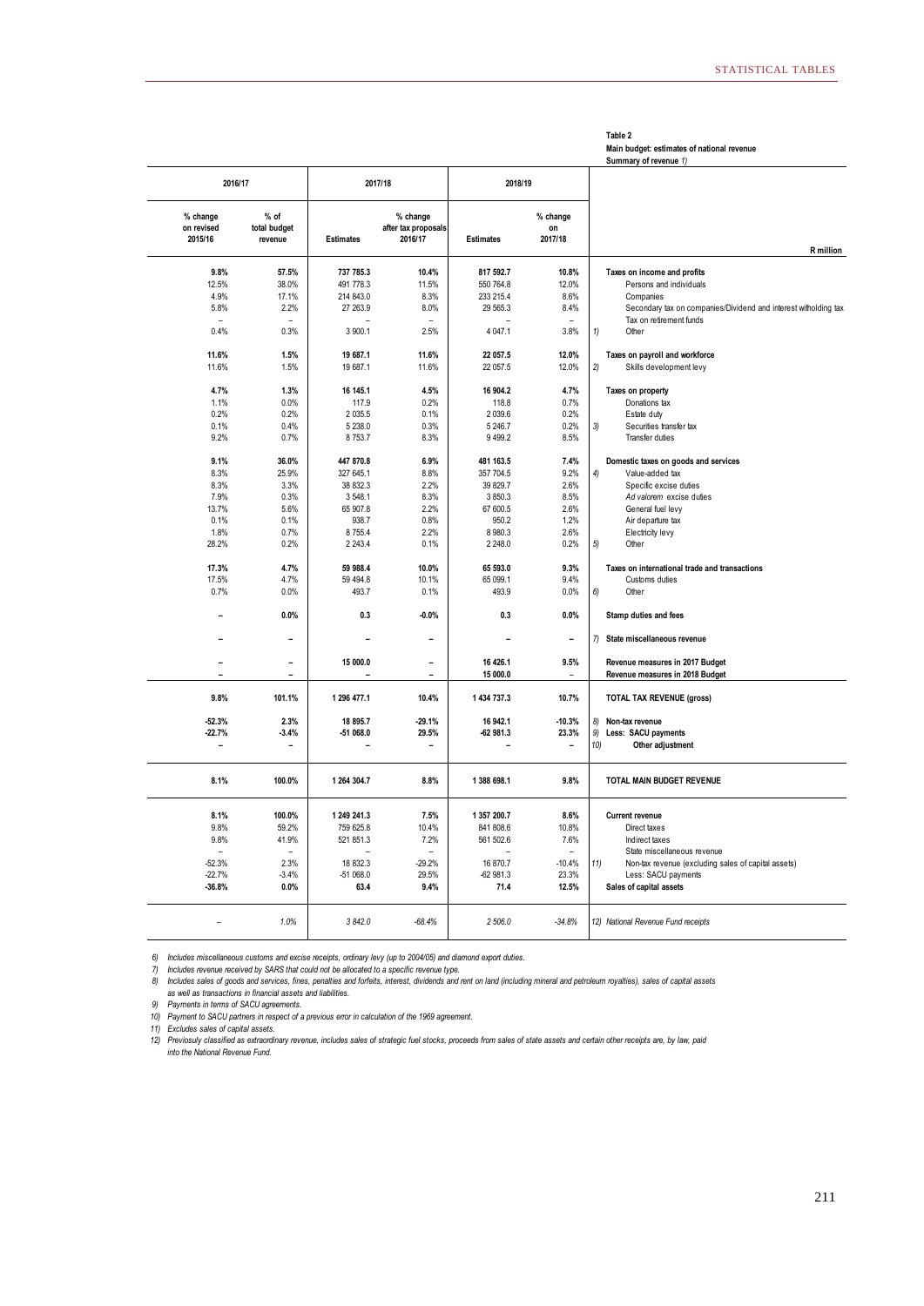**Table 2**
**Main budget: estimates of national revenue**
**Summary of revenue** *1)*

| 2016/17 | | 2017/18 | | 2018/19 | | | R million |
|---|---|---|---|---|---|---|---|
| % change on revised 2015/16 | % of total budget revenue | Estimates | % change after tax proposals 2016/17 | Estimates | % change on 2017/18 | | |
| **9.8%** | **57.5%** | **737 785.3** | **10.4%** | **817 592.7** | **10.8%** | | **Taxes on income and profits** |
| 12.5% | 38.0% | 491 778.3 | 11.5% | 550 764.8 | 12.0% | | Persons and individuals |
| 4.9% | 17.1% | 214 843.0 | 8.3% | 233 215.4 | 8.6% | | Companies |
| 5.8% | 2.2% | 27 263.9 | 8.0% | 29 565.3 | 8.4% | | Secondary tax on companies/Dividend and interest witholding tax |
| – | – | – | – | – | – | | Tax on retirement funds |
| 0.4% | 0.3% | 3 900.1 | 2.5% | 4 047.1 | 3.8% | 1) | Other |
| **11.6%** | **1.5%** | **19 687.1** | **11.6%** | **22 057.5** | **12.0%** | | **Taxes on payroll and workforce** |
| 11.6% | 1.5% | 19 687.1 | 11.6% | 22 057.5 | 12.0% | 2) | Skills development levy |
| **4.7%** | **1.3%** | **16 145.1** | **4.5%** | **16 904.2** | **4.7%** | | **Taxes on property** |
| 1.1% | 0.0% | 117.9 | 0.2% | 118.8 | 0.7% | | Donations tax |
| 0.2% | 0.2% | 2 035.5 | 0.1% | 2 039.6 | 0.2% | | Estate duty |
| 0.1% | 0.4% | 5 238.0 | 0.3% | 5 246.7 | 0.2% | 3) | Securities transfer tax |
| 9.2% | 0.7% | 8 753.7 | 8.3% | 9 499.2 | 8.5% | | Transfer duties |
| **9.1%** | **36.0%** | **447 870.8** | **6.9%** | **481 163.5** | **7.4%** | | **Domestic taxes on goods and services** |
| 8.3% | 25.9% | 327 645.1 | 8.8% | 357 704.5 | 9.2% | 4) | Value-added tax |
| 8.3% | 3.3% | 38 832.3 | 2.2% | 39 829.7 | 2.6% | | Specific excise duties |
| 7.9% | 0.3% | 3 548.1 | 8.3% | 3 850.3 | 8.5% | | *Ad valorem* excise duties |
| 13.7% | 5.6% | 65 907.8 | 2.2% | 67 600.5 | 2.6% | | General fuel levy |
| 0.1% | 0.1% | 938.7 | 0.8% | 950.2 | 1.2% | | Air departure tax |
| 1.8% | 0.7% | 8 755.4 | 2.2% | 8 980.3 | 2.6% | | Electricity levy |
| 28.2% | 0.2% | 2 243.4 | 0.1% | 2 248.0 | 0.2% | 5) | Other |
| **17.3%** | **4.7%** | **59 988.4** | **10.0%** | **65 593.0** | **9.3%** | | **Taxes on international trade and transactions** |
| 17.5% | 4.7% | 59 494.8 | 10.1% | 65 099.1 | 9.4% | | Customs duties |
| 0.7% | 0.0% | 493.7 | 0.1% | 493.9 | 0.0% | 6) | Other |
| **–** | **0.0%** | **0.3** | **-0.0%** | **0.3** | **0.0%** | | **Stamp duties and fees** |
| **–** | **–** | **–** | **–** | **–** | **–** | 7) | **State miscellaneous revenue** |
| **–** | **–** | **15 000.0** | **–** | **16 426.1** | **9.5%** | | **Revenue measures in 2017 Budget** |
| **–** | **–** | **–** | **–** | **15 000.0** | – | | **Revenue measures in 2018 Budget** |
| **9.8%** | **101.1%** | **1 296 477.1** | **10.4%** | **1 434 737.3** | **10.7%** | | **TOTAL TAX REVENUE (gross)** |
| **-52.3%** | **2.3%** | **18 895.7** | **-29.1%** | **16 942.1** | **-10.3%** | 8) | **Non-tax revenue** |
| **-22.7%** | **-3.4%** | **-51 068.0** | **29.5%** | **-62 981.3** | **23.3%** | 9) | **Less: SACU payments** |
| **–** | **–** | **–** | **–** | **–** | **–** | 10) | **Other adjustment** |
| **8.1%** | **100.0%** | **1 264 304.7** | **8.8%** | **1 388 698.1** | **9.8%** | | **TOTAL MAIN BUDGET REVENUE** |
| **8.1%** | **100.0%** | **1 249 241.3** | **7.5%** | **1 357 200.7** | **8.6%** | | **Current revenue** |
| 9.8% | 59.2% | 759 625.8 | 10.4% | 841 808.6 | 10.8% | | Direct taxes |
| 9.8% | 41.9% | 521 851.3 | 7.2% | 561 502.6 | 7.6% | | Indirect taxes |
| – | – | – | – | – | – | | State miscellaneous revenue |
| -52.3% | 2.3% | 18 832.3 | -29.2% | 16 870.7 | -10.4% | 11) | Non-tax revenue (excluding sales of capital assets) |
| -22.7% | -3.4% | -51 068.0 | 29.5% | -62 981.3 | 23.3% | | Less: SACU payments |
| **-36.8%** | **0.0%** | **63.4** | **9.4%** | **71.4** | **12.5%** | | **Sales of capital assets** |
| *–* | *1.0%* | *3 842.0* | *-68.4%* | *2 506.0* | *-34.8%* | *12)* | *National Revenue Fund receipts* |

*6) Includes miscellaneous customs and excise receipts, ordinary levy (up to 2004/05) and diamond export duties.*
*7) Includes revenue received by SARS that could not be allocated to a specific revenue type.*
*8) Includes sales of goods and services, fines, penalties and forfeits, interest, dividends and rent on land (including mineral and petroleum royalties), sales of capital assets as well as transactions in financial assets and liabilities.*
*9) Payments in terms of SACU agreements.*
*10) Payment to SACU partners in respect of a previous error in calculation of the 1969 agreement.*
*11) Excludes sales of capital assets.*
*12) Previosuly classified as extraordinary revenue, includes sales of strategic fuel stocks, proceeds from sales of state assets and certain other receipts are, by law, paid into the National Revenue Fund.*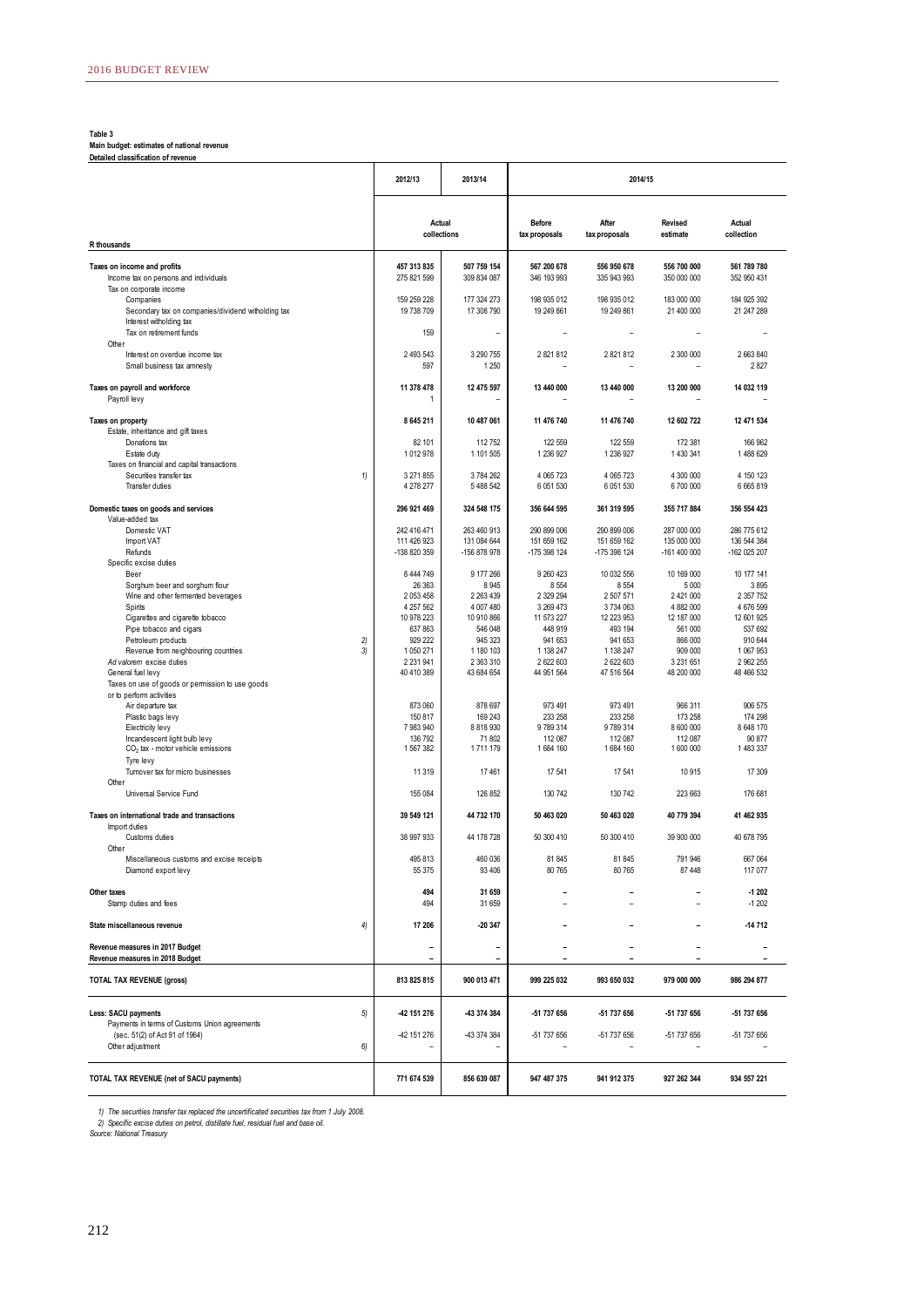**Table 3**
**Main budget: estimates of national revenue**
**Detailed classification of revenue**

| R thousands | | 2012/13 | 2013/14 | 2014/15 | | | |
|---|---|---|---|---|---|---|---|
| | | Actual collections | | Before tax proposals | After tax proposals | Revised estimate | Actual collection |
| **Taxes on income and profits** | | **457 313 835** | **507 759 154** | **567 200 678** | **556 950 678** | **556 700 000** | **561 789 780** |
| Income tax on persons and individuals | | 275 821 599 | 309 834 087 | 346 193 993 | 335 943 993 | 350 000 000 | 352 950 431 |
| Tax on corporate income | | | | | | | |
| Companies | | 159 259 228 | 177 324 273 | 198 935 012 | 198 935 012 | 183 000 000 | 184 925 392 |
| Secondary tax on companies/dividend witholding tax | | 19 738 709 | 17 308 790 | 19 249 861 | 19 249 861 | 21 400 000 | 21 247 289 |
| Interest witholding tax | | | | | | | |
| Tax on retirement funds | | 159 | – | – | – | – | – |
| Other | | | | | | | |
| Interest on overdue income tax | | 2 493 543 | 3 290 755 | 2 821 812 | 2 821 812 | 2 300 000 | 2 663 840 |
| Small business tax amnesty | | 597 | 1 250 | – | – | – | 2 827 |
| **Taxes on payroll and workforce** | | **11 378 478** | **12 475 597** | **13 440 000** | **13 440 000** | **13 200 000** | **14 032 119** |
| Payroll levy | | 1 | – | – | – | – | – |
| **Taxes on property** | | **8 645 211** | **10 487 061** | **11 476 740** | **11 476 740** | **12 602 722** | **12 471 534** |
| Estate, inheritance and gift taxes | | | | | | | |
| Donations tax | | 82 101 | 112 752 | 122 559 | 122 559 | 172 381 | 166 962 |
| Estate duty | | 1 012 978 | 1 101 505 | 1 236 927 | 1 236 927 | 1 430 341 | 1 488 629 |
| Taxes on financial and capital transactions | | | | | | | |
| Securities transfer tax | 1) | 3 271 855 | 3 784 262 | 4 065 723 | 4 065 723 | 4 300 000 | 4 150 123 |
| Transfer duties | | 4 278 277 | 5 488 542 | 6 051 530 | 6 051 530 | 6 700 000 | 6 665 819 |
| **Domestic taxes on goods and services** | | **296 921 469** | **324 548 175** | **356 644 595** | **361 319 595** | **355 717 884** | **356 554 423** |
| Value-added tax | | | | | | | |
| Domestic VAT | | 242 416 471 | 263 460 913 | 290 899 006 | 290 899 006 | 287 000 000 | 286 775 612 |
| Import VAT | | 111 426 923 | 131 084 644 | 151 659 162 | 151 659 162 | 135 000 000 | 136 544 384 |
| Refunds | | -138 820 359 | -156 878 978 | -175 398 124 | -175 398 124 | -161 400 000 | -162 025 207 |
| Specific excise duties | | | | | | | |
| Beer | | 8 444 749 | 9 177 266 | 9 260 423 | 10 032 556 | 10 169 000 | 10 177 141 |
| Sorghum beer and sorghum flour | | 26 363 | 8 945 | 8 554 | 8 554 | 5 000 | 3 895 |
| Wine and other fermented beverages | | 2 053 458 | 2 263 439 | 2 329 294 | 2 507 571 | 2 421 000 | 2 357 752 |
| Spirits | | 4 257 562 | 4 007 480 | 3 269 473 | 3 734 063 | 4 882 000 | 4 676 599 |
| Cigarettes and cigarette tobacco | | 10 978 223 | 10 910 866 | 11 573 227 | 12 223 953 | 12 187 000 | 12 601 925 |
| Pipe tobacco and cigars | | 637 863 | 546 048 | 448 919 | 493 194 | 561 000 | 537 692 |
| Petroleum products | 2) | 929 222 | 945 323 | 941 653 | 941 653 | 866 000 | 910 644 |
| Revenue from neighbouring countries | 3) | 1 050 271 | 1 180 103 | 1 138 247 | 1 138 247 | 909 000 | 1 067 953 |
| *Ad valorem* excise duties | | 2 231 941 | 2 363 310 | 2 622 603 | 2 622 603 | 3 231 651 | 2 962 255 |
| General fuel levy | | 40 410 389 | 43 684 654 | 44 951 564 | 47 516 564 | 48 200 000 | 48 466 532 |
| Taxes on use of goods or permission to use goods or to perform activities | | | | | | | |
| Air departure tax | | 873 060 | 878 697 | 973 491 | 973 491 | 966 311 | 906 575 |
| Plastic bags levy | | 150 817 | 169 243 | 233 258 | 233 258 | 173 258 | 174 298 |
| Electricity levy | | 7 983 940 | 8 818 930 | 9 789 314 | 9 789 314 | 8 600 000 | 8 648 170 |
| Incandescent light bulb levy | | 136 792 | 71 802 | 112 087 | 112 087 | 112 087 | 90 877 |
| $CO_2$ tax - motor vehicle emissions | | 1 567 382 | 1 711 179 | 1 684 160 | 1 684 160 | 1 600 000 | 1 483 337 |
| Tyre levy | | | | | | | |
| Turnover tax for micro businesses | | 11 319 | 17 461 | 17 541 | 17 541 | 10 915 | 17 309 |
| Other | | | | | | | |
| Universal Service Fund | | 155 084 | 126 852 | 130 742 | 130 742 | 223 663 | 176 681 |
| **Taxes on international trade and transactions** | | **39 549 121** | **44 732 170** | **50 463 020** | **50 463 020** | **40 779 394** | **41 462 935** |
| Import duties | | | | | | | |
| Customs duties | | 38 997 933 | 44 178 728 | 50 300 410 | 50 300 410 | 39 900 000 | 40 678 795 |
| Other | | | | | | | |
| Miscellaneous customs and excise receipts | | 495 813 | 460 036 | 81 845 | 81 845 | 791 946 | 667 064 |
| Diamond export levy | | 55 375 | 93 406 | 80 765 | 80 765 | 87 448 | 117 077 |
| **Other taxes** | | **494** | **31 659** | **–** | **–** | **–** | **-1 202** |
| Stamp duties and fees | | 494 | 31 659 | – | – | – | -1 202 |
| **State miscellaneous revenue** | 4) | **17 206** | **-20 347** | **–** | **–** | **–** | **-14 712** |
| **Revenue measures in 2017 Budget** | | – | – | – | – | – | – |
| **Revenue measures in 2018 Budget** | | – | – | – | – | – | – |
| **TOTAL TAX REVENUE (gross)** | | **813 825 815** | **900 013 471** | **999 225 032** | **993 650 032** | **979 000 000** | **986 294 877** |
| **Less: SACU payments** | 5) | **-42 151 276** | **-43 374 384** | **-51 737 656** | **-51 737 656** | **-51 737 656** | **-51 737 656** |
| Payments in terms of Customs Union agreements (sec. 51(2) of Act 91 of 1964) | | -42 151 276 | -43 374 384 | -51 737 656 | -51 737 656 | -51 737 656 | -51 737 656 |
| Other adjustment | 6) | – | – | – | – | – | – |
| **TOTAL TAX REVENUE (net of SACU payments)** | | **771 674 539** | **856 639 087** | **947 487 375** | **941 912 375** | **927 262 344** | **934 557 221** |

*1) The securities transfer tax replaced the uncertificated securities tax from 1 July 2008.*
*2) Specific excise duties on petrol, distillate fuel, residual fuel and base oil.*
*Source: National Treasury*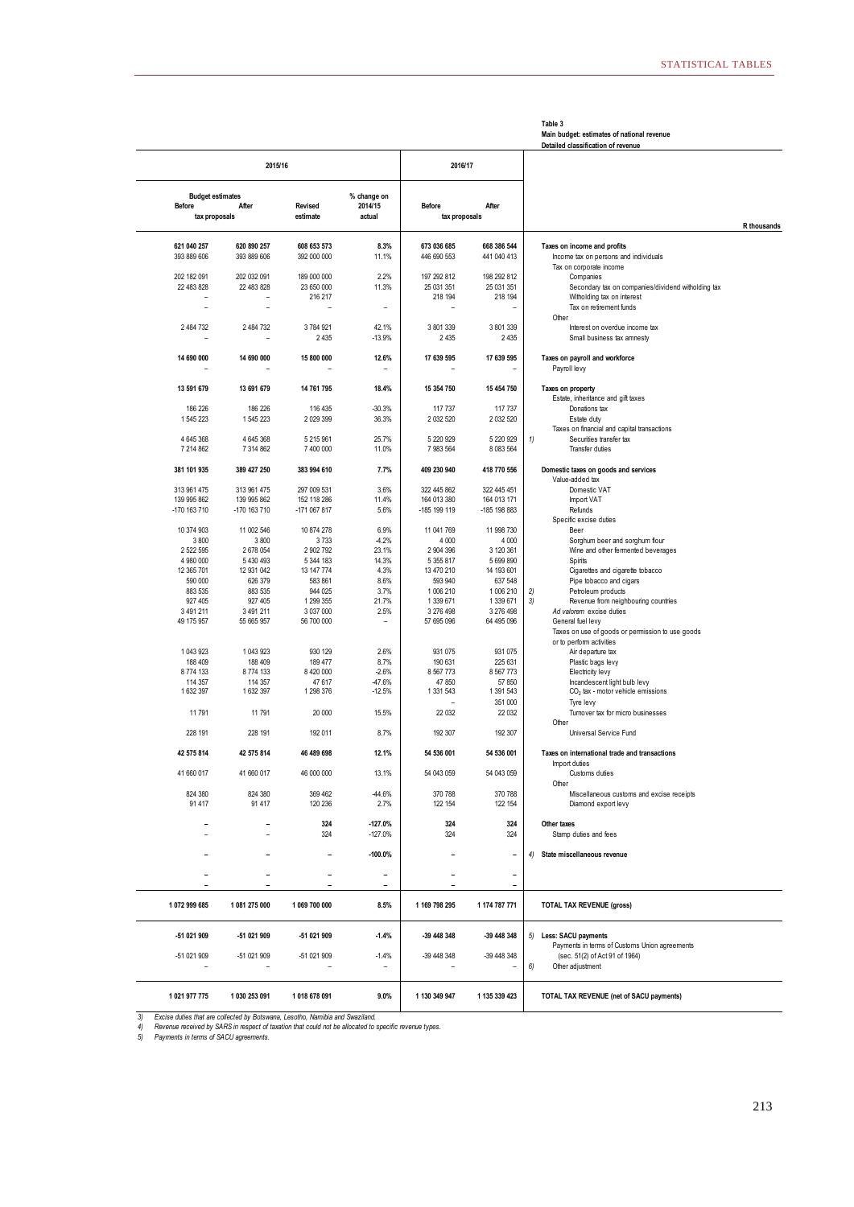**Table 3**
**Main budget: estimates of national revenue**
**Detailed classification of revenue**

| 2015/16 | | | | 2016/17 | | | |
|---|---|---|---|---|---|---|---|
| Budget estimates Before tax proposals | Budget estimates After tax proposals | Revised estimate | % change on 2014/15 actual | Before tax proposals | After tax proposals | | R thousands |
| **621 040 257** | **620 890 257** | **608 653 573** | **8.3%** | **673 036 685** | **668 386 544** | | **Taxes on income and profits** |
| 393 889 606 | 393 889 606 | 392 000 000 | 11.1% | 446 690 553 | 441 040 413 | | Income tax on persons and individuals |
| | | | | | | | Tax on corporate income |
| 202 182 091 | 202 032 091 | 189 000 000 | 2.2% | 197 292 812 | 198 292 812 | | Companies |
| 22 483 828 | 22 483 828 | 23 650 000 | 11.3% | 25 031 351 | 25 031 351 | | Secondary tax on companies/dividend witholding tax |
| – | – | 216 217 | | 218 194 | 218 194 | | Withholding tax on interest |
| – | – | – | – | – | – | | Tax on retirement funds |
| | | | | | | | Other |
| 2 484 732 | 2 484 732 | 3 784 921 | 42.1% | 3 801 339 | 3 801 339 | | Interest on overdue income tax |
| – | – | 2 435 | -13.9% | 2 435 | 2 435 | | Small business tax amnesty |
| **14 690 000** | **14 690 000** | **15 800 000** | **12.6%** | **17 639 595** | **17 639 595** | | **Taxes on payroll and workforce** |
| – | – | – | – | – | – | | Payroll levy |
| **13 591 679** | **13 691 679** | **14 761 795** | **18.4%** | **15 354 750** | **15 454 750** | | **Taxes on property** |
| | | | | | | | Estate, inheritance and gift taxes |
| 186 226 | 186 226 | 116 435 | -30.3% | 117 737 | 117 737 | | Donations tax |
| 1 545 223 | 1 545 223 | 2 029 399 | 36.3% | 2 032 520 | 2 032 520 | | Estate duty |
| | | | | | | | Taxes on financial and capital transactions |
| 4 645 368 | 4 645 368 | 5 215 961 | 25.7% | 5 220 929 | 5 220 929 | 1) | Securities transfer tax |
| 7 214 862 | 7 314 862 | 7 400 000 | 11.0% | 7 983 564 | 8 083 564 | | Transfer duties |
| **381 101 935** | **389 427 250** | **383 994 610** | **7.7%** | **409 230 940** | **418 770 556** | | **Domestic taxes on goods and services** |
| | | | | | | | Value-added tax |
| 313 961 475 | 313 961 475 | 297 009 531 | 3.6% | 322 445 862 | 322 445 451 | | Domestic VAT |
| 139 995 862 | 139 995 862 | 152 118 286 | 11.4% | 164 013 380 | 164 013 171 | | Import VAT |
| -170 163 710 | -170 163 710 | -171 067 817 | 5.6% | -185 199 119 | -185 198 883 | | Refunds |
| | | | | | | | Specific excise duties |
| 10 374 903 | 11 002 546 | 10 874 278 | 6.9% | 11 041 769 | 11 998 730 | | Beer |
| 3 800 | 3 800 | 3 733 | -4.2% | 4 000 | 4 000 | | Sorghum beer and sorghum flour |
| 2 522 595 | 2 678 054 | 2 902 792 | 23.1% | 2 904 396 | 3 120 361 | | Wine and other fermented beverages |
| 4 980 000 | 5 430 493 | 5 344 183 | 14.3% | 5 355 817 | 5 699 890 | | Spirits |
| 12 365 701 | 12 931 042 | 13 147 774 | 4.3% | 13 470 210 | 14 193 601 | | Cigarettes and cigarette tobacco |
| 590 000 | 626 379 | 583 861 | 8.6% | 593 940 | 637 548 | | Pipe tobacco and cigars |
| 883 535 | 883 535 | 944 025 | 3.7% | 1 006 210 | 1 006 210 | 2) | Petroleum products |
| 927 405 | 927 405 | 1 299 355 | 21.7% | 1 339 671 | 1 339 671 | 3) | Revenue from neighbouring countries |
| 3 491 211 | 3 491 211 | 3 037 000 | 2.5% | 3 276 498 | 3 276 498 | | *Ad valorem* excise duties |
| 49 175 957 | 55 665 957 | 56 700 000 | – | 57 695 096 | 64 495 096 | | General fuel levy |
| | | | | | | | Taxes on use of goods or permission to use goods or to perform activities |
| 1 043 923 | 1 043 923 | 930 129 | 2.6% | 931 075 | 931 075 | | Air departure tax |
| 188 409 | 188 409 | 189 477 | 8.7% | 190 631 | 225 631 | | Plastic bags levy |
| 8 774 133 | 8 774 133 | 8 420 000 | -2.6% | 8 567 773 | 8 567 773 | | Electricity levy |
| 114 357 | 114 357 | 47 617 | -47.6% | 47 850 | 57 850 | | Incandescent light bulb levy |
| 1 632 397 | 1 632 397 | 1 298 376 | -12.5% | 1 331 543 | 1 391 543 | | $CO_2$ tax - motor vehicle emissions |
| | | | | – | 351 000 | | Tyre levy |
| 11 791 | 11 791 | 20 000 | 15.5% | 22 032 | 22 032 | | Turnover tax for micro businesses |
| | | | | | | | Other |
| 228 191 | 228 191 | 192 011 | 8.7% | 192 307 | 192 307 | | Universal Service Fund |
| **42 575 814** | **42 575 814** | **46 489 698** | **12.1%** | **54 536 001** | **54 536 001** | | **Taxes on international trade and transactions** |
| | | | | | | | Import duties |
| 41 660 017 | 41 660 017 | 46 000 000 | 13.1% | 54 043 059 | 54 043 059 | | Customs duties |
| | | | | | | | Other |
| 824 380 | 824 380 | 369 462 | -44.6% | 370 788 | 370 788 | | Miscellaneous customs and excise receipts |
| 91 417 | 91 417 | 120 236 | 2.7% | 122 154 | 122 154 | | Diamond export levy |
| **–** | **–** | **324** | **-127.0%** | **324** | **324** | | **Other taxes** |
| – | – | 324 | -127.0% | 324 | 324 | | Stamp duties and fees |
| **–** | **–** | **–** | **-100.0%** | **–** | **–** | 4) | **State miscellaneous revenue** |
| – | – | – | – | – | – | | |
| – | – | – | – | – | – | | |
| **1 072 999 685** | **1 081 275 000** | **1 069 700 000** | **8.5%** | **1 169 798 295** | **1 174 787 771** | | **TOTAL TAX REVENUE (gross)** |
| **-51 021 909** | **-51 021 909** | **-51 021 909** | **-1.4%** | **-39 448 348** | **-39 448 348** | 5) | **Less: SACU payments** |
| | | | | | | | Payments in terms of Customs Union agreements |
| -51 021 909 | -51 021 909 | -51 021 909 | -1.4% | -39 448 348 | -39 448 348 | | (sec. 51(2) of Act 91 of 1964) |
| – | – | – | – | – | – | 6) | Other adjustment |
| **1 021 977 775** | **1 030 253 091** | **1 018 678 091** | **9.0%** | **1 130 349 947** | **1 135 339 423** | | **TOTAL TAX REVENUE (net of SACU payments)** |

*3) Excise duties that are collected by Botswana, Lesotho, Namibia and Swaziland.*
*4) Revenue received by SARS in respect of taxation that could not be allocated to specific revenue types.*
*5) Payments in terms of SACU agreements.*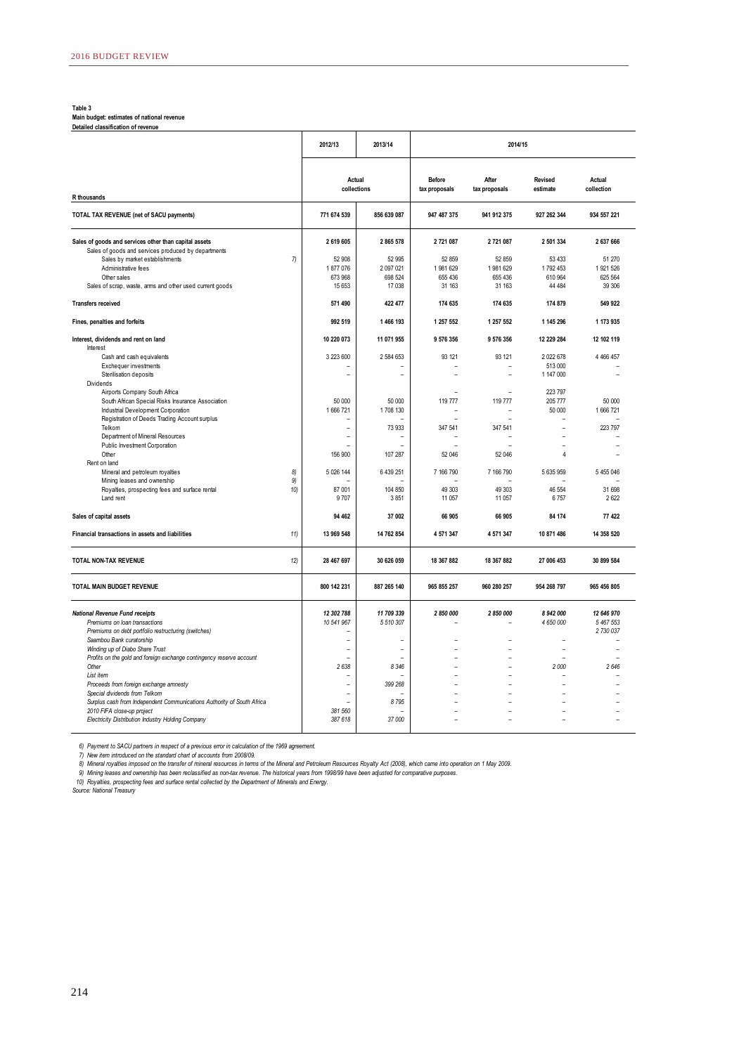**Table 3**
**Main budget: estimates of national revenue**
**Detailed classification of revenue**

| R thousands | | 2012/13 | 2013/14 | 2014/15 | | | |
|---|---|---|---|---|---|---|---|
| | | Actual collections | | Before tax proposals | After tax proposals | Revised estimate | Actual collection |
| **TOTAL TAX REVENUE (net of SACU payments)** | | **771 674 539** | **856 639 087** | **947 487 375** | **941 912 375** | **927 262 344** | **934 557 221** |
| **Sales of goods and services other than capital assets** | | **2 619 605** | **2 865 578** | **2 721 087** | **2 721 087** | **2 501 334** | **2 637 666** |
| Sales of goods and services produced by departments | | | | | | | |
| Sales by market establishments | 7) | 52 908 | 52 995 | 52 859 | 52 859 | 53 433 | 51 270 |
| Administrative fees | | 1 877 076 | 2 097 021 | 1 981 629 | 1 981 629 | 1 792 453 | 1 921 526 |
| Other sales | | 673 968 | 698 524 | 655 436 | 655 436 | 610 964 | 625 564 |
| Sales of scrap, waste, arms and other used current goods | | 15 653 | 17 038 | 31 163 | 31 163 | 44 484 | 39 306 |
| **Transfers received** | | **571 490** | **422 477** | **174 635** | **174 635** | **174 879** | **549 922** |
| **Fines, penalties and forfeits** | | **992 519** | **1 466 193** | **1 257 552** | **1 257 552** | **1 145 296** | **1 173 935** |
| **Interest, dividends and rent on land** | | **10 220 073** | **11 071 955** | **9 576 356** | **9 576 356** | **12 229 284** | **12 102 119** |
| Interest | | | | | | | |
| Cash and cash equivalents | | 3 223 600 | 2 584 653 | 93 121 | 93 121 | 2 022 678 | 4 466 457 |
| Exchequer investments | | – | – | – | – | 513 000 | – |
| Sterilisation deposits | | – | – | – | – | 1 147 000 | – |
| Dividends | | | | | | | |
| Airports Company South Africa | | | | – | – | 223 797 | |
| South African Special Risks Insurance Association | | 50 000 | 50 000 | 119 777 | 119 777 | 205 777 | 50 000 |
| Industrial Development Corporation | | 1 666 721 | 1 708 130 | – | – | 50 000 | 1 666 721 |
| Registration of Deeds Trading Account surplus | | – | – | – | – | – | – |
| Telkom | | – | 73 933 | 347 541 | 347 541 | – | 223 797 |
| Department of Mineral Resources | | – | – | – | – | – | – |
| Public Investment Corporation | | – | – | – | – | – | – |
| Other | | 156 900 | 107 287 | 52 046 | 52 046 | 4 | – |
| Rent on land | | | | | | | |
| Mineral and petroleum royalties | 8) | 5 026 144 | 6 439 251 | 7 166 790 | 7 166 790 | 5 635 959 | 5 455 046 |
| Mining leases and ownership | 9) | – | – | – | – | – | – |
| Royalties, prospecting fees and surface rental | 10) | 87 001 | 104 850 | 49 303 | 49 303 | 46 554 | 31 698 |
| Land rent | | 9 707 | 3 851 | 11 057 | 11 057 | 6 757 | 2 622 |
| **Sales of capital assets** | | **94 462** | **37 002** | **66 905** | **66 905** | **84 174** | **77 422** |
| **Financial transactions in assets and liabilities** | 11) | **13 969 548** | **14 762 854** | **4 571 347** | **4 571 347** | **10 871 486** | **14 358 520** |
| **TOTAL NON-TAX REVENUE** | 12) | **28 467 697** | **30 626 059** | **18 367 882** | **18 367 882** | **27 006 453** | **30 899 584** |
| **TOTAL MAIN BUDGET REVENUE** | | **800 142 231** | **887 265 140** | **965 855 257** | **960 280 257** | **954 268 797** | **965 456 805** |
| ***National Revenue Fund receipts*** | | ***12 302 788*** | ***11 709 339*** | ***2 850 000*** | ***2 850 000*** | ***8 942 000*** | ***12 646 970*** |
| *Premiums on loan transactions* | | *10 541 967* | *5 510 307* | – | – | *4 650 000* | *5 467 553* |
| *Premiums on debt portfolio restructuring (switches)* | | – | | | | | *2 730 037* |
| *Saambou Bank curatorship* | | – | – | – | – | – | – |
| *Winding up of Diabo Share Trust* | | – | – | – | – | – | – |
| *Profits on the gold and foreign exchange contingency reserve account* | | – | – | – | – | – | – |
| *Other* | | *2 638* | *8 346* | – | – | *2 000* | *2 646* |
| *List item* | | – | – | – | – | – | – |
| *Proceeds from foreign exchange amnesty* | | – | *399 268* | – | – | – | – |
| *Special dividends from Telkom* | | – | – | – | – | – | – |
| *Surplus cash from Independent Communications Authority of South Africa* | | – | *8 795* | – | – | – | – |
| *2010 FIFA close-up project* | | *381 560* | – | – | – | – | – |
| *Electricity Distribution Industry Holding Company* | | *387 618* | *37 000* | – | – | – | – |

*6) Payment to SACU partners in respect of a previous error in calculation of the 1969 agreement.*
*7) New item introduced on the standard chart of accounts from 2008/09.*
*8) Mineral royalties imposed on the transfer of mineral resources in terms of the Mineral and Petroleum Resources Royalty Act (2008), which came into operation on 1 May 2009.*
*9) Mining leases and ownership has been reclassified as non-tax revenue. The historical years from 1998/99 have been adjusted for comparative purposes.*
*10) Royalties, prospecting fees and surface rental collected by the Department of Minerals and Energy.*
*Source: National Treasury*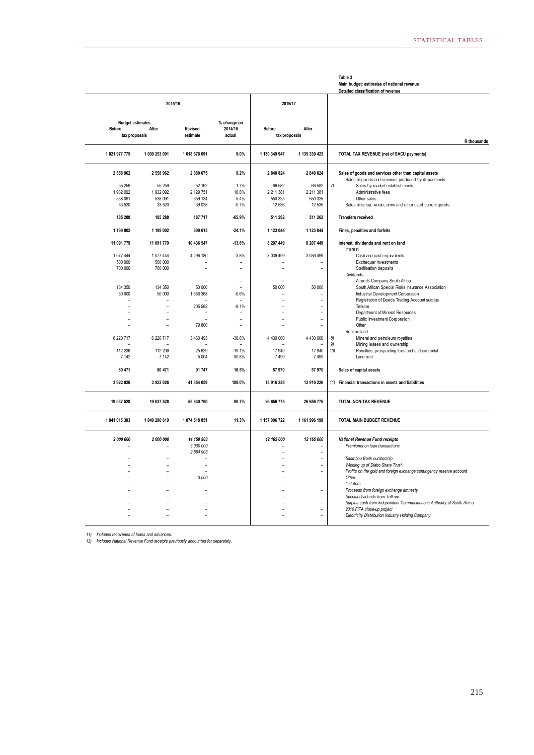**Table 3**
**Main budget: estimates of national revenue**
**Detailed classification of revenue**

| 2015/16 | | | | 2016/17 | | | |
|---|---|---|---|---|---|---|---|
| Budget estimates | | Revised estimate | % change on 2014/15 actual | Before | After | | |
| Before | After | | | tax proposals | | | |
| tax proposals | | | | | | | R thousands |
| **1 021 977 775** | **1 030 253 091** | **1 018 678 091** | **9.0%** | **1 130 349 947** | **1 135 339 423** | | **TOTAL TAX REVENUE (net of SACU payments)** |
| **2 558 962** | **2 558 962** | **2 880 075** | **9.2%** | **2 840 824** | **2 840 824** | | **Sales of goods and services other than capital assets** |
| | | | | | | | Sales of goods and services produced by departments |
| 55 259 | 55 259 | 52 162 | 1.7% | 66 582 | 66 582 | 7) | Sales by market establishments |
| 1 932 092 | 1 932 092 | 2 129 751 | 10.8% | 2 211 381 | 2 211 381 | | Administrative fees |
| 538 091 | 538 091 | 659 134 | 5.4% | 550 325 | 550 325 | | Other sales |
| 33 520 | 33 520 | 39 028 | -0.7% | 12 536 | 12 536 | | Sales of scrap, waste, arms and other used current goods |
| **185 288** | **185 288** | **187 717** | **-65.9%** | **511 262** | **511 262** | | **Transfers received** |
| **1 199 002** | **1 199 002** | **890 615** | **-24.1%** | **1 123 044** | **1 123 044** | | **Fines, penalties and forfeits** |
| **11 091 779** | **11 091 779** | **10 436 547** | **-13.8%** | **8 207 449** | **8 207 449** | | **Interest, dividends and rent on land** |
| | | | | | | | Interest |
| 1 077 444 | 1 077 444 | 4 296 180 | -3.8% | 3 036 499 | 3 036 499 | | Cash and cash equivalents |
| 500 000 | 500 000 | – | – | – | – | | Exchequer investments |
| 700 000 | 700 000 | – | – | – | – | | Sterilisation deposits |
| | | | | | | | Dividends |
| – | – | – | – | – | – | | Airports Company South Africa |
| 134 350 | 134 350 | 50 000 | – | 50 000 | 50 000 | | South African Special Risks Insurance Association |
| 50 000 | 50 000 | 1 656 368 | -0.6% | – | – | | Industrial Development Corporation |
| – | – | – | – | – | – | | Registration of Deeds Trading Account surplus |
| – | – | 205 562 | -8.1% | – | – | | Telkom |
| – | – | – | – | – | – | | Department of Mineral Resources |
| – | – | – | – | – | – | | Public Investment Corporation |
| – | – | 79 800 | – | – | – | | Other |
| | | | | | | | Rent on land |
| 6 220 717 | 6 220 717 | 3 460 493 | -36.6% | 4 430 000 | 4 430 000 | 8) | Mineral and petroleum royalties |
| – | – | – | – | – | – | 9) | Mining leases and ownership |
| 112 236 | 112 236 | 25 629 | -19.1% | 17 940 | 17 940 | 10) | Royalties, prospecting fees and surface rental |
| 7 142 | 7 142 | 5 004 | 90.8% | 7 499 | 7 499 | | Land rent |
| **80 471** | **80 471** | **91 747** | **18.5%** | **57 970** | **57 970** | | **Sales of capital assets** |
| **3 922 026** | **3 922 026** | **41 354 059** | **188.0%** | **13 916 226** | **13 916 226** | 11) | **Financial transactions in assets and liabilities** |
| **19 037 528** | **19 037 528** | **55 840 760** | **80.7%** | **26 656 775** | **26 656 775** | | **TOTAL NON-TAX REVENUE** |
| **1 041 015 303** | **1 049 290 619** | **1 074 518 851** | **11.3%** | **1 157 006 722** | **1 161 996 198** | | **TOTAL MAIN BUDGET REVENUE** |
| ***2 000 000*** | ***2 000 000*** | *14 159 903* | | ***12 165 000*** | ***12 165 000*** | | ***National Revenue Fund receipts*** |
| – | – | *3 000 000* | | – | – | | *Premiums on loan transactions* |
| | | *2 564 903* | | – | – | | |
| – | – | – | | – | – | | *Saambou Bank curatorship* |
| – | – | – | | – | – | | *Winding up of Diabo Share Trust* |
| – | – | – | | – | – | | *Profits on the gold and foreign exchange contingency reserve account* |
| – | – | *3 000* | | – | – | | *Other* |
| – | – | – | | – | – | | *List item* |
| – | – | – | | – | – | | *Proceeds from foreign exchange amnesty* |
| – | – | – | | – | – | | *Special dividends from Telkom* |
| – | – | – | | – | – | | *Surplus cash from Independent Communications Authority of South Africa* |
| – | – | – | | – | – | | *2010 FIFA close-up project* |
| – | – | – | | – | – | | *Electricity Distribution Industry Holding Company* |

*11) Includes recoveries of loans and advances.*
*12) Includes National Revenue Fund receipts previously accounted for separately.*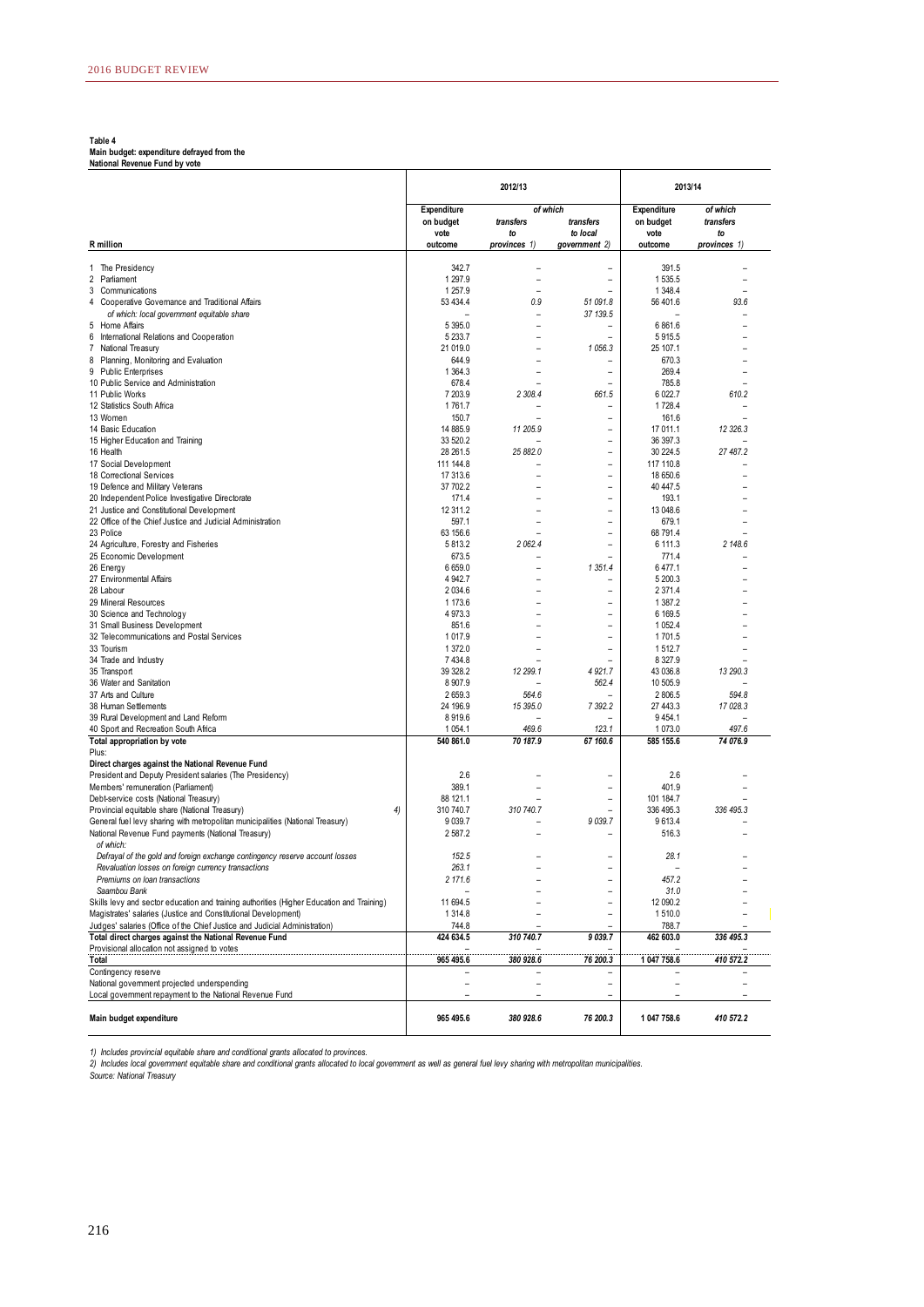**Table 4**
**Main budget: expenditure defrayed from the National Revenue Fund by vote**

| R million | 2012/13 | | | 2013/14 | |
|---|---|---|---|---|---|
| | Expenditure on budget vote outcome | *of which* transfers to provinces 1) | *of which* transfers to local government 2) | Expenditure on budget vote outcome | *of which* transfers to provinces 1) |
| 1 The Presidency | 342.7 | – | – | 391.5 | – |
| 2 Parliament | 1 297.9 | – | – | 1 535.5 | – |
| 3 Communications | 1 257.9 | – | – | 1 348.4 | – |
| 4 Cooperative Governance and Traditional Affairs | 53 434.4 | *0.9* | *51 091.8* | 56 401.6 | *93.6* |
| *of which: local government equitable share* | – | – | *37 139.5* | – | – |
| 5 Home Affairs | 5 395.0 | – | – | 6 861.6 | – |
| 6 International Relations and Cooperation | 5 233.7 | – | – | 5 915.5 | – |
| 7 National Treasury | 21 019.0 | – | *1 056.3* | 25 107.1 | – |
| 8 Planning, Monitoring and Evaluation | 644.9 | – | – | 670.3 | – |
| 9 Public Enterprises | 1 364.3 | – | – | 269.4 | – |
| 10 Public Service and Administration | 678.4 | – | – | 785.8 | – |
| 11 Public Works | 7 203.9 | *2 308.4* | *661.5* | 6 022.7 | *610.2* |
| 12 Statistics South Africa | 1 761.7 | – | – | 1 728.4 | – |
| 13 Women | 150.7 | – | – | 161.6 | – |
| 14 Basic Education | 14 885.9 | *11 205.9* | – | 17 011.1 | *12 326.3* |
| 15 Higher Education and Training | 33 520.2 | – | – | 36 397.3 | – |
| 16 Health | 28 261.5 | *25 882.0* | – | 30 224.5 | *27 487.2* |
| 17 Social Development | 111 144.8 | – | – | 117 110.8 | – |
| 18 Correctional Services | 17 313.6 | – | – | 18 650.6 | – |
| 19 Defence and Military Veterans | 37 702.2 | – | – | 40 447.5 | – |
| 20 Independent Police Investigative Directorate | 171.4 | – | – | 193.1 | – |
| 21 Justice and Constitutional Development | 12 311.2 | – | – | 13 048.6 | – |
| 22 Office of the Chief Justice and Judicial Administration | 597.1 | – | – | 679.1 | – |
| 23 Police | 63 156.6 | – | – | 68 791.4 | – |
| 24 Agriculture, Forestry and Fisheries | 5 813.2 | *2 062.4* | – | 6 111.3 | *2 148.6* |
| 25 Economic Development | 673.5 | – | – | 771.4 | – |
| 26 Energy | 6 659.0 | – | *1 351.4* | 6 477.1 | – |
| 27 Environmental Affairs | 4 942.7 | – | – | 5 200.3 | – |
| 28 Labour | 2 034.6 | – | – | 2 371.4 | – |
| 29 Mineral Resources | 1 173.6 | – | – | 1 387.2 | – |
| 30 Science and Technology | 4 973.3 | – | – | 6 169.5 | – |
| 31 Small Business Development | 851.6 | – | – | 1 052.4 | – |
| 32 Telecommunications and Postal Services | 1 017.9 | – | – | 1 701.5 | – |
| 33 Tourism | 1 372.0 | – | – | 1 512.7 | – |
| 34 Trade and Industry | 7 434.8 | – | – | 8 327.9 | – |
| 35 Transport | 39 328.2 | *12 299.1* | *4 921.7* | 43 036.8 | *13 290.3* |
| 36 Water and Sanitation | 8 907.9 | – | *562.4* | 10 505.9 | – |
| 37 Arts and Culture | 2 659.3 | *564.6* | – | 2 806.5 | *594.8* |
| 38 Human Settlements | 24 196.9 | *15 395.0* | *7 392.2* | 27 443.3 | *17 028.3* |
| 39 Rural Development and Land Reform | 8 919.6 | – | – | 9 454.1 | – |
| 40 Sport and Recreation South Africa | 1 054.1 | *469.6* | *123.1* | 1 073.0 | *497.6* |
| **Total appropriation by vote** | **540 861.0** | ***70 187.9*** | ***67 160.6*** | **585 155.6** | ***74 076.9*** |
| Plus: | | | | | |
| **Direct charges against the National Revenue Fund** | | | | | |
| President and Deputy President salaries (The Presidency) | 2.6 | – | – | 2.6 | – |
| Members' remuneration (Parliament) | 389.1 | – | – | 401.9 | – |
| Debt-service costs (National Treasury) | 88 121.1 | – | – | 101 184.7 | – |
| Provincial equitable share (National Treasury) 4) | 310 740.7 | *310 740.7* | – | 336 495.3 | *336 495.3* |
| General fuel levy sharing with metropolitan municipalities (National Treasury) | 9 039.7 | – | *9 039.7* | 9 613.4 | – |
| National Revenue Fund payments (National Treasury) | 2 587.2 | – | – | 516.3 | – |
| *of which:* | | | | | |
| *Defrayal of the gold and foreign exchange contingency reserve account losses* | *152.5* | – | – | *28.1* | – |
| *Revaluation losses on foreign currency transactions* | *263.1* | – | – | – | – |
| *Premiums on loan transactions* | *2 171.6* | – | – | *457.2* | – |
| *Saambou Bank* | – | – | – | *31.0* | – |
| Skills levy and sector education and training authorities (Higher Education and Training) | 11 694.5 | – | – | 12 090.2 | – |
| Magistrates' salaries (Justice and Constitutional Development) | 1 314.8 | – | – | 1 510.0 | – |
| Judges' salaries (Office of the Chief Justice and Judicial Administration) | 744.8 | – | – | 788.7 | – |
| **Total direct charges against the National Revenue Fund** | **424 634.5** | ***310 740.7*** | ***9 039.7*** | **462 603.0** | ***336 495.3*** |
| Provisional allocation not assigned to votes | – | – | – | – | – |
| **Total** | **965 495.6** | ***380 928.6*** | ***76 200.3*** | **1 047 758.6** | ***410 572.2*** |
| Contingency reserve | – | – | – | – | – |
| National government projected underspending | – | – | – | – | – |
| Local government repayment to the National Revenue Fund | – | – | – | – | – |
| **Main budget expenditure** | **965 495.6** | ***380 928.6*** | ***76 200.3*** | **1 047 758.6** | ***410 572.2*** |

*1) Includes provincial equitable share and conditional grants allocated to provinces.*
*2) Includes local government equitable share and conditional grants allocated to local government as well as general fuel levy sharing with metropolitan municipalities.*
*Source: National Treasury*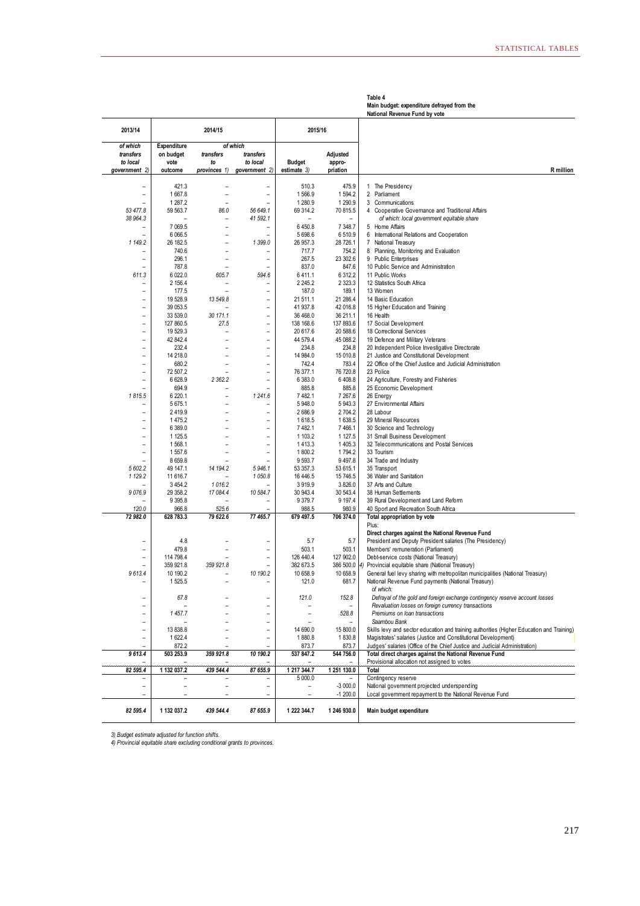**Table 4**
**Main budget: expenditure defrayed from the National Revenue Fund by vote**

| 2013/14 | 2014/15 | | | 2015/16 | | |
|---|---|---|---|---|---|---|
| of which transfers to local government 2) | Expenditure on budget vote outcome | of which transfers to provinces 1) | transfers to local government 2) | Budget estimate 3) | Adjusted appro-priation | R million |
| – | 421.3 | – | – | 510.3 | 475.9 | 1 The Presidency |
| – | 1 667.8 | – | – | 1 566.9 | 1 594.2 | 2 Parliament |
| – | 1 287.2 | – | – | 1 280.9 | 1 290.9 | 3 Communications |
| *53 477.8* | 59 563.7 | *86.0* | *56 649.1* | 69 314.2 | 70 815.5 | 4 Cooperative Governance and Traditional Affairs |
| *38 964.3* | – | – | *41 592.1* | – | – | *of which: local government equitable share* |
| – | 7 069.5 | – | – | 6 450.8 | 7 348.7 | 5 Home Affairs |
| – | 6 066.5 | – | – | 5 698.6 | 6 510.9 | 6 International Relations and Cooperation |
| *1 149.2* | 26 182.5 | – | *1 399.0* | 26 957.3 | 28 726.1 | 7 National Treasury |
| – | 740.6 | – | – | 717.7 | 754.2 | 8 Planning, Monitoring and Evaluation |
| – | 296.1 | – | – | 267.5 | 23 302.6 | 9 Public Enterprises |
| – | 787.8 | – | – | 837.0 | 847.6 | 10 Public Service and Administration |
| *611.3* | 6 022.0 | *605.7* | *594.6* | 6 411.1 | 6 312.2 | 11 Public Works |
| – | 2 156.4 | – | – | 2 245.2 | 2 323.3 | 12 Statistics South Africa |
| – | 177.5 | – | – | 187.0 | 189.1 | 13 Women |
| – | 19 528.9 | *13 549.8* | – | 21 511.1 | 21 286.4 | 14 Basic Education |
| – | 39 053.5 | – | – | 41 937.8 | 42 016.8 | 15 Higher Education and Training |
| – | 33 539.0 | *30 171.1* | – | 36 468.0 | 36 211.1 | 16 Health |
| – | 127 860.5 | *27.5* | – | 138 168.6 | 137 893.6 | 17 Social Development |
| – | 19 529.3 | – | – | 20 617.6 | 20 588.6 | 18 Correctional Services |
| – | 42 842.4 | – | – | 44 579.4 | 45 088.2 | 19 Defence and Military Veterans |
| – | 232.4 | – | – | 234.8 | 234.8 | 20 Independent Police Investigative Directorate |
| – | 14 218.0 | – | – | 14 984.0 | 15 010.8 | 21 Justice and Constitutional Development |
| – | 680.2 | – | – | 742.4 | 783.4 | 22 Office of the Chief Justice and Judicial Administration |
| – | 72 507.2 | – | – | 76 377.1 | 76 720.8 | 23 Police |
| – | 6 628.9 | *2 362.2* | – | 6 383.0 | 6 408.8 | 24 Agriculture, Forestry and Fisheries |
| – | 694.9 | – | – | 885.8 | 885.8 | 25 Economic Development |
| *1 815.5* | 6 220.1 | – | *1 241.6* | 7 482.1 | 7 267.6 | 26 Energy |
| – | 5 675.1 | – | – | 5 948.0 | 5 943.3 | 27 Environmental Affairs |
| – | 2 419.9 | – | – | 2 686.9 | 2 704.2 | 28 Labour |
| – | 1 475.2 | – | – | 1 618.5 | 1 638.5 | 29 Mineral Resources |
| – | 6 389.0 | – | – | 7 482.1 | 7 466.1 | 30 Science and Technology |
| – | 1 125.5 | – | – | 1 103.2 | 1 127.5 | 31 Small Business Development |
| – | 1 568.1 | – | – | 1 413.3 | 1 405.3 | 32 Telecommunications and Postal Services |
| – | 1 557.6 | – | – | 1 800.2 | 1 794.2 | 33 Tourism |
| – | 8 659.8 | – | – | 9 593.7 | 9 497.8 | 34 Trade and Industry |
| *5 602.2* | 49 147.1 | *14 194.2* | *5 946.1* | 53 357.3 | 53 615.1 | 35 Transport |
| *1 129.2* | 11 616.7 | – | *1 050.8* | 16 446.5 | 15 746.5 | 36 Water and Sanitation |
| – | 3 454.2 | *1 016.2* | – | 3 919.9 | 3 826.0 | 37 Arts and Culture |
| *9 076.9* | 29 358.2 | *17 084.4* | *10 584.7* | 30 943.4 | 30 543.4 | 38 Human Settlements |
| – | 9 395.8 | – | – | 9 379.7 | 9 197.4 | 39 Rural Development and Land Reform |
| *120.0* | 966.8 | *525.6* | – | 988.5 | 980.9 | 40 Sport and Recreation South Africa |
| ***72 982.0*** | **628 783.3** | ***79 622.6*** | ***77 465.7*** | **679 497.5** | **706 374.0** | **Total appropriation by vote** |
| | | | | | | Plus: |
| | | | | | | **Direct charges against the National Revenue Fund** |
| – | 4.8 | – | – | 5.7 | 5.7 | President and Deputy President salaries (The Presidency) |
| – | 479.8 | – | – | 503.1 | 503.1 | Members' remuneration (Parliament) |
| – | 114 798.4 | – | – | 126 440.4 | 127 902.0 | Debt-service costs (National Treasury) |
| – | 359 921.8 | *359 921.8* | – | 382 673.5 | 386 500.0 4) | Provincial equitable share (National Treasury) |
| *9 613.4* | 10 190.2 | – | *10 190.2* | 10 658.9 | 10 658.9 | General fuel levy sharing with metropolitan municipalities (National Treasury) |
| – | 1 525.5 | – | – | 121.0 | 681.7 | National Revenue Fund payments (National Treasury) |
| | | | | | | *of which:* |
| – | *67.8* | – | – | *121.0* | *152.8* | *Defrayal of the gold and foreign exchange contingency reserve account losses* |
| – | – | – | – | – | – | *Revaluation losses on foreign currency transactions* |
| – | *1 457.7* | – | – | – | *528.8* | *Premiums on loan transactions* |
| – | – | – | – | – | – | *Saambou Bank* |
| – | 13 838.8 | – | – | 14 690.0 | 15 800.0 | Skills levy and sector education and training authorities (Higher Education and Training) |
| – | 1 622.4 | – | – | 1 880.8 | 1 830.8 | Magistrates' salaries (Justice and Constitutional Development) |
| – | 872.2 | – | – | 873.7 | 873.7 | Judges' salaries (Office of the Chief Justice and Judicial Administration) |
| ***9 613.4*** | **503 253.9** | ***359 921.8*** | ***10 190.2*** | **537 847.2** | **544 756.0** | **Total direct charges against the National Revenue Fund** |
| – | – | – | – | – | – | Provisional allocation not assigned to votes |
| ***82 595.4*** | **1 132 037.2** | ***439 544.4*** | ***87 655.9*** | **1 217 344.7** | **1 251 130.0** | **Total** |
| – | – | – | – | 5 000.0 | – | Contingency reserve |
| – | – | – | – | – | -3 000.0 | National government projected underspending |
| – | – | – | – | – | -1 200.0 | Local government repayment to the National Revenue Fund |
| ***82 595.4*** | **1 132 037.2** | ***439 544.4*** | ***87 655.9*** | **1 222 344.7** | **1 246 930.0** | **Main budget expenditure** |

*3) Budget estimate adjusted for function shifts.*
*4) Provincial equitable share excluding conditional grants to provinces.*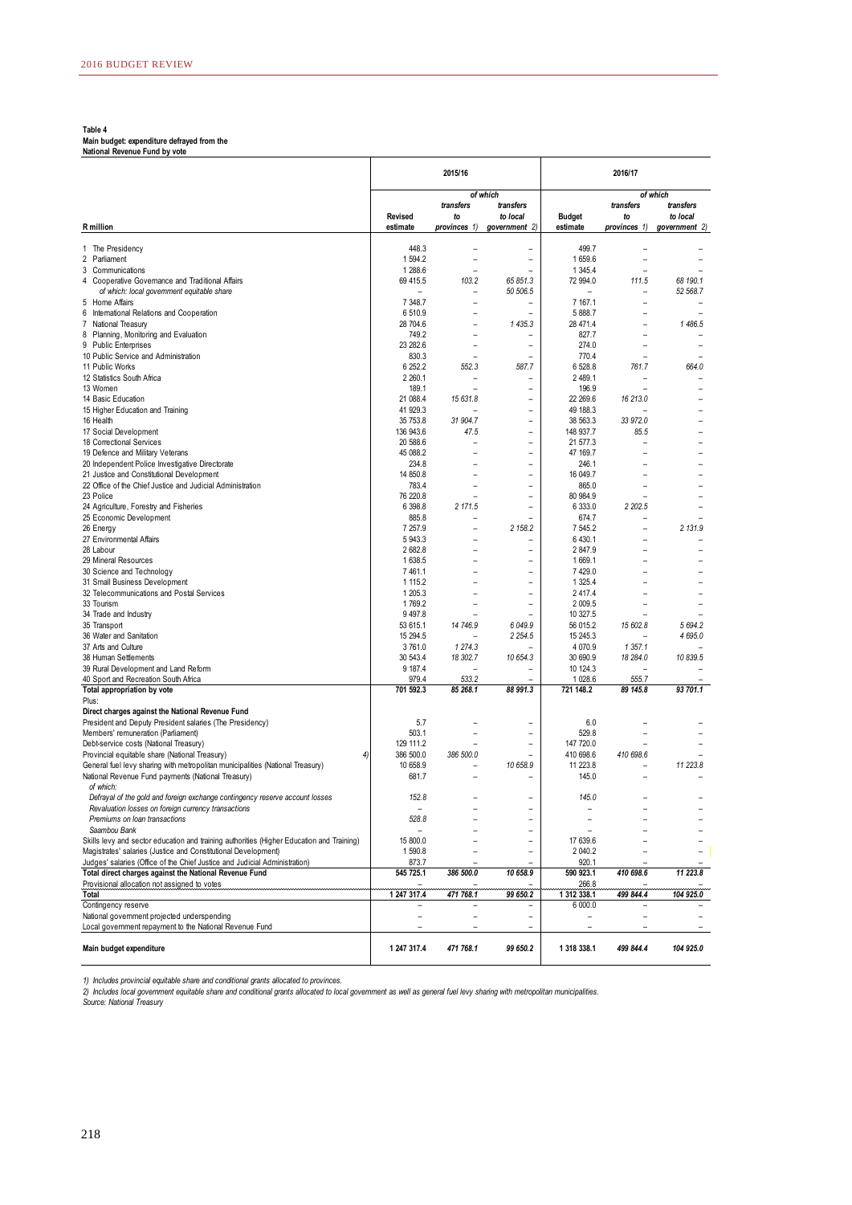**Table 4**
**Main budget: expenditure defrayed from the National Revenue Fund by vote**

| R million | 2015/16 | | | 2016/17 | | |
|---|---|---|---|---|---|---|
| | | *of which* | | | *of which* | |
| | Revised estimate | *transfers to provinces 1)* | *transfers to local government 2)* | Budget estimate | *transfers to provinces 1)* | *transfers to local government 2)* |
| 1 The Presidency | 448.3 | – | – | 499.7 | – | – |
| 2 Parliament | 1 594.2 | – | – | 1 659.6 | – | – |
| 3 Communications | 1 288.6 | – | – | 1 345.4 | – | – |
| 4 Cooperative Governance and Traditional Affairs | 69 415.5 | *103.2* | *65 851.3* | 72 994.0 | *111.5* | *68 190.1* |
| *of which: local government equitable share* | – | – | *50 506.5* | – | – | *52 568.7* |
| 5 Home Affairs | 7 348.7 | – | – | 7 167.1 | – | – |
| 6 International Relations and Cooperation | 6 510.9 | – | – | 5 888.7 | – | – |
| 7 National Treasury | 28 704.6 | – | *1 435.3* | 28 471.4 | – | *1 486.5* |
| 8 Planning, Monitoring and Evaluation | 749.2 | – | – | 827.7 | – | – |
| 9 Public Enterprises | 23 282.6 | – | – | 274.0 | – | – |
| 10 Public Service and Administration | 830.3 | – | – | 770.4 | – | – |
| 11 Public Works | 6 252.2 | *552.3* | *587.7* | 6 528.8 | *761.7* | *664.0* |
| 12 Statistics South Africa | 2 260.1 | – | – | 2 489.1 | – | – |
| 13 Women | 189.1 | – | – | 196.9 | – | – |
| 14 Basic Education | 21 088.4 | *15 631.8* | – | 22 269.6 | *16 213.0* | – |
| 15 Higher Education and Training | 41 929.3 | – | – | 49 188.3 | – | – |
| 16 Health | 35 753.8 | *31 904.7* | – | 38 563.3 | *33 972.0* | – |
| 17 Social Development | 136 943.6 | *47.5* | – | 148 937.7 | *85.5* | – |
| 18 Correctional Services | 20 588.6 | – | – | 21 577.3 | – | – |
| 19 Defence and Military Veterans | 45 088.2 | – | – | 47 169.7 | – | – |
| 20 Independent Police Investigative Directorate | 234.8 | – | – | 246.1 | – | – |
| 21 Justice and Constitutional Development | 14 850.8 | – | – | 16 049.7 | – | – |
| 22 Office of the Chief Justice and Judicial Administration | 783.4 | – | – | 865.0 | – | – |
| 23 Police | 76 220.8 | – | – | 80 984.9 | – | – |
| 24 Agriculture, Forestry and Fisheries | 6 398.8 | *2 171.5* | – | 6 333.0 | *2 202.5* | – |
| 25 Economic Development | 885.8 | – | – | 674.7 | – | – |
| 26 Energy | 7 257.9 | – | *2 158.2* | 7 545.2 | – | *2 131.9* |
| 27 Environmental Affairs | 5 943.3 | – | – | 6 430.1 | – | – |
| 28 Labour | 2 682.8 | – | – | 2 847.9 | – | – |
| 29 Mineral Resources | 1 638.5 | – | – | 1 669.1 | – | – |
| 30 Science and Technology | 7 461.1 | – | – | 7 429.0 | – | – |
| 31 Small Business Development | 1 115.2 | – | – | 1 325.4 | – | – |
| 32 Telecommunications and Postal Services | 1 205.3 | – | – | 2 417.4 | – | – |
| 33 Tourism | 1 769.2 | – | – | 2 009.5 | – | – |
| 34 Trade and Industry | 9 497.8 | – | – | 10 327.5 | – | – |
| 35 Transport | 53 615.1 | *14 746.9* | *6 049.9* | 56 015.2 | *15 602.8* | *5 694.2* |
| 36 Water and Sanitation | 15 294.5 | – | *2 254.5* | 15 245.3 | – | *4 695.0* |
| 37 Arts and Culture | 3 761.0 | *1 274.3* | – | 4 070.9 | *1 357.1* | – |
| 38 Human Settlements | 30 543.4 | *18 302.7* | *10 654.3* | 30 690.9 | *18 284.0* | *10 839.5* |
| 39 Rural Development and Land Reform | 9 187.4 | – | – | 10 124.3 | – | – |
| 40 Sport and Recreation South Africa | 979.4 | *533.2* | – | 1 028.6 | *555.7* | – |
| **Total appropriation by vote** | **701 592.3** | ***85 268.1*** | ***88 991.3*** | **721 148.2** | ***89 145.8*** | ***93 701.1*** |
| Plus: | | | | | | |
| **Direct charges against the National Revenue Fund** | | | | | | |
| President and Deputy President salaries (The Presidency) | 5.7 | – | – | 6.0 | – | – |
| Members' remuneration (Parliament) | 503.1 | – | – | 529.8 | – | – |
| Debt-service costs (National Treasury) | 129 111.2 | – | – | 147 720.0 | – | – |
| Provincial equitable share (National Treasury) 4) | 386 500.0 | *386 500.0* | – | 410 698.6 | *410 698.6* | – |
| General fuel levy sharing with metropolitan municipalities (National Treasury) | 10 658.9 | – | *10 658.9* | 11 223.8 | – | *11 223.8* |
| National Revenue Fund payments (National Treasury) | 681.7 | – | – | 145.0 | – | – |
| *of which:* | | | | | | |
| *Defrayal of the gold and foreign exchange contingency reserve account losses* | *152.8* | – | – | *145.0* | – | – |
| *Revaluation losses on foreign currency transactions* | – | – | – | – | – | – |
| *Premiums on loan transactions* | *528.8* | – | – | – | – | – |
| *Saambou Bank* | – | – | – | – | – | – |
| Skills levy and sector education and training authorities (Higher Education and Training) | 15 800.0 | – | – | 17 639.6 | – | – |
| Magistrates' salaries (Justice and Constitutional Development) | 1 590.8 | – | – | 2 040.2 | – | – |
| Judges' salaries (Office of the Chief Justice and Judicial Administration) | 873.7 | – | – | 920.1 | – | – |
| **Total direct charges against the National Revenue Fund** | **545 725.1** | ***386 500.0*** | ***10 658.9*** | **590 923.1** | ***410 698.6*** | ***11 223.8*** |
| Provisional allocation not assigned to votes | – | – | – | 266.8 | – | – |
| **Total** | **1 247 317.4** | ***471 768.1*** | ***99 650.2*** | **1 312 338.1** | ***499 844.4*** | ***104 925.0*** |
| Contingency reserve | – | – | – | 6 000.0 | – | – |
| National government projected underspending | – | – | – | – | – | – |
| Local government repayment to the National Revenue Fund | – | – | – | – | – | – |
| **Main budget expenditure** | **1 247 317.4** | ***471 768.1*** | ***99 650.2*** | **1 318 338.1** | ***499 844.4*** | ***104 925.0*** |

*1) Includes provincial equitable share and conditional grants allocated to provinces.*
*2) Includes local government equitable share and conditional grants allocated to local government as well as general fuel levy sharing with metropolitan municipalities.*
*Source: National Treasury*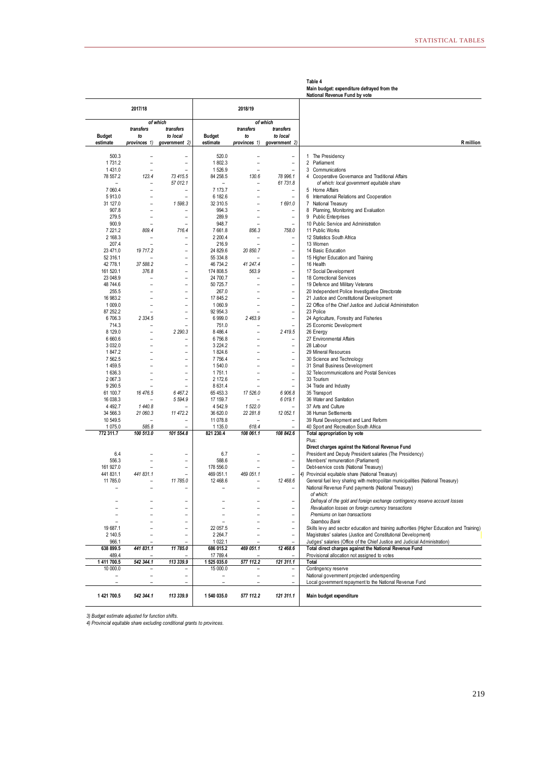**Table 4**
**Main budget: expenditure defrayed from the National Revenue Fund by vote**

| 2017/18 | | | 2018/19 | | | |
|---|---|---|---|---|---|---|
| | *of which* | | | *of which* | | |
| **Budget estimate** | *transfers to provinces 1)* | *transfers to local government 2)* | **Budget estimate** | *transfers to provinces 1)* | *transfers to local government 2)* | **R million** |
| 500.3 | – | – | 520.0 | – | – | 1 The Presidency |
| 1 731.2 | – | – | 1 802.3 | – | – | 2 Parliament |
| 1 431.0 | – | – | 1 526.9 | – | – | 3 Communications |
| 78 557.2 | *123.4* | *73 415.5* | 84 258.5 | *130.6* | *78 996.1* | 4 Cooperative Governance and Traditional Affairs |
| – | – | *57 012.1* | – | – | *61 731.8* | *of which: local government equitable share* |
| 7 060.4 | – | – | 7 173.7 | – | – | 5 Home Affairs |
| 5 913.0 | – | – | 6 182.6 | – | – | 6 International Relations and Cooperation |
| 31 127.0 | – | *1 598.3* | 32 310.5 | – | *1 691.0* | 7 National Treasury |
| 907.8 | – | – | 994.3 | – | – | 8 Planning, Monitoring and Evaluation |
| 279.5 | – | – | 289.9 | – | – | 9 Public Enterprises |
| 900.9 | – | – | 948.7 | – | – | 10 Public Service and Administration |
| 7 221.2 | *809.4* | *716.4* | 7 661.8 | *856.3* | *758.0* | 11 Public Works |
| 2 168.3 | – | – | 2 200.4 | – | – | 12 Statistics South Africa |
| 207.4 | – | – | 216.9 | – | – | 13 Women |
| 23 471.0 | *19 717.2* | – | 24 829.6 | *20 850.7* | – | 14 Basic Education |
| 52 316.1 | – | – | 55 334.8 | – | – | 15 Higher Education and Training |
| 42 778.1 | *37 588.2* | – | 46 734.2 | *41 247.4* | – | 16 Health |
| 161 520.1 | *376.8* | – | 174 808.5 | *563.9* | – | 17 Social Development |
| 23 048.9 | – | – | 24 700.7 | – | – | 18 Correctional Services |
| 48 744.6 | – | – | 50 725.7 | – | – | 19 Defence and Military Veterans |
| 255.5 | – | – | 267.0 | – | – | 20 Independent Police Investigative Directorate |
| 16 983.2 | – | – | 17 845.2 | – | – | 21 Justice and Constitutional Development |
| 1 009.0 | – | – | 1 060.9 | – | – | 22 Office of the Chief Justice and Judicial Administration |
| 87 252.2 | – | – | 92 954.3 | – | – | 23 Police |
| 6 706.3 | *2 334.5* | – | 6 999.0 | *2 463.9* | – | 24 Agriculture, Forestry and Fisheries |
| 714.3 | – | – | 751.0 | – | – | 25 Economic Development |
| 8 129.0 | – | *2 290.3* | 8 486.4 | – | *2 419.5* | 26 Energy |
| 6 660.6 | – | – | 6 756.8 | – | – | 27 Environmental Affairs |
| 3 032.0 | – | – | 3 224.2 | – | – | 28 Labour |
| 1 847.2 | – | – | 1 824.6 | – | – | 29 Mineral Resources |
| 7 562.5 | – | – | 7 756.4 | – | – | 30 Science and Technology |
| 1 459.5 | – | – | 1 540.0 | – | – | 31 Small Business Development |
| 1 636.3 | – | – | 1 751.1 | – | – | 32 Telecommunications and Postal Services |
| 2 067.3 | – | – | 2 172.6 | – | – | 33 Tourism |
| 9 290.5 | – | – | 8 631.4 | – | – | 34 Trade and Industry |
| 61 100.7 | *16 476.5* | *6 467.2* | 65 453.3 | *17 526.0* | *6 906.8* | 35 Transport |
| 16 038.3 | – | *5 594.9* | 17 159.7 | – | *6 019.1* | 36 Water and Sanitation |
| 4 492.7 | *1 440.8* | – | 4 542.9 | *1 522.0* | – | 37 Arts and Culture |
| 34 566.3 | *21 060.3* | *11 472.2* | 36 620.0 | *22 281.8* | *12 052.1* | 38 Human Settlements |
| 10 549.5 | – | – | 11 078.8 | – | – | 39 Rural Development and Land Reform |
| 1 075.0 | *585.8* | – | 1 135.0 | *618.4* | – | 40 Sport and Recreation South Africa |
| **772 311.7** | ***100 513.0*** | ***101 554.8*** | **821 230.4** | ***108 061.1*** | ***108 842.6*** | **Total appropriation by vote** |
| | | | | | | Plus: |
| | | | | | | **Direct charges against the National Revenue Fund** |
| 6.4 | – | – | 6.7 | – | – | President and Deputy President salaries (The Presidency) |
| 556.3 | – | – | 588.6 | – | – | Members' remuneration (Parliament) |
| 161 927.0 | – | – | 178 556.0 | – | – | Debt-service costs (National Treasury) |
| 441 831.1 | *441 831.1* | – | 469 051.1 | *469 051.1* | – | 4) Provincial equitable share (National Treasury) |
| 11 785.0 | – | *11 785.0* | 12 468.6 | – | *12 468.6* | General fuel levy sharing with metropolitan municipalities (National Treasury) |
| – | – | – | – | – | – | National Revenue Fund payments (National Treasury) |
| | | | | | | *of which:* |
| – | – | – | – | – | – | *Defrayal of the gold and foreign exchange contingency reserve account losses* |
| – | – | – | – | – | – | *Revaluation losses on foreign currency transactions* |
| – | – | – | – | – | – | *Premiums on loan transactions* |
| – | – | – | – | – | – | *Saambou Bank* |
| 19 687.1 | – | – | 22 057.5 | – | – | Skills levy and sector education and training authorities (Higher Education and Training) |
| 2 140.5 | – | – | 2 264.7 | – | – | Magistrates' salaries (Justice and Constitutional Development) |
| 966.1 | – | – | 1 022.1 | – | – | Judges' salaries (Office of the Chief Justice and Judicial Administration) |
| **638 899.5** | ***441 831.1*** | ***11 785.0*** | **686 015.2** | ***469 051.1*** | ***12 468.6*** | **Total direct charges against the National Revenue Fund** |
| 489.4 | – | – | 17 789.4 | – | – | Provisional allocation not assigned to votes |
| **1 411 700.5** | ***542 344.1*** | ***113 339.9*** | **1 525 035.0** | ***577 112.2*** | ***121 311.1*** | **Total** |
| 10 000.0 | – | – | 15 000.0 | – | – | Contingency reserve |
| – | – | – | – | – | – | National government projected underspending |
| – | – | – | – | – | – | Local government repayment to the National Revenue Fund |
| **1 421 700.5** | ***542 344.1*** | ***113 339.9*** | **1 540 035.0** | ***577 112.2*** | ***121 311.1*** | **Main budget expenditure** |

*3) Budget estimate adjusted for function shifts.*
*4) Provincial equitable share excluding conditional grants to provinces.*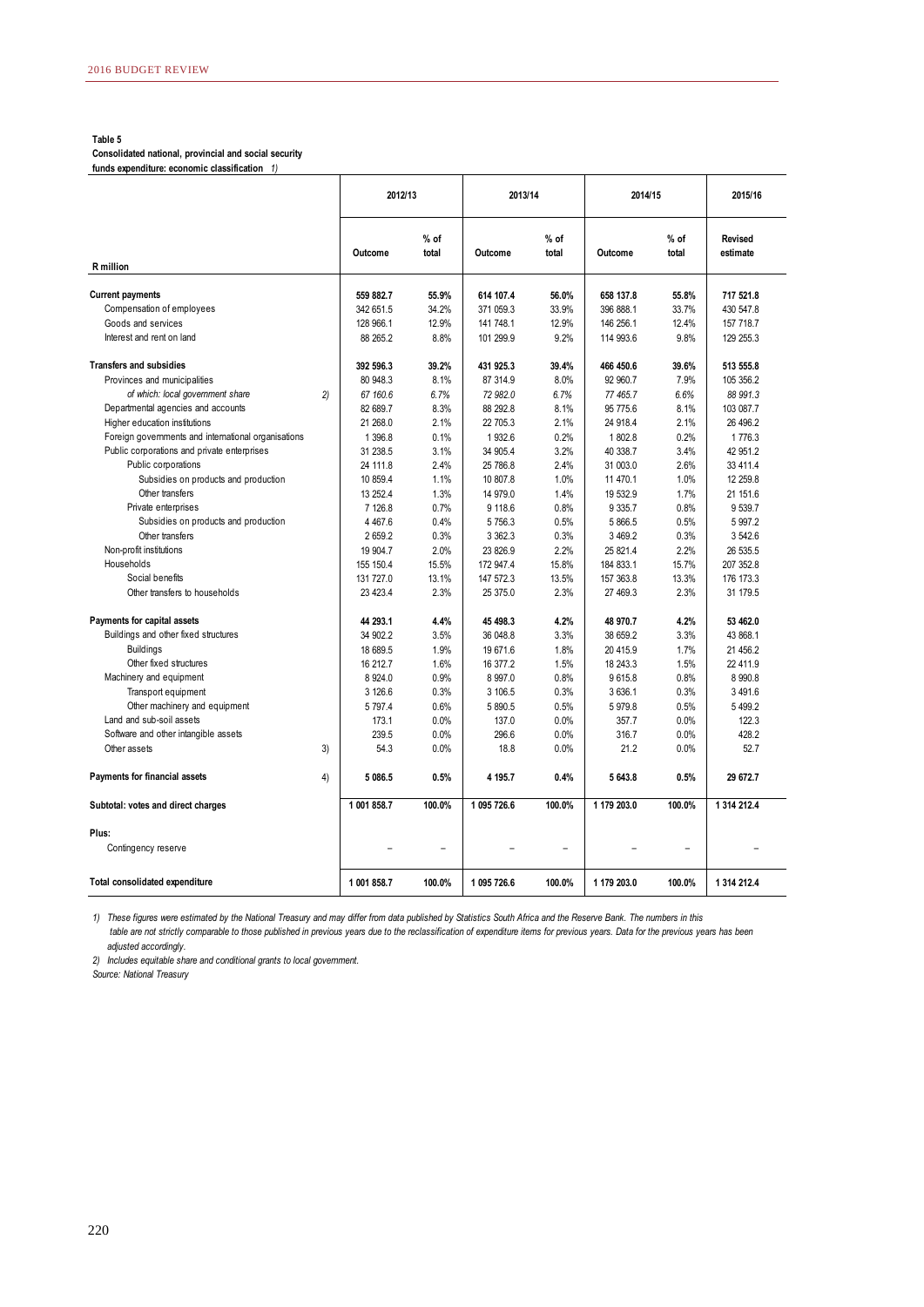**Table 5**
**Consolidated national, provincial and social security funds expenditure: economic classification** *1)*

| R million | | 2012/13 | | 2013/14 | | 2014/15 | | 2015/16 |
|---|---|---|---|---|---|---|---|---|
| | | Outcome | % of total | Outcome | % of total | Outcome | % of total | Revised estimate |
| **Current payments** | | **559 882.7** | **55.9%** | **614 107.4** | **56.0%** | **658 137.8** | **55.8%** | **717 521.8** |
| Compensation of employees | | 342 651.5 | 34.2% | 371 059.3 | 33.9% | 396 888.1 | 33.7% | 430 547.8 |
| Goods and services | | 128 966.1 | 12.9% | 141 748.1 | 12.9% | 146 256.1 | 12.4% | 157 718.7 |
| Interest and rent on land | | 88 265.2 | 8.8% | 101 299.9 | 9.2% | 114 993.6 | 9.8% | 129 255.3 |
| **Transfers and subsidies** | | **392 596.3** | **39.2%** | **431 925.3** | **39.4%** | **466 450.6** | **39.6%** | **513 555.8** |
| Provinces and municipalities | | 80 948.3 | 8.1% | 87 314.9 | 8.0% | 92 960.7 | 7.9% | 105 356.2 |
| *of which: local government share* | 2) | *67 160.6* | *6.7%* | *72 982.0* | *6.7%* | *77 465.7* | *6.6%* | *88 991.3* |
| Departmental agencies and accounts | | 82 689.7 | 8.3% | 88 292.8 | 8.1% | 95 775.6 | 8.1% | 103 087.7 |
| Higher education institutions | | 21 268.0 | 2.1% | 22 705.3 | 2.1% | 24 918.4 | 2.1% | 26 496.2 |
| Foreign governments and international organisations | | 1 396.8 | 0.1% | 1 932.6 | 0.2% | 1 802.8 | 0.2% | 1 776.3 |
| Public corporations and private enterprises | | 31 238.5 | 3.1% | 34 905.4 | 3.2% | 40 338.7 | 3.4% | 42 951.2 |
| Public corporations | | 24 111.8 | 2.4% | 25 786.8 | 2.4% | 31 003.0 | 2.6% | 33 411.4 |
| Subsidies on products and production | | 10 859.4 | 1.1% | 10 807.8 | 1.0% | 11 470.1 | 1.0% | 12 259.8 |
| Other transfers | | 13 252.4 | 1.3% | 14 979.0 | 1.4% | 19 532.9 | 1.7% | 21 151.6 |
| Private enterprises | | 7 126.8 | 0.7% | 9 118.6 | 0.8% | 9 335.7 | 0.8% | 9 539.7 |
| Subsidies on products and production | | 4 467.6 | 0.4% | 5 756.3 | 0.5% | 5 866.5 | 0.5% | 5 997.2 |
| Other transfers | | 2 659.2 | 0.3% | 3 362.3 | 0.3% | 3 469.2 | 0.3% | 3 542.6 |
| Non-profit institutions | | 19 904.7 | 2.0% | 23 826.9 | 2.2% | 25 821.4 | 2.2% | 26 535.5 |
| Households | | 155 150.4 | 15.5% | 172 947.4 | 15.8% | 184 833.1 | 15.7% | 207 352.8 |
| Social benefits | | 131 727.0 | 13.1% | 147 572.3 | 13.5% | 157 363.8 | 13.3% | 176 173.3 |
| Other transfers to households | | 23 423.4 | 2.3% | 25 375.0 | 2.3% | 27 469.3 | 2.3% | 31 179.5 |
| **Payments for capital assets** | | **44 293.1** | **4.4%** | **45 498.3** | **4.2%** | **48 970.7** | **4.2%** | **53 462.0** |
| Buildings and other fixed structures | | 34 902.2 | 3.5% | 36 048.8 | 3.3% | 38 659.2 | 3.3% | 43 868.1 |
| Buildings | | 18 689.5 | 1.9% | 19 671.6 | 1.8% | 20 415.9 | 1.7% | 21 456.2 |
| Other fixed structures | | 16 212.7 | 1.6% | 16 377.2 | 1.5% | 18 243.3 | 1.5% | 22 411.9 |
| Machinery and equipment | | 8 924.0 | 0.9% | 8 997.0 | 0.8% | 9 615.8 | 0.8% | 8 990.8 |
| Transport equipment | | 3 126.6 | 0.3% | 3 106.5 | 0.3% | 3 636.1 | 0.3% | 3 491.6 |
| Other machinery and equipment | | 5 797.4 | 0.6% | 5 890.5 | 0.5% | 5 979.8 | 0.5% | 5 499.2 |
| Land and sub-soil assets | | 173.1 | 0.0% | 137.0 | 0.0% | 357.7 | 0.0% | 122.3 |
| Software and other intangible assets | | 239.5 | 0.0% | 296.6 | 0.0% | 316.7 | 0.0% | 428.2 |
| Other assets | 3) | 54.3 | 0.0% | 18.8 | 0.0% | 21.2 | 0.0% | 52.7 |
| **Payments for financial assets** | 4) | **5 086.5** | **0.5%** | **4 195.7** | **0.4%** | **5 643.8** | **0.5%** | **29 672.7** |
| **Subtotal: votes and direct charges** | | **1 001 858.7** | **100.0%** | **1 095 726.6** | **100.0%** | **1 179 203.0** | **100.0%** | **1 314 212.4** |
| **Plus:** | | | | | | | | |
| Contingency reserve | | – | – | – | – | – | – | – |
| **Total consolidated expenditure** | | **1 001 858.7** | **100.0%** | **1 095 726.6** | **100.0%** | **1 179 203.0** | **100.0%** | **1 314 212.4** |

*1) These figures were estimated by the National Treasury and may differ from data published by Statistics South Africa and the Reserve Bank. The numbers in this table are not strictly comparable to those published in previous years due to the reclassification of expenditure items for previous years. Data for the previous years has been adjusted accordingly.*

*2) Includes equitable share and conditional grants to local government.*

*Source: National Treasury*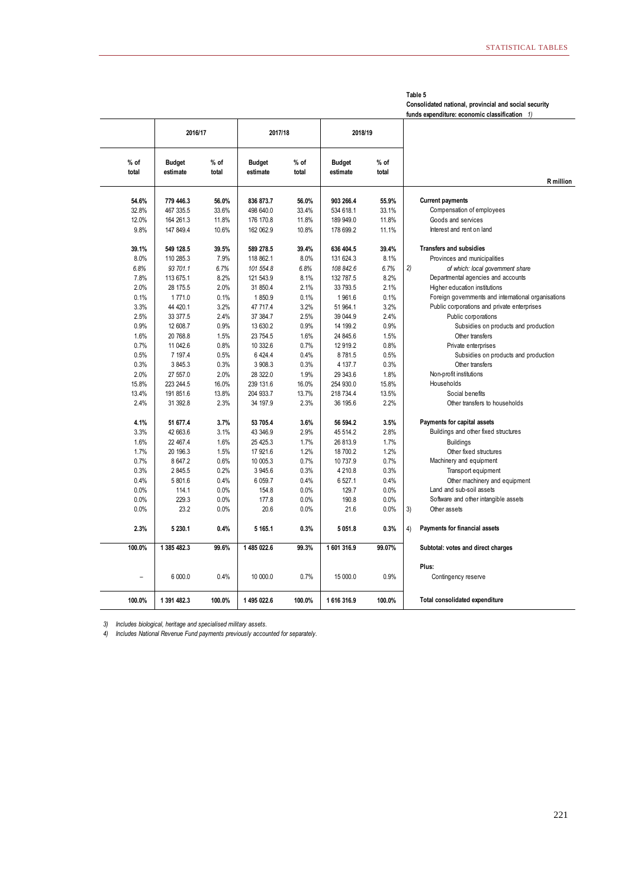**Table 5**
**Consolidated national, provincial and social security funds expenditure: economic classification** *1)*

| % of total | 2016/17 Budget estimate | % of total | 2017/18 Budget estimate | % of total | 2018/19 Budget estimate | % of total | | R million |
|---|---|---|---|---|---|---|---|---|
| **54.6%** | **779 446.3** | **56.0%** | **836 873.7** | **56.0%** | **903 266.4** | **55.9%** | | **Current payments** |
| 32.8% | 467 335.5 | 33.6% | 498 640.0 | 33.4% | 534 618.1 | 33.1% | | Compensation of employees |
| 12.0% | 164 261.3 | 11.8% | 176 170.8 | 11.8% | 189 949.0 | 11.8% | | Goods and services |
| 9.8% | 147 849.4 | 10.6% | 162 062.9 | 10.8% | 178 699.2 | 11.1% | | Interest and rent on land |
| **39.1%** | **549 128.5** | **39.5%** | **589 278.5** | **39.4%** | **636 404.5** | **39.4%** | | **Transfers and subsidies** |
| 8.0% | 110 285.3 | 7.9% | 118 862.1 | 8.0% | 131 624.3 | 8.1% | | Provinces and municipalities |
| *6.8%* | *93 701.1* | *6.7%* | *101 554.8* | *6.8%* | *108 842.6* | *6.7%* | *2)* | *of which: local government share* |
| 7.8% | 113 675.1 | 8.2% | 121 543.9 | 8.1% | 132 787.5 | 8.2% | | Departmental agencies and accounts |
| 2.0% | 28 175.5 | 2.0% | 31 850.4 | 2.1% | 33 793.5 | 2.1% | | Higher education institutions |
| 0.1% | 1 771.0 | 0.1% | 1 850.9 | 0.1% | 1 961.6 | 0.1% | | Foreign governments and international organisations |
| 3.3% | 44 420.1 | 3.2% | 47 717.4 | 3.2% | 51 964.1 | 3.2% | | Public corporations and private enterprises |
| 2.5% | 33 377.5 | 2.4% | 37 384.7 | 2.5% | 39 044.9 | 2.4% | | Public corporations |
| 0.9% | 12 608.7 | 0.9% | 13 630.2 | 0.9% | 14 199.2 | 0.9% | | Subsidies on products and production |
| 1.6% | 20 768.8 | 1.5% | 23 754.5 | 1.6% | 24 845.6 | 1.5% | | Other transfers |
| 0.7% | 11 042.6 | 0.8% | 10 332.6 | 0.7% | 12 919.2 | 0.8% | | Private enterprises |
| 0.5% | 7 197.4 | 0.5% | 6 424.4 | 0.4% | 8 781.5 | 0.5% | | Subsidies on products and production |
| 0.3% | 3 845.3 | 0.3% | 3 908.3 | 0.3% | 4 137.7 | 0.3% | | Other transfers |
| 2.0% | 27 557.0 | 2.0% | 28 322.0 | 1.9% | 29 343.6 | 1.8% | | Non-profit institutions |
| 15.8% | 223 244.5 | 16.0% | 239 131.6 | 16.0% | 254 930.0 | 15.8% | | Households |
| 13.4% | 191 851.6 | 13.8% | 204 933.7 | 13.7% | 218 734.4 | 13.5% | | Social benefits |
| 2.4% | 31 392.8 | 2.3% | 34 197.9 | 2.3% | 36 195.6 | 2.2% | | Other transfers to households |
| **4.1%** | **51 677.4** | **3.7%** | **53 705.4** | **3.6%** | **56 594.2** | **3.5%** | | **Payments for capital assets** |
| 3.3% | 42 663.6 | 3.1% | 43 346.9 | 2.9% | 45 514.2 | 2.8% | | Buildings and other fixed structures |
| 1.6% | 22 467.4 | 1.6% | 25 425.3 | 1.7% | 26 813.9 | 1.7% | | Buildings |
| 1.7% | 20 196.3 | 1.5% | 17 921.6 | 1.2% | 18 700.2 | 1.2% | | Other fixed structures |
| 0.7% | 8 647.2 | 0.6% | 10 005.3 | 0.7% | 10 737.9 | 0.7% | | Machinery and equipment |
| 0.3% | 2 845.5 | 0.2% | 3 945.6 | 0.3% | 4 210.8 | 0.3% | | Transport equipment |
| 0.4% | 5 801.6 | 0.4% | 6 059.7 | 0.4% | 6 527.1 | 0.4% | | Other machinery and equipment |
| 0.0% | 114.1 | 0.0% | 154.8 | 0.0% | 129.7 | 0.0% | | Land and sub-soil assets |
| 0.0% | 229.3 | 0.0% | 177.8 | 0.0% | 190.8 | 0.0% | | Software and other intangible assets |
| 0.0% | 23.2 | 0.0% | 20.6 | 0.0% | 21.6 | 0.0% | 3) | Other assets |
| **2.3%** | **5 230.1** | **0.4%** | **5 165.1** | **0.3%** | **5 051.8** | **0.3%** | 4) | **Payments for financial assets** |
| **100.0%** | **1 385 482.3** | **99.6%** | **1 485 022.6** | **99.3%** | **1 601 316.9** | **99.07%** | | **Subtotal: votes and direct charges** |
| | | | | | | | | **Plus:** |
| – | 6 000.0 | 0.4% | 10 000.0 | 0.7% | 15 000.0 | 0.9% | | Contingency reserve |
| **100.0%** | **1 391 482.3** | **100.0%** | **1 495 022.6** | **100.0%** | **1 616 316.9** | **100.0%** | | **Total consolidated expenditure** |

*3) Includes biological, heritage and specialised military assets.*
*4) Includes National Revenue Fund payments previously accounted for separately.*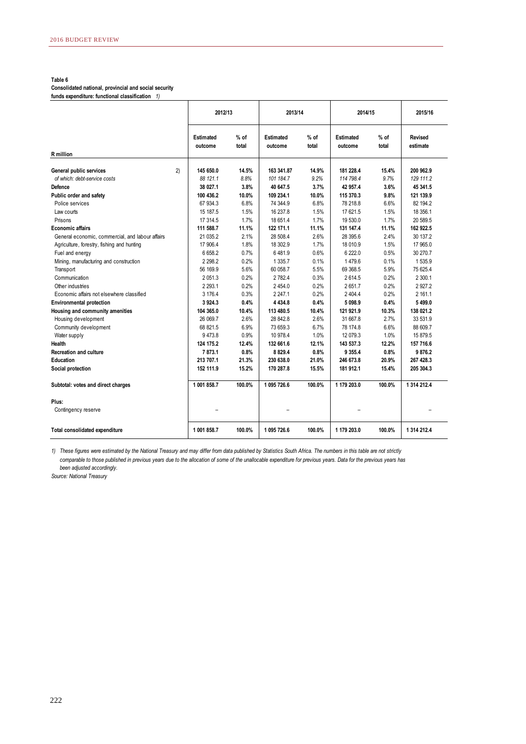**Table 6**
**Consolidated national, provincial and social security funds expenditure: functional classification** *1)*

| R million | | 2012/13 | | 2013/14 | | 2014/15 | | 2015/16 |
|---|---|---|---|---|---|---|---|---|
| | | Estimated outcome | % of total | Estimated outcome | % of total | Estimated outcome | % of total | Revised estimate |
| **General public services** | 2) | **145 650.0** | **14.5%** | **163 341.87** | **14.9%** | **181 228.4** | **15.4%** | **200 962.9** |
| *of which: debt-service costs* | | *88 121.1* | *8.8%* | *101 184.7* | *9.2%* | *114 798.4* | *9.7%* | *129 111.2* |
| **Defence** | | **38 027.1** | **3.8%** | **40 647.5** | **3.7%** | **42 957.4** | **3.6%** | **45 341.5** |
| **Public order and safety** | | **100 436.2** | **10.0%** | **109 234.1** | **10.0%** | **115 370.3** | **9.8%** | **121 139.9** |
| Police services | | 67 934.3 | 6.8% | 74 344.9 | 6.8% | 78 218.8 | 6.6% | 82 194.2 |
| Law courts | | 15 187.5 | 1.5% | 16 237.8 | 1.5% | 17 621.5 | 1.5% | 18 356.1 |
| Prisons | | 17 314.5 | 1.7% | 18 651.4 | 1.7% | 19 530.0 | 1.7% | 20 589.5 |
| **Economic affairs** | | **111 588.7** | **11.1%** | **122 171.1** | **11.1%** | **131 147.4** | **11.1%** | **162 922.5** |
| General economic, commercial, and labour affairs | | 21 035.2 | 2.1% | 28 508.4 | 2.6% | 28 395.6 | 2.4% | 30 137.2 |
| Agriculture, forestry, fishing and hunting | | 17 906.4 | 1.8% | 18 302.9 | 1.7% | 18 010.9 | 1.5% | 17 965.0 |
| Fuel and energy | | 6 658.2 | 0.7% | 6 481.9 | 0.6% | 6 222.0 | 0.5% | 30 270.7 |
| Mining, manufacturing and construction | | 2 298.2 | 0.2% | 1 335.7 | 0.1% | 1 479.6 | 0.1% | 1 535.9 |
| Transport | | 56 169.9 | 5.6% | 60 058.7 | 5.5% | 69 368.5 | 5.9% | 75 625.4 |
| Communication | | 2 051.3 | 0.2% | 2 782.4 | 0.3% | 2 614.5 | 0.2% | 2 300.1 |
| Other industries | | 2 293.1 | 0.2% | 2 454.0 | 0.2% | 2 651.7 | 0.2% | 2 927.2 |
| Economic affairs not elsewhere classified | | 3 176.4 | 0.3% | 2 247.1 | 0.2% | 2 404.4 | 0.2% | 2 161.1 |
| **Environmental protection** | | **3 924.3** | **0.4%** | **4 434.8** | **0.4%** | **5 098.9** | **0.4%** | **5 499.0** |
| **Housing and community amenities** | | **104 365.0** | **10.4%** | **113 480.5** | **10.4%** | **121 921.9** | **10.3%** | **138 021.2** |
| Housing development | | 26 069.7 | 2.6% | 28 842.8 | 2.6% | 31 667.8 | 2.7% | 33 531.9 |
| Community development | | 68 821.5 | 6.9% | 73 659.3 | 6.7% | 78 174.8 | 6.6% | 88 609.7 |
| Water supply | | 9 473.8 | 0.9% | 10 978.4 | 1.0% | 12 079.3 | 1.0% | 15 879.5 |
| **Health** | | **124 175.2** | **12.4%** | **132 661.6** | **12.1%** | **143 537.3** | **12.2%** | **157 716.6** |
| **Recreation and culture** | | **7 873.1** | **0.8%** | **8 829.4** | **0.8%** | **9 355.4** | **0.8%** | **9 876.2** |
| **Education** | | **213 707.1** | **21.3%** | **230 638.0** | **21.0%** | **246 673.8** | **20.9%** | **267 428.3** |
| **Social protection** | | **152 111.9** | **15.2%** | **170 287.8** | **15.5%** | **181 912.1** | **15.4%** | **205 304.3** |
| **Subtotal: votes and direct charges** | | **1 001 858.7** | **100.0%** | **1 095 726.6** | **100.0%** | **1 179 203.0** | **100.0%** | **1 314 212.4** |
| **Plus:** | | | | | | | | |
| Contingency reserve | | – | | – | | – | | – |
| **Total consolidated expenditure** | | **1 001 858.7** | **100.0%** | **1 095 726.6** | **100.0%** | **1 179 203.0** | **100.0%** | **1 314 212.4** |

*1) These figures were estimated by the National Treasury and may differ from data published by Statistics South Africa. The numbers in this table are not strictly comparable to those published in previous years due to the allocation of some of the unallocable expenditure for previous years. Data for the previous years has been adjusted accordingly.*

*Source: National Treasury*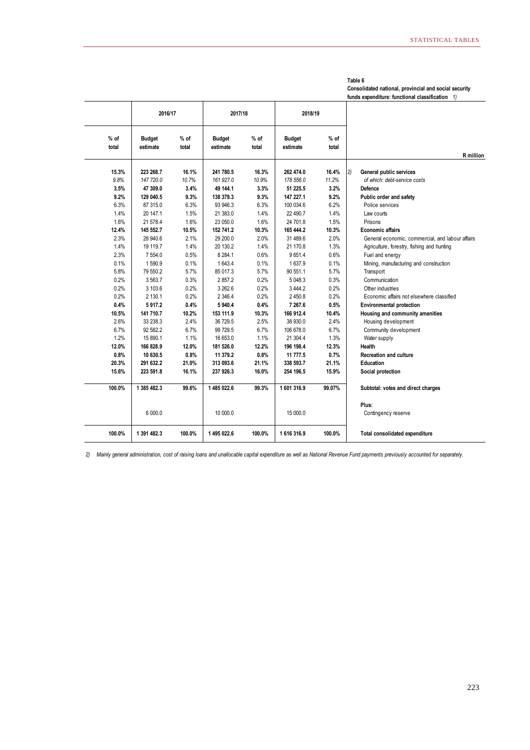**Table 6**
**Consolidated national, provincial and social security funds expenditure: functional classification** *1)*

| | 2016/17 | | 2017/18 | | 2018/19 | | |
|---|---|---|---|---|---|---|---|
| % of total | Budget estimate | % of total | Budget estimate | % of total | Budget estimate | % of total | R million |
| **15.3%** | **223 268.7** | **16.1%** | **241 780.5** | **16.3%** | **262 474.0** | **16.4%** | *2)* **General public services** |
| *9.8%* | *147 720.0* | *10.7%* | *161 927.0* | *10.9%* | *178 556.0* | *11.2%* | *of which: debt-service costs* |
| **3.5%** | **47 309.0** | **3.4%** | **49 144.1** | **3.3%** | **51 225.5** | **3.2%** | **Defence** |
| **9.2%** | **129 040.5** | **9.3%** | **138 379.3** | **9.3%** | **147 227.1** | **9.2%** | **Public order and safety** |
| 6.3% | 87 315.0 | 6.3% | 93 946.3 | 6.3% | 100 034.6 | 6.2% | Police services |
| 1.4% | 20 147.1 | 1.5% | 21 383.0 | 1.4% | 22 490.7 | 1.4% | Law courts |
| 1.6% | 21 578.4 | 1.6% | 23 050.0 | 1.6% | 24 701.8 | 1.5% | Prisons |
| **12.4%** | **145 552.7** | **10.5%** | **152 741.2** | **10.3%** | **165 444.2** | **10.3%** | **Economic affairs** |
| 2.3% | 28 940.6 | 2.1% | 29 200.0 | 2.0% | 31 489.6 | 2.0% | General economic, commercial, and labour affairs |
| 1.4% | 19 119.7 | 1.4% | 20 130.2 | 1.4% | 21 170.8 | 1.3% | Agriculture, forestry, fishing and hunting |
| 2.3% | 7 554.0 | 0.5% | 8 284.1 | 0.6% | 9 651.4 | 0.6% | Fuel and energy |
| 0.1% | 1 590.9 | 0.1% | 1 643.4 | 0.1% | 1 637.9 | 0.1% | Mining, manufacturing and construction |
| 5.8% | 79 550.2 | 5.7% | 85 017.3 | 5.7% | 90 551.1 | 5.7% | Transport |
| 0.2% | 3 563.7 | 0.3% | 2 857.2 | 0.2% | 5 048.3 | 0.3% | Communication |
| 0.2% | 3 103.6 | 0.2% | 3 262.6 | 0.2% | 3 444.2 | 0.2% | Other industries |
| 0.2% | 2 130.1 | 0.2% | 2 346.4 | 0.2% | 2 450.8 | 0.2% | Economic affairs not elsewhere classified |
| **0.4%** | **5 917.2** | **0.4%** | **5 940.4** | **0.4%** | **7 267.6** | **0.5%** | **Environmental protection** |
| **10.5%** | **141 710.7** | **10.2%** | **153 111.9** | **10.3%** | **166 912.4** | **10.4%** | **Housing and community amenities** |
| 2.6% | 33 238.3 | 2.4% | 36 729.5 | 2.5% | 38 930.0 | 2.4% | Housing development |
| 6.7% | 92 582.2 | 6.7% | 99 729.5 | 6.7% | 106 678.0 | 6.7% | Community development |
| 1.2% | 15 890.1 | 1.1% | 16 653.0 | 1.1% | 21 304.4 | 1.3% | Water supply |
| **12.0%** | **166 828.9** | **12.0%** | **181 526.0** | **12.2%** | **196 198.4** | **12.3%** | **Health** |
| **0.8%** | **10 630.5** | **0.8%** | **11 379.2** | **0.8%** | **11 777.5** | **0.7%** | **Recreation and culture** |
| **20.3%** | **291 632.2** | **21.0%** | **313 093.6** | **21.1%** | **338 593.7** | **21.1%** | **Education** |
| **15.6%** | **223 591.8** | **16.1%** | **237 926.3** | **16.0%** | **254 196.5** | **15.9%** | **Social protection** |
| **100.0%** | **1 385 482.3** | **99.6%** | **1 485 022.6** | **99.3%** | **1 601 316.9** | **99.07%** | **Subtotal: votes and direct charges** |
| | | | | | | | **Plus:** |
| | 6 000.0 | | 10 000.0 | | 15 000.0 | | Contingency reserve |
| **100.0%** | **1 391 482.3** | **100.0%** | **1 495 022.6** | **100.0%** | **1 616 316.9** | **100.0%** | **Total consolidated expenditure** |

*2) Mainly general administration, cost of raising loans and unallocable capital expenditure as well as National Revenue Fund payments previously accounted for separately.*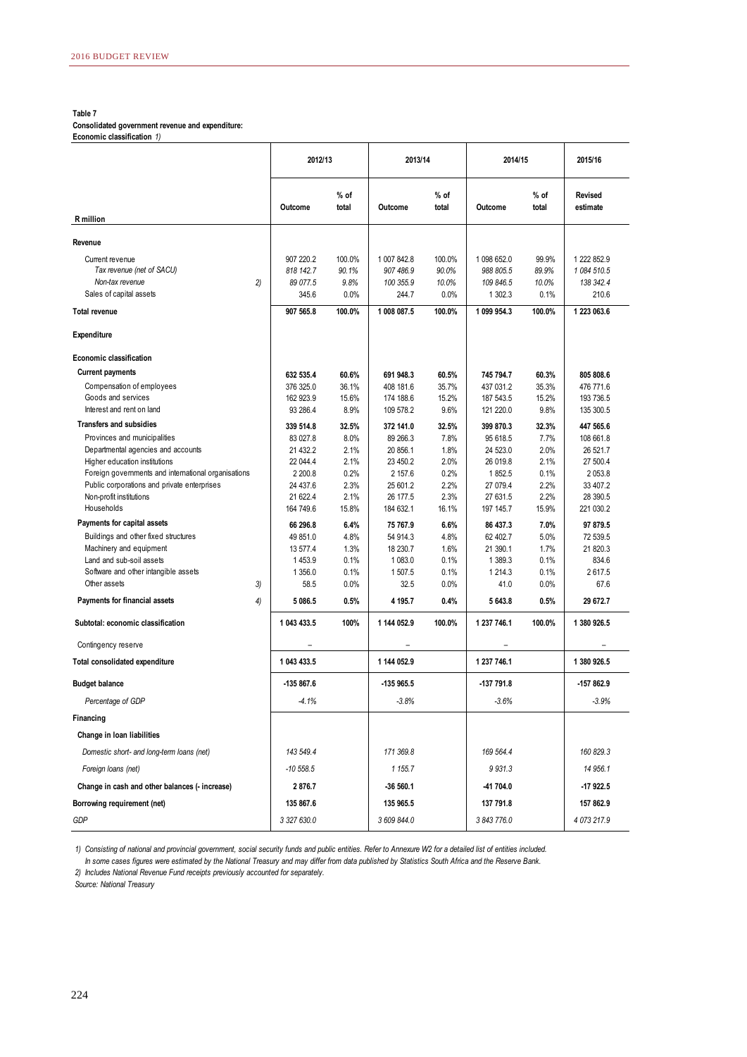**Table 7**
**Consolidated government revenue and expenditure:**
**Economic classification** *1)*

| R million | | 2012/13 | | 2013/14 | | 2014/15 | | 2015/16 |
|---|---|---|---|---|---|---|---|---|
| | | Outcome | % of total | Outcome | % of total | Outcome | % of total | Revised estimate |
| **Revenue** | | | | | | | | |
| Current revenue | | 907 220.2 | 100.0% | 1 007 842.8 | 100.0% | 1 098 652.0 | 99.9% | 1 222 852.9 |
| *Tax revenue (net of SACU)* | | *818 142.7* | *90.1%* | *907 486.9* | *90.0%* | *988 805.5* | *89.9%* | *1 084 510.5* |
| *Non-tax revenue* | *2)* | *89 077.5* | *9.8%* | *100 355.9* | *10.0%* | *109 846.5* | *10.0%* | *138 342.4* |
| Sales of capital assets | | 345.6 | 0.0% | 244.7 | 0.0% | 1 302.3 | 0.1% | 210.6 |
| **Total revenue** | | **907 565.8** | **100.0%** | **1 008 087.5** | **100.0%** | **1 099 954.3** | **100.0%** | **1 223 063.6** |
| **Expenditure** | | | | | | | | |
| **Economic classification** | | | | | | | | |
| **Current payments** | | **632 535.4** | **60.6%** | **691 948.3** | **60.5%** | **745 794.7** | **60.3%** | **805 808.6** |
| Compensation of employees | | 376 325.0 | 36.1% | 408 181.6 | 35.7% | 437 031.2 | 35.3% | 476 771.6 |
| Goods and services | | 162 923.9 | 15.6% | 174 188.6 | 15.2% | 187 543.5 | 15.2% | 193 736.5 |
| Interest and rent on land | | 93 286.4 | 8.9% | 109 578.2 | 9.6% | 121 220.0 | 9.8% | 135 300.5 |
| **Transfers and subsidies** | | **339 514.8** | **32.5%** | **372 141.0** | **32.5%** | **399 870.3** | **32.3%** | **447 565.6** |
| Provinces and municipalities | | 83 027.8 | 8.0% | 89 266.3 | 7.8% | 95 618.5 | 7.7% | 108 661.8 |
| Departmental agencies and accounts | | 21 432.2 | 2.1% | 20 856.1 | 1.8% | 24 523.0 | 2.0% | 26 521.7 |
| Higher education institutions | | 22 044.4 | 2.1% | 23 450.2 | 2.0% | 26 019.8 | 2.1% | 27 500.4 |
| Foreign governments and international organisations | | 2 200.8 | 0.2% | 2 157.6 | 0.2% | 1 852.5 | 0.1% | 2 053.8 |
| Public corporations and private enterprises | | 24 437.6 | 2.3% | 25 601.2 | 2.2% | 27 079.4 | 2.2% | 33 407.2 |
| Non-profit institutions | | 21 622.4 | 2.1% | 26 177.5 | 2.3% | 27 631.5 | 2.2% | 28 390.5 |
| Households | | 164 749.6 | 15.8% | 184 632.1 | 16.1% | 197 145.7 | 15.9% | 221 030.2 |
| **Payments for capital assets** | | **66 296.8** | **6.4%** | **75 767.9** | **6.6%** | **86 437.3** | **7.0%** | **97 879.5** |
| Buildings and other fixed structures | | 49 851.0 | 4.8% | 54 914.3 | 4.8% | 62 402.7 | 5.0% | 72 539.5 |
| Machinery and equipment | | 13 577.4 | 1.3% | 18 230.7 | 1.6% | 21 390.1 | 1.7% | 21 820.3 |
| Land and sub-soil assets | | 1 453.9 | 0.1% | 1 083.0 | 0.1% | 1 389.3 | 0.1% | 834.6 |
| Software and other intangible assets | | 1 356.0 | 0.1% | 1 507.5 | 0.1% | 1 214.3 | 0.1% | 2 617.5 |
| Other assets | 3) | 58.5 | 0.0% | 32.5 | 0.0% | 41.0 | 0.0% | 67.6 |
| **Payments for financial assets** | *4)* | **5 086.5** | **0.5%** | **4 195.7** | **0.4%** | **5 643.8** | **0.5%** | **29 672.7** |
| **Subtotal: economic classification** | | **1 043 433.5** | **100%** | **1 144 052.9** | **100.0%** | **1 237 746.1** | **100.0%** | **1 380 926.5** |
| Contingency reserve | | – | | – | | – | | – |
| **Total consolidated expenditure** | | **1 043 433.5** | | **1 144 052.9** | | **1 237 746.1** | | **1 380 926.5** |
| **Budget balance** | | **-135 867.6** | | **-135 965.5** | | **-137 791.8** | | **-157 862.9** |
| *Percentage of GDP* | | *-4.1%* | | *-3.8%* | | *-3.6%* | | *-3.9%* |
| **Financing** | | | | | | | | |
| **Change in loan liabilities** | | | | | | | | |
| *Domestic short- and long-term loans (net)* | | *143 549.4* | | *171 369.8* | | *169 564.4* | | *160 829.3* |
| *Foreign loans (net)* | | *-10 558.5* | | *1 155.7* | | *9 931.3* | | *14 956.1* |
| **Change in cash and other balances (- increase)** | | **2 876.7** | | **-36 560.1** | | **-41 704.0** | | **-17 922.5** |
| **Borrowing requirement (net)** | | **135 867.6** | | **135 965.5** | | **137 791.8** | | **157 862.9** |
| *GDP* | | *3 327 630.0* | | *3 609 844.0* | | *3 843 776.0* | | *4 073 217.9* |

*1) Consisting of national and provincial government, social security funds and public entities. Refer to Annexure W2 for a detailed list of entities included.*
*In some cases figures were estimated by the National Treasury and may differ from data published by Statistics South Africa and the Reserve Bank.*
*2) Includes National Revenue Fund receipts previously accounted for separately.*
*Source: National Treasury*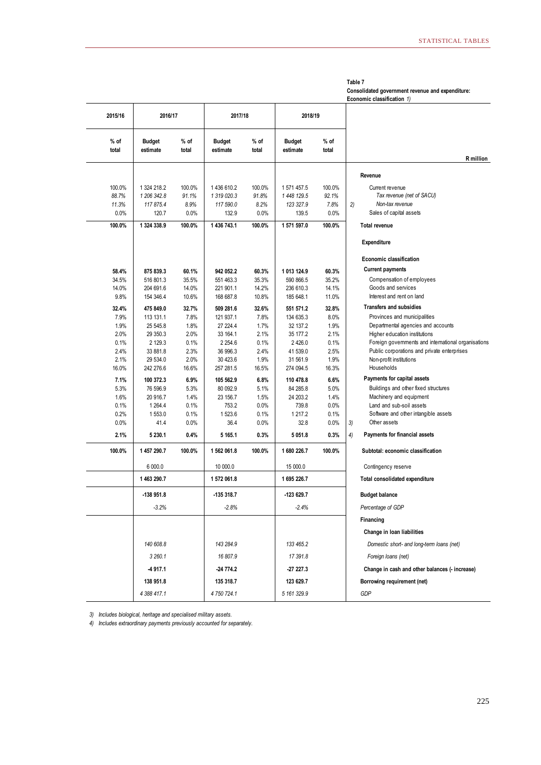**Table 7**
**Consolidated government revenue and expenditure: Economic classification** *1)*

| 2015/16 | 2016/17 | | 2017/18 | | 2018/19 | | | R million |
|---|---|---|---|---|---|---|---|---|
| % of total | Budget estimate | % of total | Budget estimate | % of total | Budget estimate | % of total | | |
| | | | | | | | | **Revenue** |
| 100.0% | 1 324 218.2 | 100.0% | 1 436 610.2 | 100.0% | 1 571 457.5 | 100.0% | | Current revenue |
| *88.7%* | *1 206 342.8* | *91.1%* | *1 319 020.3* | *91.8%* | *1 448 129.5* | *92.1%* | | *Tax revenue (net of SACU)* |
| *11.3%* | *117 875.4* | *8.9%* | *117 590.0* | *8.2%* | *123 327.9* | *7.8%* | *2)* | *Non-tax revenue* |
| 0.0% | 120.7 | 0.0% | 132.9 | 0.0% | 139.5 | 0.0% | | Sales of capital assets |
| **100.0%** | **1 324 338.9** | **100.0%** | **1 436 743.1** | **100.0%** | **1 571 597.0** | **100.0%** | | **Total revenue** |
| | | | | | | | | **Expenditure** |
| | | | | | | | | **Economic classification** |
| **58.4%** | **875 839.3** | **60.1%** | **942 052.2** | **60.3%** | **1 013 124.9** | **60.3%** | | **Current payments** |
| 34.5% | 516 801.3 | 35.5% | 551 463.3 | 35.3% | 590 866.5 | 35.2% | | Compensation of employees |
| 14.0% | 204 691.6 | 14.0% | 221 901.1 | 14.2% | 236 610.3 | 14.1% | | Goods and services |
| 9.8% | 154 346.4 | 10.6% | 168 687.8 | 10.8% | 185 648.1 | 11.0% | | Interest and rent on land |
| **32.4%** | **475 849.0** | **32.7%** | **509 281.6** | **32.6%** | **551 571.2** | **32.8%** | | **Transfers and subsidies** |
| 7.9% | 113 131.1 | 7.8% | 121 937.1 | 7.8% | 134 635.3 | 8.0% | | Provinces and municipalities |
| 1.9% | 25 545.8 | 1.8% | 27 224.4 | 1.7% | 32 137.2 | 1.9% | | Departmental agencies and accounts |
| 2.0% | 29 350.3 | 2.0% | 33 164.1 | 2.1% | 35 177.2 | 2.1% | | Higher education institutions |
| 0.1% | 2 129.3 | 0.1% | 2 254.6 | 0.1% | 2 426.0 | 0.1% | | Foreign governments and international organisations |
| 2.4% | 33 881.8 | 2.3% | 36 996.3 | 2.4% | 41 539.0 | 2.5% | | Public corporations and private enterprises |
| 2.1% | 29 534.0 | 2.0% | 30 423.6 | 1.9% | 31 561.9 | 1.9% | | Non-profit institutions |
| 16.0% | 242 276.6 | 16.6% | 257 281.5 | 16.5% | 274 094.5 | 16.3% | | Households |
| **7.1%** | **100 372.3** | **6.9%** | **105 562.9** | **6.8%** | **110 478.8** | **6.6%** | | **Payments for capital assets** |
| 5.3% | 76 596.9 | 5.3% | 80 092.9 | 5.1% | 84 285.8 | 5.0% | | Buildings and other fixed structures |
| 1.6% | 20 916.7 | 1.4% | 23 156.7 | 1.5% | 24 203.2 | 1.4% | | Machinery and equipment |
| 0.1% | 1 264.4 | 0.1% | 753.2 | 0.0% | 739.8 | 0.0% | | Land and sub-soil assets |
| 0.2% | 1 553.0 | 0.1% | 1 523.6 | 0.1% | 1 217.2 | 0.1% | | Software and other intangible assets |
| 0.0% | 41.4 | 0.0% | 36.4 | 0.0% | 32.8 | 0.0% | 3) | Other assets |
| **2.1%** | **5 230.1** | **0.4%** | **5 165.1** | **0.3%** | **5 051.8** | **0.3%** | 4) | **Payments for financial assets** |
| **100.0%** | **1 457 290.7** | **100.0%** | **1 562 061.8** | **100.0%** | **1 680 226.7** | **100.0%** | | **Subtotal: economic classification** |
| | 6 000.0 | | 10 000.0 | | 15 000.0 | | | Contingency reserve |
| | **1 463 290.7** | | **1 572 061.8** | | **1 695 226.7** | | | **Total consolidated expenditure** |
| | **-138 951.8** | | **-135 318.7** | | **-123 629.7** | | | **Budget balance** |
| | *-3.2%* | | *-2.8%* | | *-2.4%* | | | *Percentage of GDP* |
| | | | | | | | | **Financing** |
| | | | | | | | | **Change in loan liabilities** |
| | *140 608.8* | | *143 284.9* | | *133 465.2* | | | *Domestic short- and long-term loans (net)* |
| | *3 260.1* | | *16 807.9* | | *17 391.8* | | | *Foreign loans (net)* |
| | **-4 917.1** | | **-24 774.2** | | **-27 227.3** | | | **Change in cash and other balances (- increase)** |
| | **138 951.8** | | **135 318.7** | | **123 629.7** | | | **Borrowing requirement (net)** |
| | *4 388 417.1* | | *4 750 724.1* | | *5 161 329.9* | | | *GDP* |

*3) Includes biological, heritage and specialised military assets.*

*4) Includes extraordinary payments previously accounted for separately.*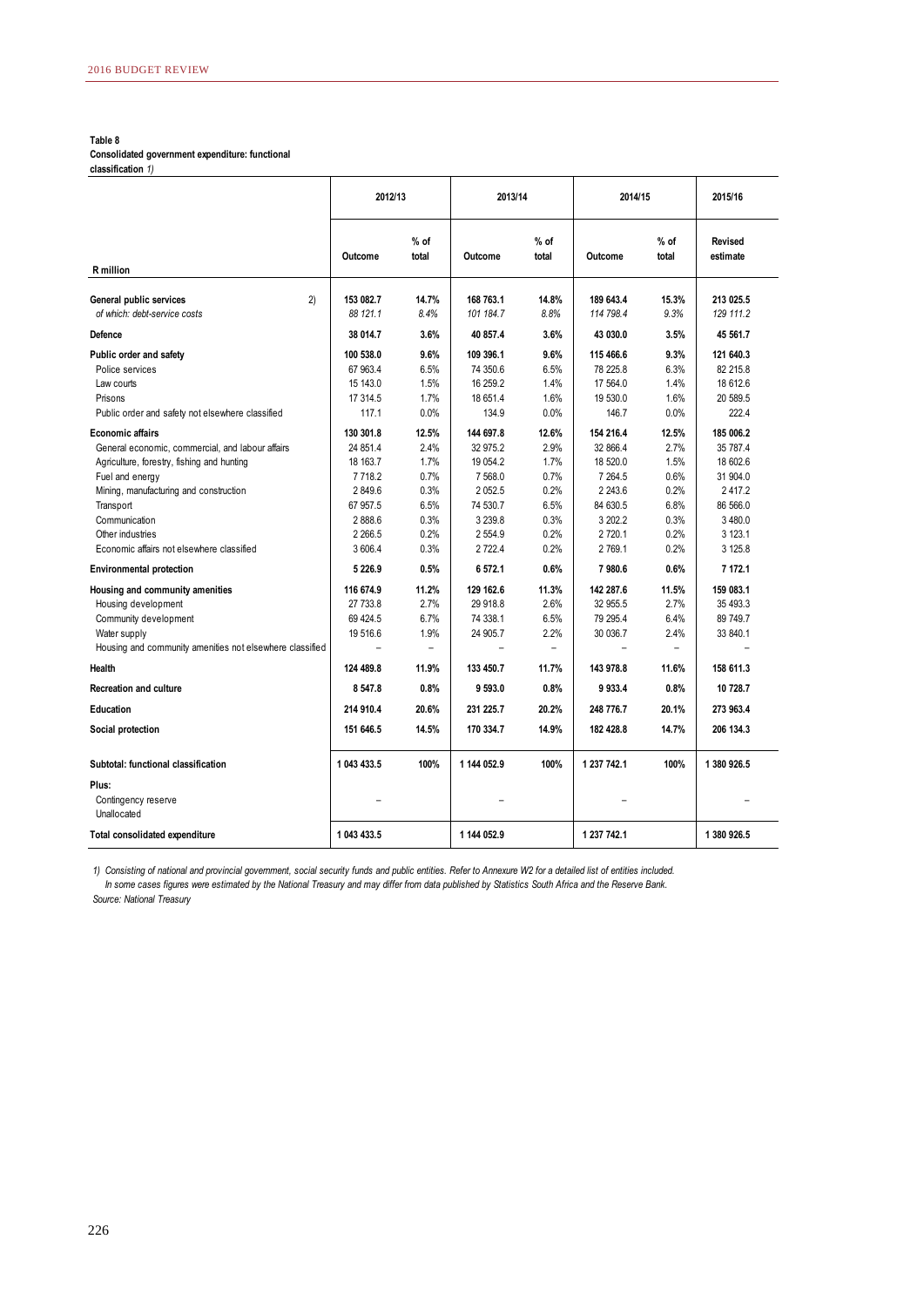**Table 8**
**Consolidated government expenditure: functional classification** *1)*

| R million | 2012/13 | | 2013/14 | | 2014/15 | | 2015/16 |
|---|---|---|---|---|---|---|---|
| | Outcome | % of total | Outcome | % of total | Outcome | % of total | Revised estimate |
| **General public services** 2) | **153 082.7** | **14.7%** | **168 763.1** | **14.8%** | **189 643.4** | **15.3%** | **213 025.5** |
| *of which: debt-service costs* | *88 121.1* | *8.4%* | *101 184.7* | *8.8%* | *114 798.4* | *9.3%* | *129 111.2* |
| **Defence** | **38 014.7** | **3.6%** | **40 857.4** | **3.6%** | **43 030.0** | **3.5%** | **45 561.7** |
| **Public order and safety** | **100 538.0** | **9.6%** | **109 396.1** | **9.6%** | **115 466.6** | **9.3%** | **121 640.3** |
| Police services | 67 963.4 | 6.5% | 74 350.6 | 6.5% | 78 225.8 | 6.3% | 82 215.8 |
| Law courts | 15 143.0 | 1.5% | 16 259.2 | 1.4% | 17 564.0 | 1.4% | 18 612.6 |
| Prisons | 17 314.5 | 1.7% | 18 651.4 | 1.6% | 19 530.0 | 1.6% | 20 589.5 |
| Public order and safety not elsewhere classified | 117.1 | 0.0% | 134.9 | 0.0% | 146.7 | 0.0% | 222.4 |
| **Economic affairs** | **130 301.8** | **12.5%** | **144 697.8** | **12.6%** | **154 216.4** | **12.5%** | **185 006.2** |
| General economic, commercial, and labour affairs | 24 851.4 | 2.4% | 32 975.2 | 2.9% | 32 866.4 | 2.7% | 35 787.4 |
| Agriculture, forestry, fishing and hunting | 18 163.7 | 1.7% | 19 054.2 | 1.7% | 18 520.0 | 1.5% | 18 602.6 |
| Fuel and energy | 7 718.2 | 0.7% | 7 568.0 | 0.7% | 7 264.5 | 0.6% | 31 904.0 |
| Mining, manufacturing and construction | 2 849.6 | 0.3% | 2 052.5 | 0.2% | 2 243.6 | 0.2% | 2 417.2 |
| Transport | 67 957.5 | 6.5% | 74 530.7 | 6.5% | 84 630.5 | 6.8% | 86 566.0 |
| Communication | 2 888.6 | 0.3% | 3 239.8 | 0.3% | 3 202.2 | 0.3% | 3 480.0 |
| Other industries | 2 266.5 | 0.2% | 2 554.9 | 0.2% | 2 720.1 | 0.2% | 3 123.1 |
| Economic affairs not elsewhere classified | 3 606.4 | 0.3% | 2 722.4 | 0.2% | 2 769.1 | 0.2% | 3 125.8 |
| **Environmental protection** | **5 226.9** | **0.5%** | **6 572.1** | **0.6%** | **7 980.6** | **0.6%** | **7 172.1** |
| **Housing and community amenities** | **116 674.9** | **11.2%** | **129 162.6** | **11.3%** | **142 287.6** | **11.5%** | **159 083.1** |
| Housing development | 27 733.8 | 2.7% | 29 918.8 | 2.6% | 32 955.5 | 2.7% | 35 493.3 |
| Community development | 69 424.5 | 6.7% | 74 338.1 | 6.5% | 79 295.4 | 6.4% | 89 749.7 |
| Water supply | 19 516.6 | 1.9% | 24 905.7 | 2.2% | 30 036.7 | 2.4% | 33 840.1 |
| Housing and community amenities not elsewhere classified | – | – | – | – | – | – | – |
| **Health** | **124 489.8** | **11.9%** | **133 450.7** | **11.7%** | **143 978.8** | **11.6%** | **158 611.3** |
| **Recreation and culture** | **8 547.8** | **0.8%** | **9 593.0** | **0.8%** | **9 933.4** | **0.8%** | **10 728.7** |
| **Education** | **214 910.4** | **20.6%** | **231 225.7** | **20.2%** | **248 776.7** | **20.1%** | **273 963.4** |
| **Social protection** | **151 646.5** | **14.5%** | **170 334.7** | **14.9%** | **182 428.8** | **14.7%** | **206 134.3** |
| **Subtotal: functional classification** | **1 043 433.5** | **100%** | **1 144 052.9** | **100%** | **1 237 742.1** | **100%** | **1 380 926.5** |
| **Plus:** | | | | | | | |
| Contingency reserve | – | | – | | – | | – |
| Unallocated | | | | | | | |
| **Total consolidated expenditure** | **1 043 433.5** | | **1 144 052.9** | | **1 237 742.1** | | **1 380 926.5** |

*1) Consisting of national and provincial government, social security funds and public entities. Refer to Annexure W2 for a detailed list of entities included.*
*In some cases figures were estimated by the National Treasury and may differ from data published by Statistics South Africa and the Reserve Bank.*

*Source: National Treasury*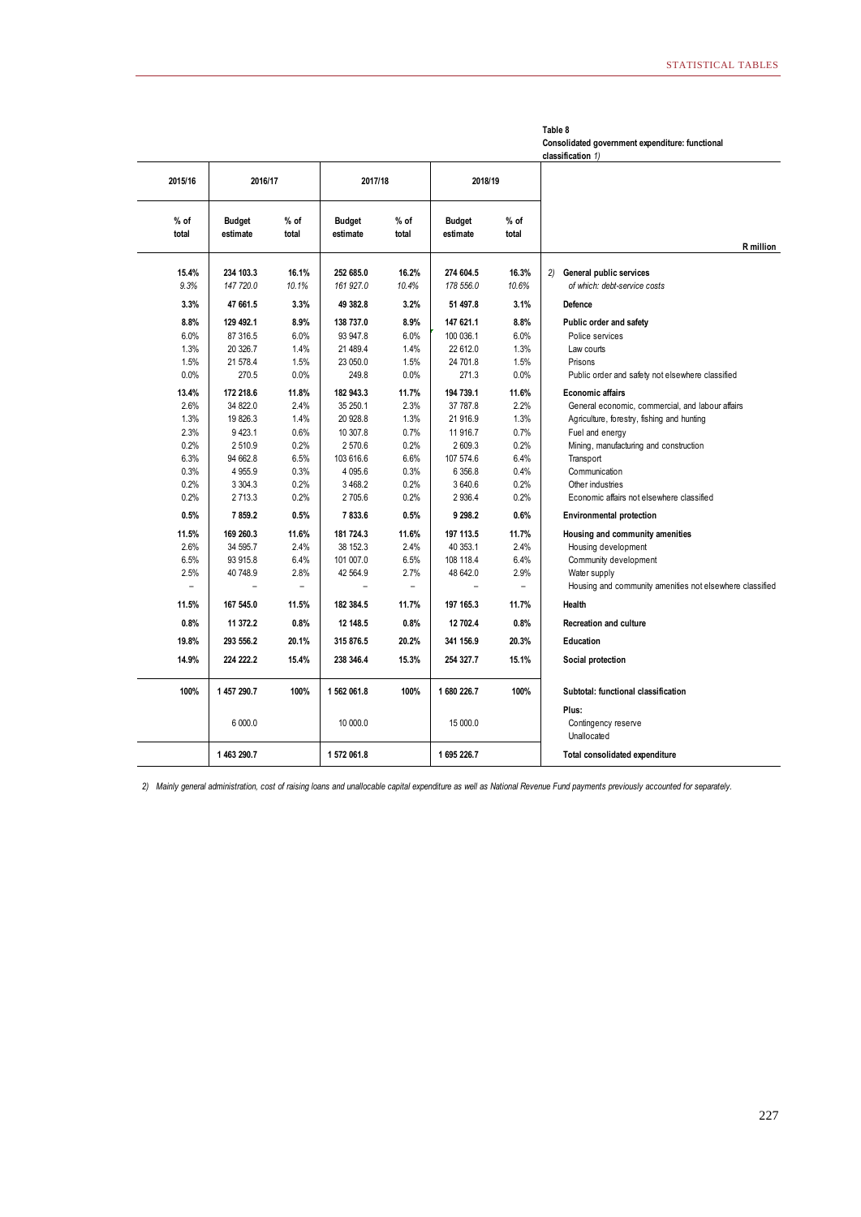**Table 8**
**Consolidated government expenditure: functional classification** *1)*

| 2015/16 | 2016/17 | | 2017/18 | | 2018/19 | | |
|---|---|---|---|---|---|---|---|
| % of total | Budget estimate | % of total | Budget estimate | % of total | Budget estimate | % of total | R million |
| **15.4%** | **234 103.3** | **16.1%** | **252 685.0** | **16.2%** | **274 604.5** | **16.3%** | 2) **General public services** |
| *9.3%* | *147 720.0* | *10.1%* | *161 927.0* | *10.4%* | *178 556.0* | *10.6%* | *of which: debt-service costs* |
| **3.3%** | **47 661.5** | **3.3%** | **49 382.8** | **3.2%** | **51 497.8** | **3.1%** | **Defence** |
| **8.8%** | **129 492.1** | **8.9%** | **138 737.0** | **8.9%** | **147 621.1** | **8.8%** | **Public order and safety** |
| 6.0% | 87 316.5 | 6.0% | 93 947.8 | 6.0% | 100 036.1 | 6.0% | Police services |
| 1.3% | 20 326.7 | 1.4% | 21 489.4 | 1.4% | 22 612.0 | 1.3% | Law courts |
| 1.5% | 21 578.4 | 1.5% | 23 050.0 | 1.5% | 24 701.8 | 1.5% | Prisons |
| 0.0% | 270.5 | 0.0% | 249.8 | 0.0% | 271.3 | 0.0% | Public order and safety not elsewhere classified |
| **13.4%** | **172 218.6** | **11.8%** | **182 943.3** | **11.7%** | **194 739.1** | **11.6%** | **Economic affairs** |
| 2.6% | 34 822.0 | 2.4% | 35 250.1 | 2.3% | 37 787.8 | 2.2% | General economic, commercial, and labour affairs |
| 1.3% | 19 826.3 | 1.4% | 20 928.8 | 1.3% | 21 916.9 | 1.3% | Agriculture, forestry, fishing and hunting |
| 2.3% | 9 423.1 | 0.6% | 10 307.8 | 0.7% | 11 916.7 | 0.7% | Fuel and energy |
| 0.2% | 2 510.9 | 0.2% | 2 570.6 | 0.2% | 2 609.3 | 0.2% | Mining, manufacturing and construction |
| 6.3% | 94 662.8 | 6.5% | 103 616.6 | 6.6% | 107 574.6 | 6.4% | Transport |
| 0.3% | 4 955.9 | 0.3% | 4 095.6 | 0.3% | 6 356.8 | 0.4% | Communication |
| 0.2% | 3 304.3 | 0.2% | 3 468.2 | 0.2% | 3 640.6 | 0.2% | Other industries |
| 0.2% | 2 713.3 | 0.2% | 2 705.6 | 0.2% | 2 936.4 | 0.2% | Economic affairs not elsewhere classified |
| **0.5%** | **7 859.2** | **0.5%** | **7 833.6** | **0.5%** | **9 298.2** | **0.6%** | **Environmental protection** |
| **11.5%** | **169 260.3** | **11.6%** | **181 724.3** | **11.6%** | **197 113.5** | **11.7%** | **Housing and community amenities** |
| 2.6% | 34 595.7 | 2.4% | 38 152.3 | 2.4% | 40 353.1 | 2.4% | Housing development |
| 6.5% | 93 915.8 | 6.4% | 101 007.0 | 6.5% | 108 118.4 | 6.4% | Community development |
| 2.5% | 40 748.9 | 2.8% | 42 564.9 | 2.7% | 48 642.0 | 2.9% | Water supply |
| – | – | – | – | – | – | – | Housing and community amenities not elsewhere classified |
| **11.5%** | **167 545.0** | **11.5%** | **182 384.5** | **11.7%** | **197 165.3** | **11.7%** | **Health** |
| **0.8%** | **11 372.2** | **0.8%** | **12 148.5** | **0.8%** | **12 702.4** | **0.8%** | **Recreation and culture** |
| **19.8%** | **293 556.2** | **20.1%** | **315 876.5** | **20.2%** | **341 156.9** | **20.3%** | **Education** |
| **14.9%** | **224 222.2** | **15.4%** | **238 346.4** | **15.3%** | **254 327.7** | **15.1%** | **Social protection** |
| **100%** | **1 457 290.7** | **100%** | **1 562 061.8** | **100%** | **1 680 226.7** | **100%** | **Subtotal: functional classification** |
| | | | | | | | **Plus:** |
| | 6 000.0 | | 10 000.0 | | 15 000.0 | | Contingency reserve |
| | | | | | | | Unallocated |
| | **1 463 290.7** | | **1 572 061.8** | | **1 695 226.7** | | **Total consolidated expenditure** |

*2) Mainly general administration, cost of raising loans and unallocable capital expenditure as well as National Revenue Fund payments previously accounted for separately.*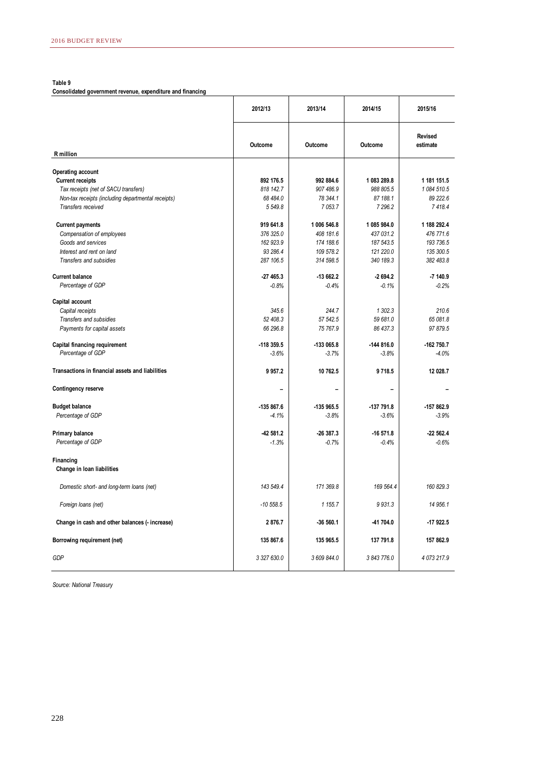**Table 9**
**Consolidated government revenue, expenditure and financing**

| R million | 2012/13 Outcome | 2013/14 Outcome | 2014/15 Outcome | 2015/16 Revised estimate |
|---|---|---|---|---|
| **Operating account** | | | | |
| **Current receipts** | **892 176.5** | **992 884.6** | **1 083 289.8** | **1 181 151.5** |
| *Tax receipts (net of SACU transfers)* | *818 142.7* | *907 486.9* | *988 805.5* | *1 084 510.5* |
| *Non-tax receipts (including departmental receipts)* | *68 484.0* | *78 344.1* | *87 188.1* | *89 222.6* |
| *Transfers received* | *5 549.8* | *7 053.7* | *7 296.2* | *7 418.4* |
| **Current payments** | **919 641.8** | **1 006 546.8** | **1 085 984.0** | **1 188 292.4** |
| *Compensation of employees* | *376 325.0* | *408 181.6* | *437 031.2* | *476 771.6* |
| *Goods and services* | *162 923.9* | *174 188.6* | *187 543.5* | *193 736.5* |
| *Interest and rent on land* | *93 286.4* | *109 578.2* | *121 220.0* | *135 300.5* |
| *Transfers and subsidies* | *287 106.5* | *314 598.5* | *340 189.3* | *382 483.8* |
| **Current balance** | **-27 465.3** | **-13 662.2** | **-2 694.2** | **-7 140.9** |
| *Percentage of GDP* | *-0.8%* | *-0.4%* | *-0.1%* | *-0.2%* |
| **Capital account** | | | | |
| *Capital receipts* | *345.6* | *244.7* | *1 302.3* | *210.6* |
| *Transfers and subsidies* | *52 408.3* | *57 542.5* | *59 681.0* | *65 081.8* |
| *Payments for capital assets* | *66 296.8* | *75 767.9* | *86 437.3* | *97 879.5* |
| **Capital financing requirement** | **-118 359.5** | **-133 065.8** | **-144 816.0** | **-162 750.7** |
| *Percentage of GDP* | *-3.6%* | *-3.7%* | *-3.8%* | *-4.0%* |
| **Transactions in financial assets and liabilities** | **9 957.2** | **10 762.5** | **9 718.5** | **12 028.7** |
| **Contingency reserve** | – | – | – | – |
| **Budget balance** | **-135 867.6** | **-135 965.5** | **-137 791.8** | **-157 862.9** |
| *Percentage of GDP* | *-4.1%* | *-3.8%* | *-3.6%* | *-3.9%* |
| **Primary balance** | **-42 581.2** | **-26 387.3** | **-16 571.8** | **-22 562.4** |
| *Percentage of GDP* | *-1.3%* | *-0.7%* | *-0.4%* | *-0.6%* |
| **Financing** | | | | |
| **Change in loan liabilities** | | | | |
| *Domestic short- and long-term loans (net)* | *143 549.4* | *171 369.8* | *169 564.4* | *160 829.3* |
| *Foreign loans (net)* | *-10 558.5* | *1 155.7* | *9 931.3* | *14 956.1* |
| **Change in cash and other balances (- increase)** | **2 876.7** | **-36 560.1** | **-41 704.0** | **-17 922.5** |
| **Borrowing requirement (net)** | **135 867.6** | **135 965.5** | **137 791.8** | **157 862.9** |
| *GDP* | *3 327 630.0* | *3 609 844.0* | *3 843 776.0* | *4 073 217.9* |

*Source: National Treasury*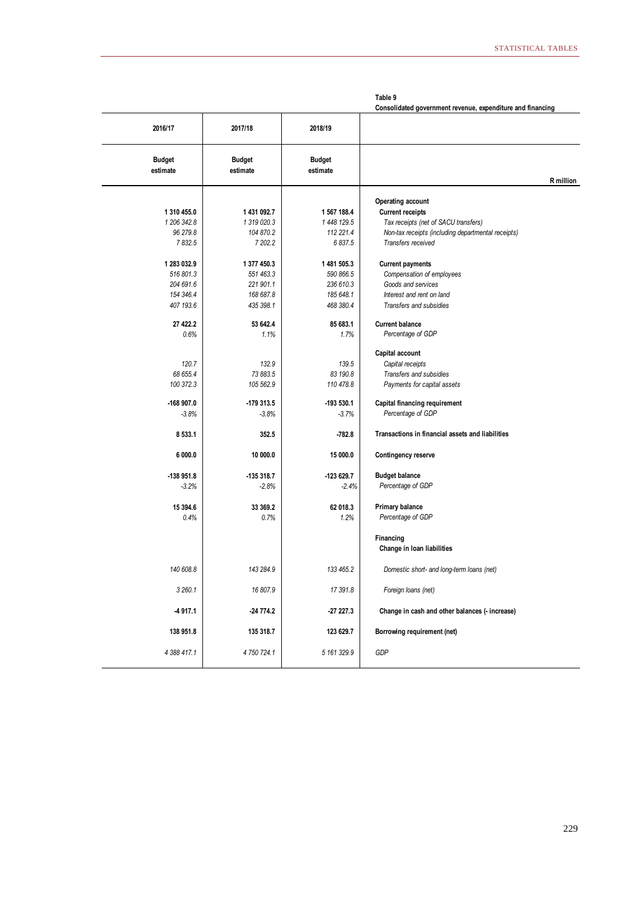**Table 9**
**Consolidated government revenue, expenditure and financing**

| 2016/17 | 2017/18 | 2018/19 | |
|---|---|---|---|
| **Budget estimate** | **Budget estimate** | **Budget estimate** | **R million** |
| | | | **Operating account** |
| **1 310 455.0** | **1 431 092.7** | **1 567 188.4** | **Current receipts** |
| *1 206 342.8* | *1 319 020.3* | *1 448 129.5* | *Tax receipts (net of SACU transfers)* |
| *96 279.8* | *104 870.2* | *112 221.4* | *Non-tax receipts (including departmental receipts)* |
| *7 832.5* | *7 202.2* | *6 837.5* | *Transfers received* |
| **1 283 032.9** | **1 377 450.3** | **1 481 505.3** | **Current payments** |
| *516 801.3* | *551 463.3* | *590 866.5* | *Compensation of employees* |
| *204 691.6* | *221 901.1* | *236 610.3* | *Goods and services* |
| *154 346.4* | *168 687.8* | *185 648.1* | *Interest and rent on land* |
| *407 193.6* | *435 398.1* | *468 380.4* | *Transfers and subsidies* |
| **27 422.2** | **53 642.4** | **85 683.1** | **Current balance** |
| *0.6%* | *1.1%* | *1.7%* | *Percentage of GDP* |
| | | | **Capital account** |
| *120.7* | *132.9* | *139.5* | *Capital receipts* |
| *68 655.4* | *73 883.5* | *83 190.8* | *Transfers and subsidies* |
| *100 372.3* | *105 562.9* | *110 478.8* | *Payments for capital assets* |
| **-168 907.0** | **-179 313.5** | **-193 530.1** | **Capital financing requirement** |
| *-3.8%* | *-3.8%* | *-3.7%* | *Percentage of GDP* |
| **8 533.1** | **352.5** | **-782.8** | **Transactions in financial assets and liabilities** |
| **6 000.0** | **10 000.0** | **15 000.0** | **Contingency reserve** |
| **-138 951.8** | **-135 318.7** | **-123 629.7** | **Budget balance** |
| *-3.2%* | *-2.8%* | *-2.4%* | *Percentage of GDP* |
| **15 394.6** | **33 369.2** | **62 018.3** | **Primary balance** |
| *0.4%* | *0.7%* | *1.2%* | *Percentage of GDP* |
| | | | **Financing** |
| | | | **Change in loan liabilities** |
| *140 608.8* | *143 284.9* | *133 465.2* | *Domestic short- and long-term loans (net)* |
| *3 260.1* | *16 807.9* | *17 391.8* | *Foreign loans (net)* |
| **-4 917.1** | **-24 774.2** | **-27 227.3** | **Change in cash and other balances (- increase)** |
| **138 951.8** | **135 318.7** | **123 629.7** | **Borrowing requirement (net)** |
| *4 388 417.1* | *4 750 724.1* | *5 161 329.9* | *GDP* |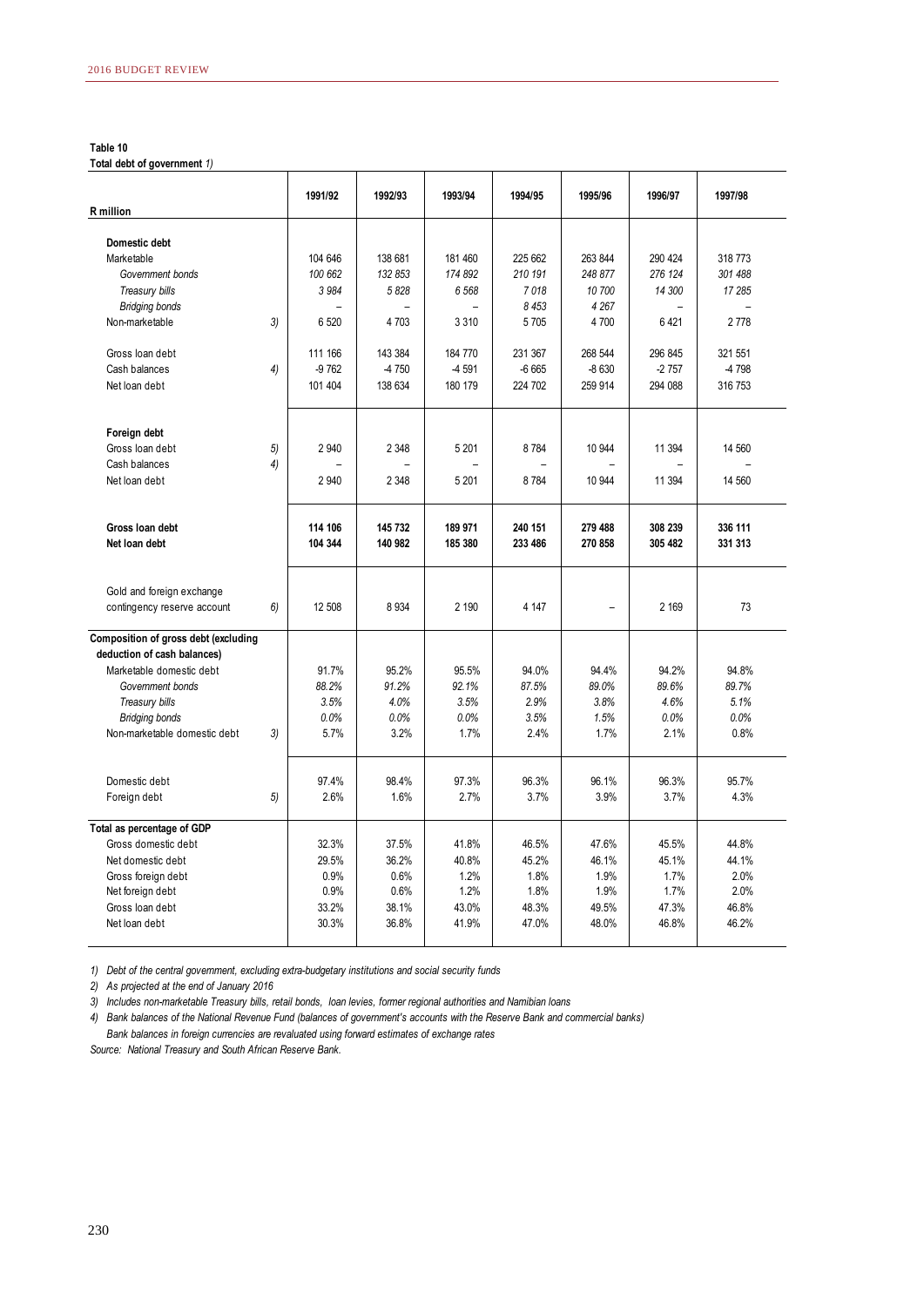**Table 10**
**Total debt of government** *1)*

| R million | | 1991/92 | 1992/93 | 1993/94 | 1994/95 | 1995/96 | 1996/97 | 1997/98 |
|---|---|---|---|---|---|---|---|---|
| **Domestic debt** | | | | | | | | |
| Marketable | | 104 646 | 138 681 | 181 460 | 225 662 | 263 844 | 290 424 | 318 773 |
| *Government bonds* | | *100 662* | *132 853* | *174 892* | *210 191* | *248 877* | *276 124* | *301 488* |
| *Treasury bills* | | *3 984* | *5 828* | *6 568* | *7 018* | *10 700* | *14 300* | *17 285* |
| *Bridging bonds* | | – | – | – | *8 453* | *4 267* | – | – |
| Non-marketable | 3) | 6 520 | 4 703 | 3 310 | 5 705 | 4 700 | 6 421 | 2 778 |
| Gross loan debt | | 111 166 | 143 384 | 184 770 | 231 367 | 268 544 | 296 845 | 321 551 |
| Cash balances | 4) | -9 762 | -4 750 | -4 591 | -6 665 | -8 630 | -2 757 | -4 798 |
| Net loan debt | | 101 404 | 138 634 | 180 179 | 224 702 | 259 914 | 294 088 | 316 753 |
| **Foreign debt** | | | | | | | | |
| Gross loan debt | 5) | 2 940 | 2 348 | 5 201 | 8 784 | 10 944 | 11 394 | 14 560 |
| Cash balances | 4) | – | – | – | – | – | – | – |
| Net loan debt | | 2 940 | 2 348 | 5 201 | 8 784 | 10 944 | 11 394 | 14 560 |
| **Gross loan debt** | | **114 106** | **145 732** | **189 971** | **240 151** | **279 488** | **308 239** | **336 111** |
| **Net loan debt** | | **104 344** | **140 982** | **185 380** | **233 486** | **270 858** | **305 482** | **331 313** |
| Gold and foreign exchange contingency reserve account | 6) | 12 508 | 8 934 | 2 190 | 4 147 | – | 2 169 | 73 |
| **Composition of gross debt (excluding deduction of cash balances)** | | | | | | | | |
| Marketable domestic debt | | 91.7% | 95.2% | 95.5% | 94.0% | 94.4% | 94.2% | 94.8% |
| *Government bonds* | | *88.2%* | *91.2%* | *92.1%* | *87.5%* | *89.0%* | *89.6%* | *89.7%* |
| *Treasury bills* | | *3.5%* | *4.0%* | *3.5%* | *2.9%* | *3.8%* | *4.6%* | *5.1%* |
| *Bridging bonds* | | *0.0%* | *0.0%* | *0.0%* | *3.5%* | *1.5%* | *0.0%* | *0.0%* |
| Non-marketable domestic debt | 3) | 5.7% | 3.2% | 1.7% | 2.4% | 1.7% | 2.1% | 0.8% |
| Domestic debt | | 97.4% | 98.4% | 97.3% | 96.3% | 96.1% | 96.3% | 95.7% |
| Foreign debt | 5) | 2.6% | 1.6% | 2.7% | 3.7% | 3.9% | 3.7% | 4.3% |
| **Total as percentage of GDP** | | | | | | | | |
| Gross domestic debt | | 32.3% | 37.5% | 41.8% | 46.5% | 47.6% | 45.5% | 44.8% |
| Net domestic debt | | 29.5% | 36.2% | 40.8% | 45.2% | 46.1% | 45.1% | 44.1% |
| Gross foreign debt | | 0.9% | 0.6% | 1.2% | 1.8% | 1.9% | 1.7% | 2.0% |
| Net foreign debt | | 0.9% | 0.6% | 1.2% | 1.8% | 1.9% | 1.7% | 2.0% |
| Gross loan debt | | 33.2% | 38.1% | 43.0% | 48.3% | 49.5% | 47.3% | 46.8% |
| Net loan debt | | 30.3% | 36.8% | 41.9% | 47.0% | 48.0% | 46.8% | 46.2% |

*1) Debt of the central government, excluding extra-budgetary institutions and social security funds*
*2) As projected at the end of January 2016*
*3) Includes non-marketable Treasury bills, retail bonds, loan levies, former regional authorities and Namibian loans*
*4) Bank balances of the National Revenue Fund (balances of government's accounts with the Reserve Bank and commercial banks)*
*Bank balances in foreign currencies are revaluated using forward estimates of exchange rates*
*Source: National Treasury and South African Reserve Bank.*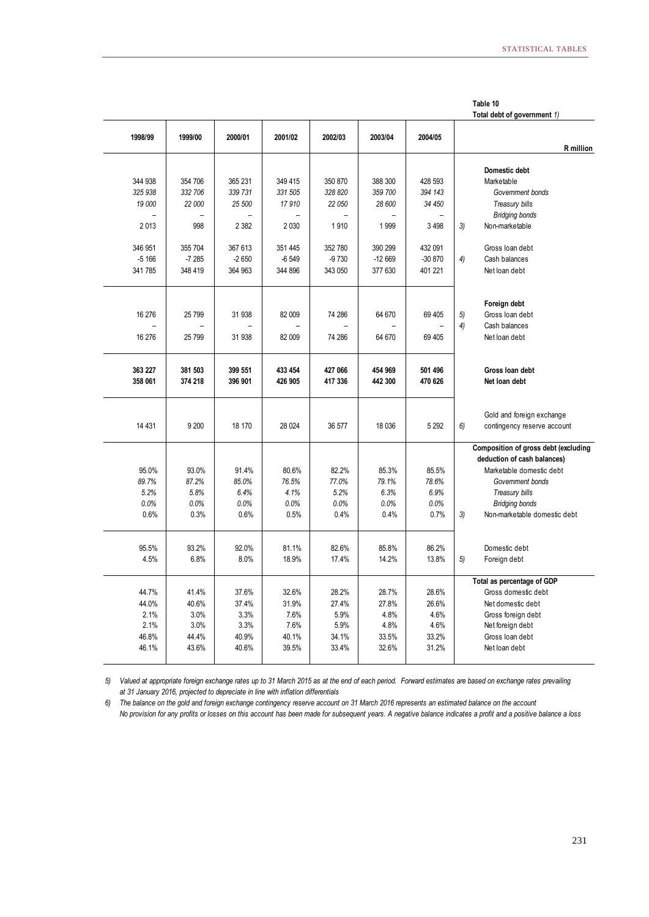**Table 10**
**Total debt of government** *1)*

| 1998/99 | 1999/00 | 2000/01 | 2001/02 | 2002/03 | 2003/04 | 2004/05 | | R million |
|---|---|---|---|---|---|---|---|---|
| | | | | | | | | **Domestic debt** |
| 344 938 | 354 706 | 365 231 | 349 415 | 350 870 | 388 300 | 428 593 | | Marketable |
| *325 938* | *332 706* | *339 731* | *331 505* | *328 820* | *359 700* | *394 143* | | *Government bonds* |
| *19 000* | *22 000* | *25 500* | *17 910* | *22 050* | *28 600* | *34 450* | | *Treasury bills* |
| – | – | – | – | – | – | – | | *Bridging bonds* |
| 2 013 | 998 | 2 382 | 2 030 | 1 910 | 1 999 | 3 498 | *3)* | Non-marketable |
| 346 951 | 355 704 | 367 613 | 351 445 | 352 780 | 390 299 | 432 091 | | Gross loan debt |
| -5 166 | -7 285 | -2 650 | -6 549 | -9 730 | -12 669 | -30 870 | *4)* | Cash balances |
| 341 785 | 348 419 | 364 963 | 344 896 | 343 050 | 377 630 | 401 221 | | Net loan debt |
| | | | | | | | | **Foreign debt** |
| 16 276 | 25 799 | 31 938 | 82 009 | 74 286 | 64 670 | 69 405 | *5)* | Gross loan debt |
| – | – | – | – | – | – | – | *4)* | Cash balances |
| 16 276 | 25 799 | 31 938 | 82 009 | 74 286 | 64 670 | 69 405 | | Net loan debt |
| **363 227** | **381 503** | **399 551** | **433 454** | **427 066** | **454 969** | **501 496** | | **Gross loan debt** |
| **358 061** | **374 218** | **396 901** | **426 905** | **417 336** | **442 300** | **470 626** | | **Net loan debt** |
| 14 431 | 9 200 | 18 170 | 28 024 | 36 577 | 18 036 | 5 292 | *6)* | Gold and foreign exchange contingency reserve account |
| | | | | | | | | **Composition of gross debt (excluding deduction of cash balances)** |
| 95.0% | 93.0% | 91.4% | 80.6% | 82.2% | 85.3% | 85.5% | | Marketable domestic debt |
| *89.7%* | *87.2%* | *85.0%* | *76.5%* | *77.0%* | *79.1%* | *78.6%* | | *Government bonds* |
| *5.2%* | *5.8%* | *6.4%* | *4.1%* | *5.2%* | *6.3%* | *6.9%* | | *Treasury bills* |
| *0.0%* | *0.0%* | *0.0%* | *0.0%* | *0.0%* | *0.0%* | *0.0%* | | *Bridging bonds* |
| 0.6% | 0.3% | 0.6% | 0.5% | 0.4% | 0.4% | 0.7% | *3)* | Non-marketable domestic debt |
| 95.5% | 93.2% | 92.0% | 81.1% | 82.6% | 85.8% | 86.2% | | Domestic debt |
| 4.5% | 6.8% | 8.0% | 18.9% | 17.4% | 14.2% | 13.8% | *5)* | Foreign debt |
| | | | | | | | | **Total as percentage of GDP** |
| 44.7% | 41.4% | 37.6% | 32.6% | 28.2% | 28.7% | 28.6% | | Gross domestic debt |
| 44.0% | 40.6% | 37.4% | 31.9% | 27.4% | 27.8% | 26.6% | | Net domestic debt |
| 2.1% | 3.0% | 3.3% | 7.6% | 5.9% | 4.8% | 4.6% | | Gross foreign debt |
| 2.1% | 3.0% | 3.3% | 7.6% | 5.9% | 4.8% | 4.6% | | Net foreign debt |
| 46.8% | 44.4% | 40.9% | 40.1% | 34.1% | 33.5% | 33.2% | | Gross loan debt |
| 46.1% | 43.6% | 40.6% | 39.5% | 33.4% | 32.6% | 31.2% | | Net loan debt |

*5) Valued at appropriate foreign exchange rates up to 31 March 2015 as at the end of each period. Forward estimates are based on exchange rates prevailing at 31 January 2016, projected to depreciate in line with inflation differentials*

*6) The balance on the gold and foreign exchange contingency reserve account on 31 March 2016 represents an estimated balance on the account No provision for any profits or losses on this account has been made for subsequent years. A negative balance indicates a profit and a positive balance a loss*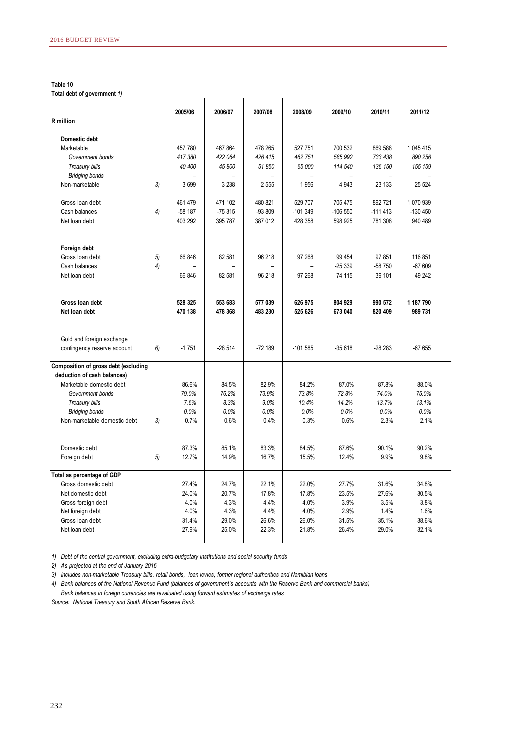**Table 10**
**Total debt of government** *1)*

| R million | | 2005/06 | 2006/07 | 2007/08 | 2008/09 | 2009/10 | 2010/11 | 2011/12 |
|---|---|---|---|---|---|---|---|---|
| **Domestic debt** | | | | | | | | |
| Marketable | | 457 780 | 467 864 | 478 265 | 527 751 | 700 532 | 869 588 | 1 045 415 |
| *Government bonds* | | *417 380* | *422 064* | *426 415* | *462 751* | *585 992* | *733 438* | *890 256* |
| *Treasury bills* | | *40 400* | *45 800* | *51 850* | *65 000* | *114 540* | *136 150* | *155 159* |
| *Bridging bonds* | | – | – | – | – | – | – | – |
| Non-marketable | 3) | 3 699 | 3 238 | 2 555 | 1 956 | 4 943 | 23 133 | 25 524 |
| Gross loan debt | | 461 479 | 471 102 | 480 821 | 529 707 | 705 475 | 892 721 | 1 070 939 |
| Cash balances | 4) | -58 187 | -75 315 | -93 809 | -101 349 | -106 550 | -111 413 | -130 450 |
| Net loan debt | | 403 292 | 395 787 | 387 012 | 428 358 | 598 925 | 781 308 | 940 489 |
| **Foreign debt** | | | | | | | | |
| Gross loan debt | 5) | 66 846 | 82 581 | 96 218 | 97 268 | 99 454 | 97 851 | 116 851 |
| Cash balances | 4) | – | – | – | – | -25 339 | -58 750 | -67 609 |
| Net loan debt | | 66 846 | 82 581 | 96 218 | 97 268 | 74 115 | 39 101 | 49 242 |
| **Gross loan debt** | | **528 325** | **553 683** | **577 039** | **626 975** | **804 929** | **990 572** | **1 187 790** |
| **Net loan debt** | | **470 138** | **478 368** | **483 230** | **525 626** | **673 040** | **820 409** | **989 731** |
| Gold and foreign exchange contingency reserve account | 6) | -1 751 | -28 514 | -72 189 | -101 585 | -35 618 | -28 283 | -67 655 |
| **Composition of gross debt (excluding deduction of cash balances)** | | | | | | | | |
| Marketable domestic debt | | 86.6% | 84.5% | 82.9% | 84.2% | 87.0% | 87.8% | 88.0% |
| *Government bonds* | | *79.0%* | *76.2%* | *73.9%* | *73.8%* | *72.8%* | *74.0%* | *75.0%* |
| *Treasury bills* | | *7.6%* | *8.3%* | *9.0%* | *10.4%* | *14.2%* | *13.7%* | *13.1%* |
| *Bridging bonds* | | *0.0%* | *0.0%* | *0.0%* | *0.0%* | *0.0%* | *0.0%* | *0.0%* |
| Non-marketable domestic debt | 3) | 0.7% | 0.6% | 0.4% | 0.3% | 0.6% | 2.3% | 2.1% |
| Domestic debt | | 87.3% | 85.1% | 83.3% | 84.5% | 87.6% | 90.1% | 90.2% |
| Foreign debt | 5) | 12.7% | 14.9% | 16.7% | 15.5% | 12.4% | 9.9% | 9.8% |
| **Total as percentage of GDP** | | | | | | | | |
| Gross domestic debt | | 27.4% | 24.7% | 22.1% | 22.0% | 27.7% | 31.6% | 34.8% |
| Net domestic debt | | 24.0% | 20.7% | 17.8% | 17.8% | 23.5% | 27.6% | 30.5% |
| Gross foreign debt | | 4.0% | 4.3% | 4.4% | 4.0% | 3.9% | 3.5% | 3.8% |
| Net foreign debt | | 4.0% | 4.3% | 4.4% | 4.0% | 2.9% | 1.4% | 1.6% |
| Gross loan debt | | 31.4% | 29.0% | 26.6% | 26.0% | 31.5% | 35.1% | 38.6% |
| Net loan debt | | 27.9% | 25.0% | 22.3% | 21.8% | 26.4% | 29.0% | 32.1% |

*1) Debt of the central government, excluding extra-budgetary institutions and social security funds*

*2) As projected at the end of January 2016*

*3) Includes non-marketable Treasury bills, retail bonds, loan levies, former regional authorities and Namibian loans*

*4) Bank balances of the National Revenue Fund (balances of government's accounts with the Reserve Bank and commercial banks)*
*Bank balances in foreign currencies are revaluated using forward estimates of exchange rates*

*Source: National Treasury and South African Reserve Bank.*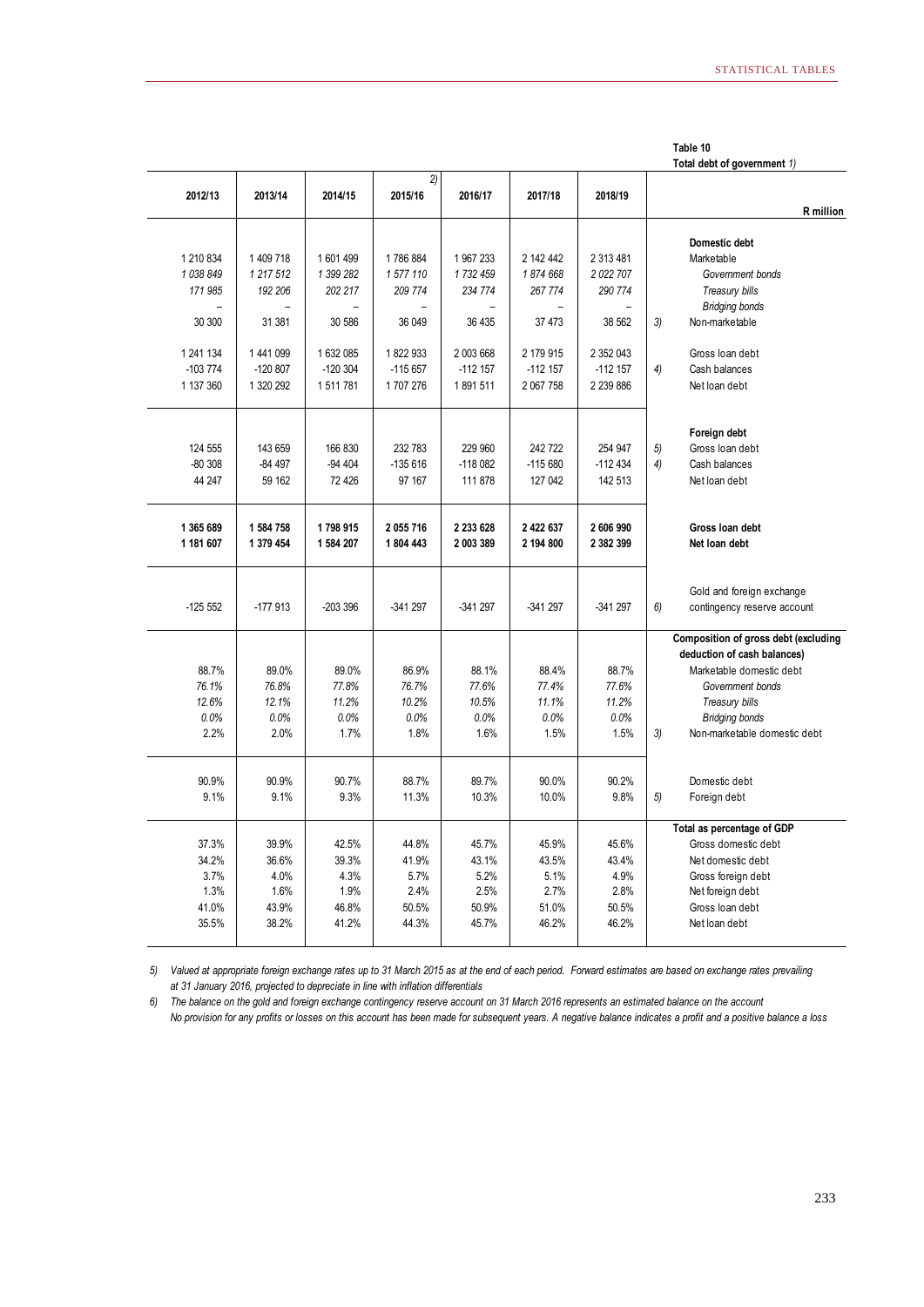**Table 10**
**Total debt of government** *1)*

| 2012/13 | 2013/14 | 2014/15 | 2015/16 *2)* | 2016/17 | 2017/18 | 2018/19 | | R million |
|---|---|---|---|---|---|---|---|---|
| | | | | | | | | **Domestic debt** |
| 1 210 834 | 1 409 718 | 1 601 499 | 1 786 884 | 1 967 233 | 2 142 442 | 2 313 481 | | Marketable |
| *1 038 849* | *1 217 512* | *1 399 282* | *1 577 110* | *1 732 459* | *1 874 668* | *2 022 707* | | *Government bonds* |
| *171 985* | *192 206* | *202 217* | *209 774* | *234 774* | *267 774* | *290 774* | | *Treasury bills* |
| – | – | – | – | – | – | – | | *Bridging bonds* |
| 30 300 | 31 381 | 30 586 | 36 049 | 36 435 | 37 473 | 38 562 | 3) | Non-marketable |
| 1 241 134 | 1 441 099 | 1 632 085 | 1 822 933 | 2 003 668 | 2 179 915 | 2 352 043 | | Gross loan debt |
| -103 774 | -120 807 | -120 304 | -115 657 | -112 157 | -112 157 | -112 157 | 4) | Cash balances |
| 1 137 360 | 1 320 292 | 1 511 781 | 1 707 276 | 1 891 511 | 2 067 758 | 2 239 886 | | Net loan debt |
| | | | | | | | | **Foreign debt** |
| 124 555 | 143 659 | 166 830 | 232 783 | 229 960 | 242 722 | 254 947 | 5) | Gross loan debt |
| -80 308 | -84 497 | -94 404 | -135 616 | -118 082 | -115 680 | -112 434 | 4) | Cash balances |
| 44 247 | 59 162 | 72 426 | 97 167 | 111 878 | 127 042 | 142 513 | | Net loan debt |
| **1 365 689** | **1 584 758** | **1 798 915** | **2 055 716** | **2 233 628** | **2 422 637** | **2 606 990** | | **Gross loan debt** |
| **1 181 607** | **1 379 454** | **1 584 207** | **1 804 443** | **2 003 389** | **2 194 800** | **2 382 399** | | **Net loan debt** |
| -125 552 | -177 913 | -203 396 | -341 297 | -341 297 | -341 297 | -341 297 | 6) | Gold and foreign exchange contingency reserve account |
| | | | | | | | | **Composition of gross debt (excluding deduction of cash balances)** |
| 88.7% | 89.0% | 89.0% | 86.9% | 88.1% | 88.4% | 88.7% | | Marketable domestic debt |
| *76.1%* | *76.8%* | *77.8%* | *76.7%* | *77.6%* | *77.4%* | *77.6%* | | *Government bonds* |
| *12.6%* | *12.1%* | *11.2%* | *10.2%* | *10.5%* | *11.1%* | *11.2%* | | *Treasury bills* |
| *0.0%* | *0.0%* | *0.0%* | *0.0%* | *0.0%* | *0.0%* | *0.0%* | | *Bridging bonds* |
| 2.2% | 2.0% | 1.7% | 1.8% | 1.6% | 1.5% | 1.5% | 3) | Non-marketable domestic debt |
| 90.9% | 90.9% | 90.7% | 88.7% | 89.7% | 90.0% | 90.2% | | Domestic debt |
| 9.1% | 9.1% | 9.3% | 11.3% | 10.3% | 10.0% | 9.8% | 5) | Foreign debt |
| | | | | | | | | **Total as percentage of GDP** |
| 37.3% | 39.9% | 42.5% | 44.8% | 45.7% | 45.9% | 45.6% | | Gross domestic debt |
| 34.2% | 36.6% | 39.3% | 41.9% | 43.1% | 43.5% | 43.4% | | Net domestic debt |
| 3.7% | 4.0% | 4.3% | 5.7% | 5.2% | 5.1% | 4.9% | | Gross foreign debt |
| 1.3% | 1.6% | 1.9% | 2.4% | 2.5% | 2.7% | 2.8% | | Net foreign debt |
| 41.0% | 43.9% | 46.8% | 50.5% | 50.9% | 51.0% | 50.5% | | Gross loan debt |
| 35.5% | 38.2% | 41.2% | 44.3% | 45.7% | 46.2% | 46.2% | | Net loan debt |

*5) Valued at appropriate foreign exchange rates up to 31 March 2015 as at the end of each period. Forward estimates are based on exchange rates prevailing at 31 January 2016, projected to depreciate in line with inflation differentials*

*6) The balance on the gold and foreign exchange contingency reserve account on 31 March 2016 represents an estimated balance on the account No provision for any profits or losses on this account has been made for subsequent years. A negative balance indicates a profit and a positive balance a loss*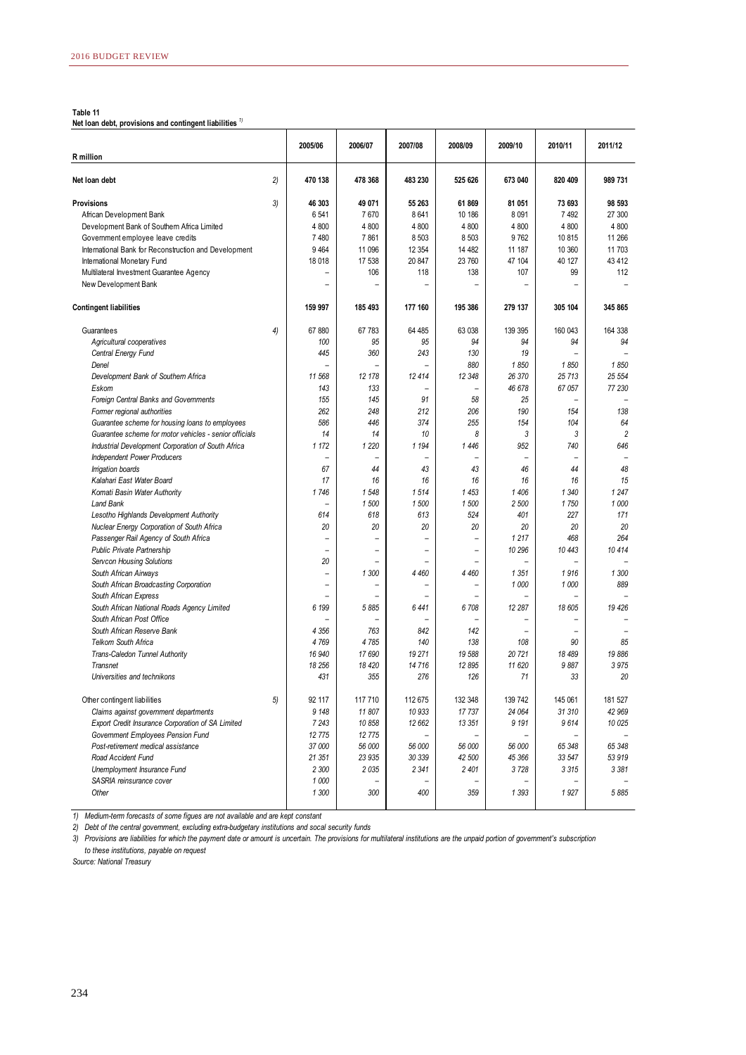**Table 11**
**Net loan debt, provisions and contingent liabilities** [1]

| R million | | 2005/06 | 2006/07 | 2007/08 | 2008/09 | 2009/10 | 2010/11 | 2011/12 |
|---|---|---|---|---|---|---|---|---|
| **Net loan debt** | 2) | **470 138** | **478 368** | **483 230** | **525 626** | **673 040** | **820 409** | **989 731** |
| **Provisions** | 3) | **46 303** | **49 071** | **55 263** | **61 869** | **81 051** | **73 693** | **98 593** |
| African Development Bank | | 6 541 | 7 670 | 8 641 | 10 186 | 8 091 | 7 492 | 27 300 |
| Development Bank of Southern Africa Limited | | 4 800 | 4 800 | 4 800 | 4 800 | 4 800 | 4 800 | 4 800 |
| Government employee leave credits | | 7 480 | 7 861 | 8 503 | 8 503 | 9 762 | 10 815 | 11 266 |
| International Bank for Reconstruction and Development | | 9 464 | 11 096 | 12 354 | 14 482 | 11 187 | 10 360 | 11 703 |
| International Monetary Fund | | 18 018 | 17 538 | 20 847 | 23 760 | 47 104 | 40 127 | 43 412 |
| Multilateral Investment Guarantee Agency | | – | 106 | 118 | 138 | 107 | 99 | 112 |
| New Development Bank | | – | – | – | – | – | – | – |
| **Contingent liabilities** | | **159 997** | **185 493** | **177 160** | **195 386** | **279 137** | **305 104** | **345 865** |
| Guarantees | 4) | 67 880 | 67 783 | 64 485 | 63 038 | 139 395 | 160 043 | 164 338 |
| *Agricultural cooperatives* | | *100* | *95* | *95* | *94* | *94* | *94* | *94* |
| *Central Energy Fund* | | *445* | *360* | *243* | *130* | *19* | – | – |
| *Denel* | | – | – | – | *880* | *1 850* | *1 850* | *1 850* |
| *Development Bank of Southern Africa* | | *11 568* | *12 178* | *12 414* | *12 348* | *26 370* | *25 713* | *25 554* |
| *Eskom* | | *143* | *133* | – | – | *46 678* | *67 057* | *77 230* |
| *Foreign Central Banks and Governments* | | *155* | *145* | *91* | *58* | *25* | – | – |
| *Former regional authorities* | | *262* | *248* | *212* | *206* | *190* | *154* | *138* |
| *Guarantee scheme for housing loans to employees* | | *586* | *446* | *374* | *255* | *154* | *104* | *64* |
| *Guarantee scheme for motor vehicles - senior officials* | | *14* | *14* | *10* | *8* | *3* | *3* | *2* |
| *Industrial Development Corporation of South Africa* | | *1 172* | *1 220* | *1 194* | *1 446* | *952* | *740* | *646* |
| *Independent Power Producers* | | – | – | – | – | – | – | – |
| *Irrigation boards* | | *67* | *44* | *43* | *43* | *46* | *44* | *48* |
| *Kalahari East Water Board* | | *17* | *16* | *16* | *16* | *16* | *16* | *15* |
| *Komati Basin Water Authority* | | *1 746* | *1 548* | *1 514* | *1 453* | *1 406* | *1 340* | *1 247* |
| *Land Bank* | | – | *1 500* | *1 500* | *1 500* | *2 500* | *1 750* | *1 000* |
| *Lesotho Highlands Development Authority* | | *614* | *618* | *613* | *524* | *401* | *227* | *171* |
| *Nuclear Energy Corporation of South Africa* | | *20* | *20* | *20* | *20* | *20* | *20* | *20* |
| *Passenger Rail Agency of South Africa* | | – | – | – | – | *1 217* | *468* | *264* |
| *Public Private Partnership* | | – | – | – | – | *10 296* | *10 443* | *10 414* |
| *Servcon Housing Solutions* | | *20* | – | – | – | – | – | – |
| *South African Airways* | | – | *1 300* | *4 460* | *4 460* | *1 351* | *1 916* | *1 300* |
| *South African Broadcasting Corporation* | | – | – | – | – | *1 000* | *1 000* | *889* |
| *South African Express* | | – | – | – | – | – | – | – |
| *South African National Roads Agency Limited* | | *6 199* | *5 885* | *6 441* | *6 708* | *12 287* | *18 605* | *19 426* |
| *South African Post Office* | | – | – | – | – | – | – | – |
| *South African Reserve Bank* | | *4 356* | *763* | *842* | *142* | – | – | – |
| *Telkom South Africa* | | *4 769* | *4 785* | *140* | *138* | *108* | *90* | *85* |
| *Trans-Caledon Tunnel Authority* | | *16 940* | *17 690* | *19 271* | *19 588* | *20 721* | *18 489* | *19 886* |
| *Transnet* | | *18 256* | *18 420* | *14 716* | *12 895* | *11 620* | *9 887* | *3 975* |
| *Universities and technikons* | | *431* | *355* | *276* | *126* | *71* | *33* | *20* |
| Other contingent liabilities | 5) | 92 117 | 117 710 | 112 675 | 132 348 | 139 742 | 145 061 | 181 527 |
| *Claims against government departments* | | *9 148* | *11 807* | *10 933* | *17 737* | *24 064* | *31 310* | *42 969* |
| *Export Credit Insurance Corporation of SA Limited* | | *7 243* | *10 858* | *12 662* | *13 351* | *9 191* | *9 614* | *10 025* |
| *Government Employees Pension Fund* | | *12 775* | *12 775* | – | – | – | – | – |
| *Post-retirement medical assistance* | | *37 000* | *56 000* | *56 000* | *56 000* | *56 000* | *65 348* | *65 348* |
| *Road Accident Fund* | | *21 351* | *23 935* | *30 339* | *42 500* | *45 366* | *33 547* | *53 919* |
| *Unemployment Insurance Fund* | | *2 300* | *2 035* | *2 341* | *2 401* | *3 728* | *3 315* | *3 381* |
| *SASRIA reinsurance cover* | | *1 000* | – | – | – | – | – | – |
| *Other* | | *1 300* | *300* | *400* | *359* | *1 393* | *1 927* | *5 885* |

*1) Medium-term forecasts of some figues are not available and are kept constant*

*2) Debt of the central government, excluding extra-budgetary institutions and socal security funds*

*3) Provisions are liabilities for which the payment date or amount is uncertain. The provisions for multilateral institutions are the unpaid portion of government's subscription to these institutions, payable on request*

*Source: National Treasury*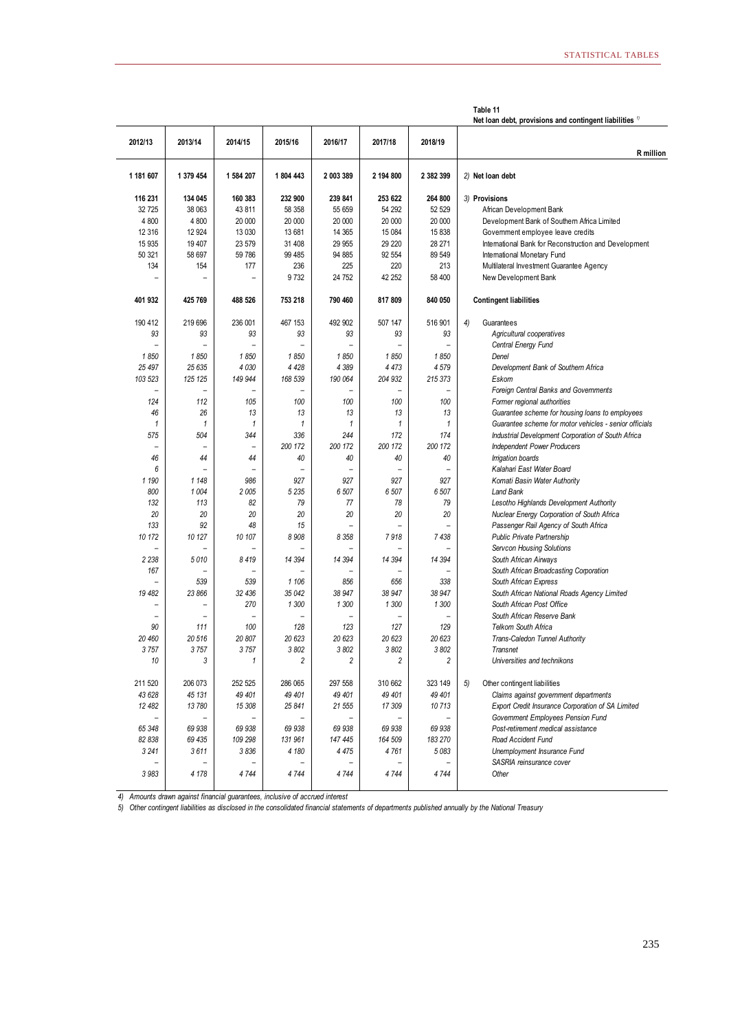**Table 11**
**Net loan debt, provisions and contingent liabilities** [1]

| 2012/13 | 2013/14 | 2014/15 | 2015/16 | 2016/17 | 2017/18 | 2018/19 | R million |
|---|---|---|---|---|---|---|---|
| **1 181 607** | **1 379 454** | **1 584 207** | **1 804 443** | **2 003 389** | **2 194 800** | **2 382 399** | 2) **Net loan debt** |
| **116 231** | **134 045** | **160 383** | **232 900** | **239 841** | **253 622** | **264 800** | 3) **Provisions** |
| 32 725 | 38 063 | 43 811 | 58 358 | 55 659 | 54 292 | 52 529 | African Development Bank |
| 4 800 | 4 800 | 20 000 | 20 000 | 20 000 | 20 000 | 20 000 | Development Bank of Southern Africa Limited |
| 12 316 | 12 924 | 13 030 | 13 681 | 14 365 | 15 084 | 15 838 | Government employee leave credits |
| 15 935 | 19 407 | 23 579 | 31 408 | 29 955 | 29 220 | 28 271 | International Bank for Reconstruction and Development |
| 50 321 | 58 697 | 59 786 | 99 485 | 94 885 | 92 554 | 89 549 | International Monetary Fund |
| 134 | 154 | 177 | 236 | 225 | 220 | 213 | Multilateral Investment Guarantee Agency |
| – | – | – | 9 732 | 24 752 | 42 252 | 58 400 | New Development Bank |
| **401 932** | **425 769** | **488 526** | **753 218** | **790 460** | **817 809** | **840 050** | **Contingent liabilities** |
| 190 412 | 219 696 | 236 001 | 467 153 | 492 902 | 507 147 | 516 901 | 4) Guarantees |
| *93* | *93* | *93* | *93* | *93* | *93* | *93* | *Agricultural cooperatives* |
| – | – | – | – | – | – | – | *Central Energy Fund* |
| *1 850* | *1 850* | *1 850* | *1 850* | *1 850* | *1 850* | *1 850* | *Denel* |
| *25 497* | *25 635* | *4 030* | *4 428* | *4 389* | *4 473* | *4 579* | *Development Bank of Southern Africa* |
| *103 523* | *125 125* | *149 944* | *168 539* | *190 064* | *204 932* | *215 373* | *Eskom* |
| – | – | – | – | – | – | – | *Foreign Central Banks and Governments* |
| *124* | *112* | *105* | *100* | *100* | *100* | *100* | *Former regional authorities* |
| *46* | *26* | *13* | *13* | *13* | *13* | *13* | *Guarantee scheme for housing loans to employees* |
| *1* | *1* | *1* | *1* | *1* | *1* | *1* | *Guarantee scheme for motor vehicles - senior officials* |
| *575* | *504* | *344* | *336* | *244* | *172* | *174* | *Industrial Development Corporation of South Africa* |
| – | – | – | *200 172* | *200 172* | *200 172* | *200 172* | *Independent Power Producers* |
| *46* | *44* | *44* | *40* | *40* | *40* | *40* | *Irrigation boards* |
| *6* | – | – | – | – | – | – | *Kalahari East Water Board* |
| *1 190* | *1 148* | *986* | *927* | *927* | *927* | *927* | *Komati Basin Water Authority* |
| *800* | *1 004* | *2 005* | *5 235* | *6 507* | *6 507* | *6 507* | *Land Bank* |
| *132* | *113* | *82* | *79* | *77* | *78* | *79* | *Lesotho Highlands Development Authority* |
| *20* | *20* | *20* | *20* | *20* | *20* | *20* | *Nuclear Energy Corporation of South Africa* |
| *133* | *92* | *48* | *15* | – | – | – | *Passenger Rail Agency of South Africa* |
| *10 172* | *10 127* | *10 107* | *8 908* | *8 358* | *7 918* | *7 438* | *Public Private Partnership* |
| – | – | – | – | – | – | – | *Servcon Housing Solutions* |
| *2 238* | *5 010* | *8 419* | *14 394* | *14 394* | *14 394* | *14 394* | *South African Airways* |
| *167* | – | – | – | – | – | – | *South African Broadcasting Corporation* |
| – | *539* | *539* | *1 106* | *856* | *656* | *338* | *South African Express* |
| *19 482* | *23 866* | *32 436* | *35 042* | *38 947* | *38 947* | *38 947* | *South African National Roads Agency Limited* |
| – | – | *270* | *1 300* | *1 300* | *1 300* | *1 300* | *South African Post Office* |
| – | – | – | – | – | – | – | *South African Reserve Bank* |
| *90* | *111* | *100* | *128* | *123* | *127* | *129* | *Telkom South Africa* |
| *20 460* | *20 516* | *20 807* | *20 623* | *20 623* | *20 623* | *20 623* | *Trans-Caledon Tunnel Authority* |
| *3 757* | *3 757* | *3 757* | *3 802* | *3 802* | *3 802* | *3 802* | *Transnet* |
| *10* | *3* | *1* | *2* | *2* | *2* | *2* | *Universities and technikons* |
| 211 520 | 206 073 | 252 525 | 286 065 | 297 558 | 310 662 | 323 149 | 5) Other contingent liabilities |
| *43 628* | *45 131* | *49 401* | *49 401* | *49 401* | *49 401* | *49 401* | *Claims against government departments* |
| *12 482* | *13 780* | *15 308* | *25 841* | *21 555* | *17 309* | *10 713* | *Export Credit Insurance Corporation of SA Limited* |
| – | – | – | – | – | – | – | *Government Employees Pension Fund* |
| *65 348* | *69 938* | *69 938* | *69 938* | *69 938* | *69 938* | *69 938* | *Post-retirement medical assistance* |
| *82 838* | *69 435* | *109 298* | *131 961* | *147 445* | *164 509* | *183 270* | *Road Accident Fund* |
| *3 241* | *3 611* | *3 836* | *4 180* | *4 475* | *4 761* | *5 083* | *Unemployment Insurance Fund* |
| – | – | – | – | – | – | – | *SASRIA reinsurance cover* |
| *3 983* | *4 178* | *4 744* | *4 744* | *4 744* | *4 744* | *4 744* | *Other* |

*4) Amounts drawn against financial guarantees, inclusive of accrued interest*

*5) Other contingent liabilities as disclosed in the consolidated financial statements of departments published annually by the National Treasury*